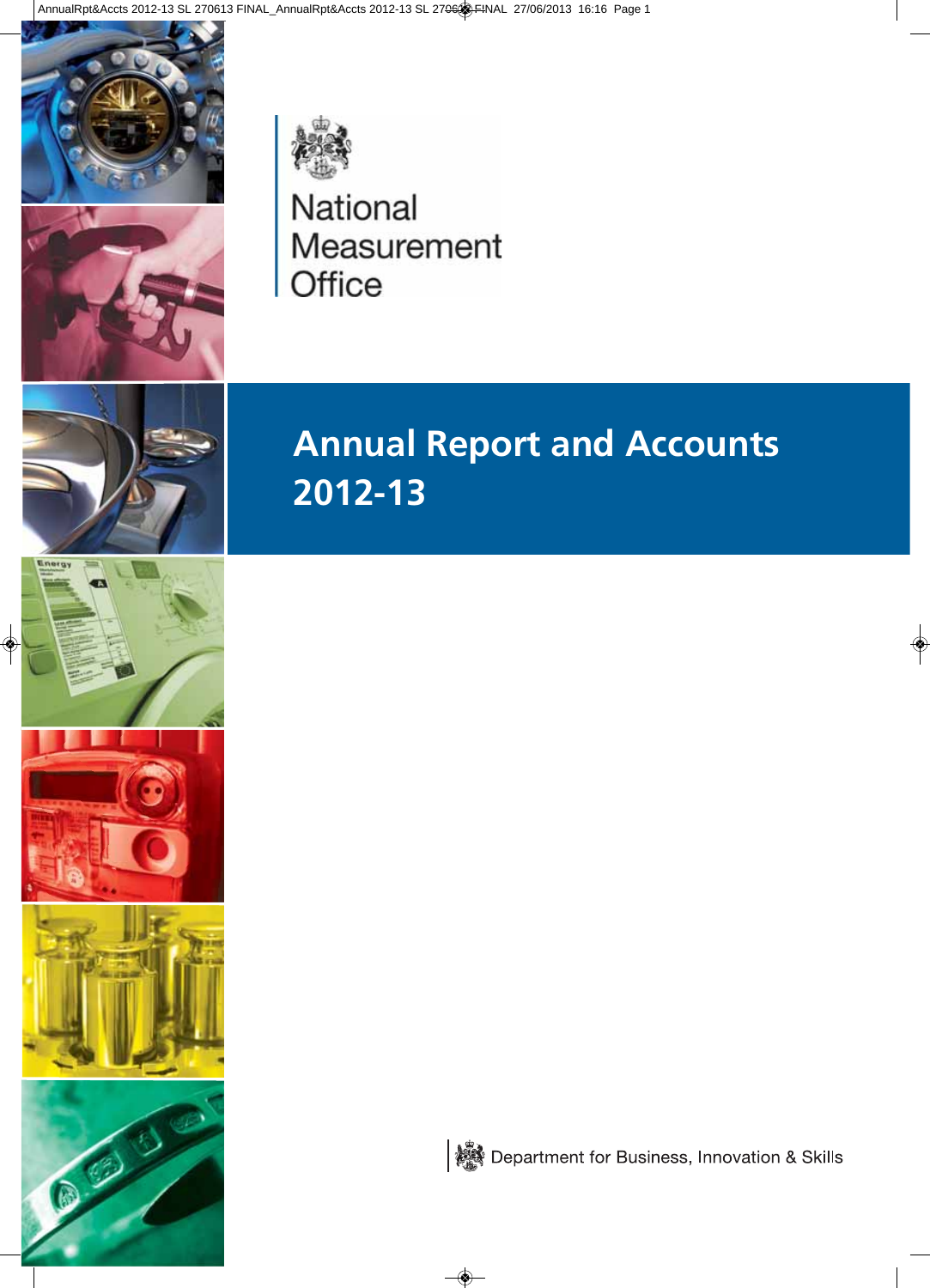National Measurement Office

# Annual Report and Accounts 2012-13

Department for Business, Innovation & Skills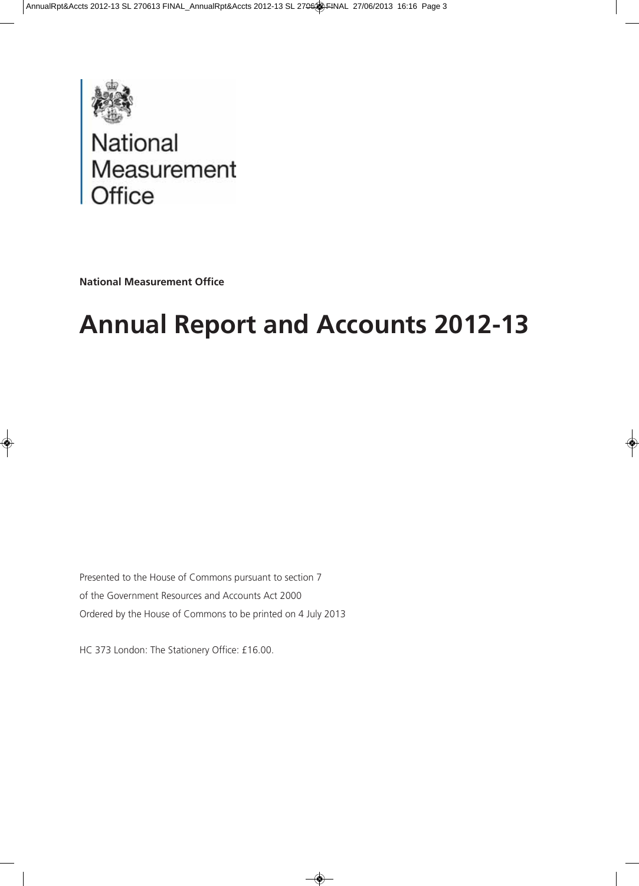National Measurement Office

**National Measurement Office**

# Annual Report and Accounts 2012-13

Presented to the House of Commons pursuant to section 7
of the Government Resources and Accounts Act 2000
Ordered by the House of Commons to be printed on 4 July 2013

HC 373 London: The Stationery Office: £16.00.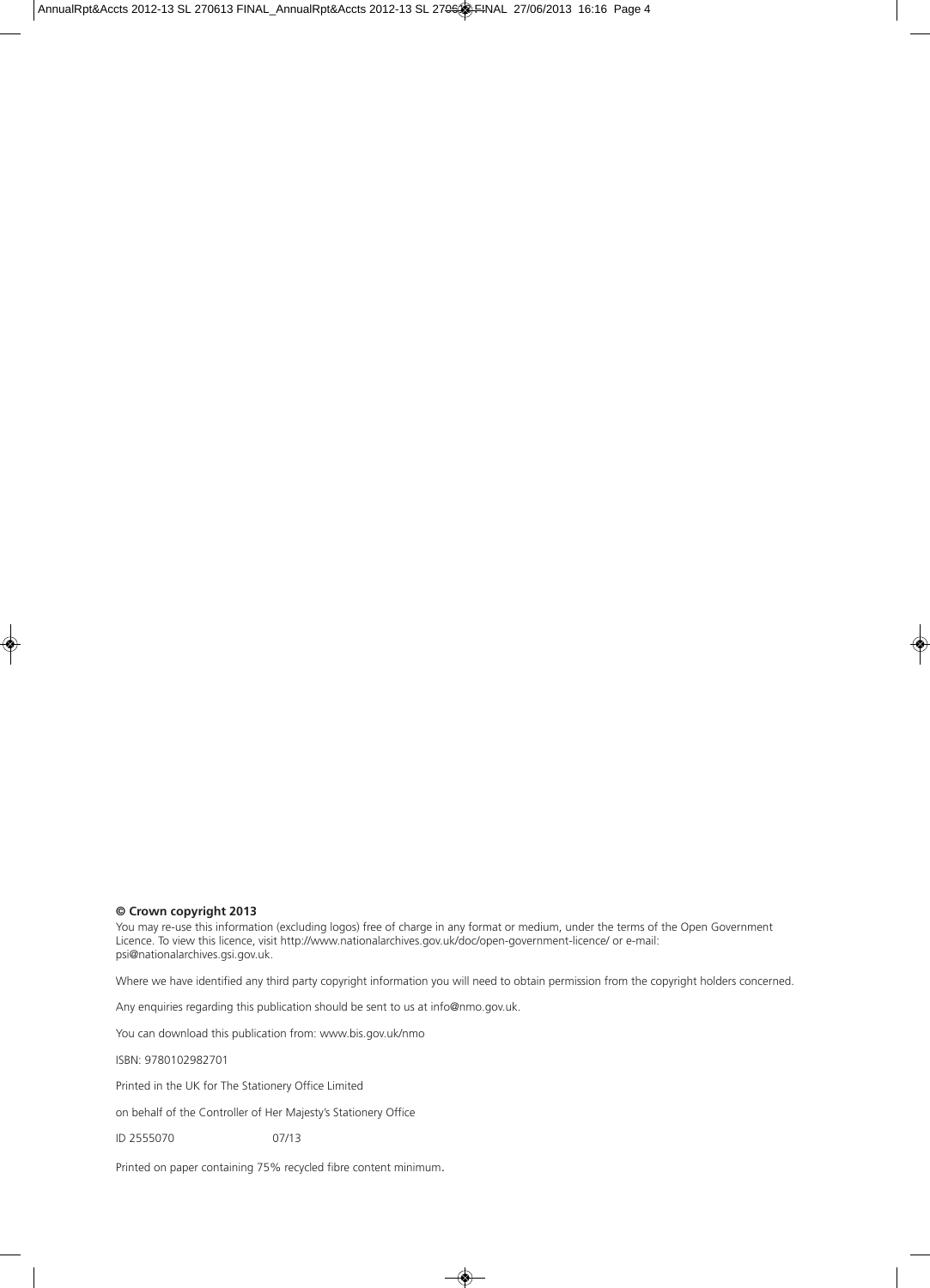**© Crown copyright 2013**

You may re-use this information (excluding logos) free of charge in any format or medium, under the terms of the Open Government Licence. To view this licence, visit http://www.nationalarchives.gov.uk/doc/open-government-licence/ or e-mail: psi@nationalarchives.gsi.gov.uk.

Where we have identified any third party copyright information you will need to obtain permission from the copyright holders concerned.

Any enquiries regarding this publication should be sent to us at info@nmo.gov.uk.

You can download this publication from: www.bis.gov.uk/nmo

ISBN: 9780102982701

Printed in the UK for The Stationery Office Limited

on behalf of the Controller of Her Majesty's Stationery Office

ID 2555070 07/13

Printed on paper containing 75% recycled fibre content minimum.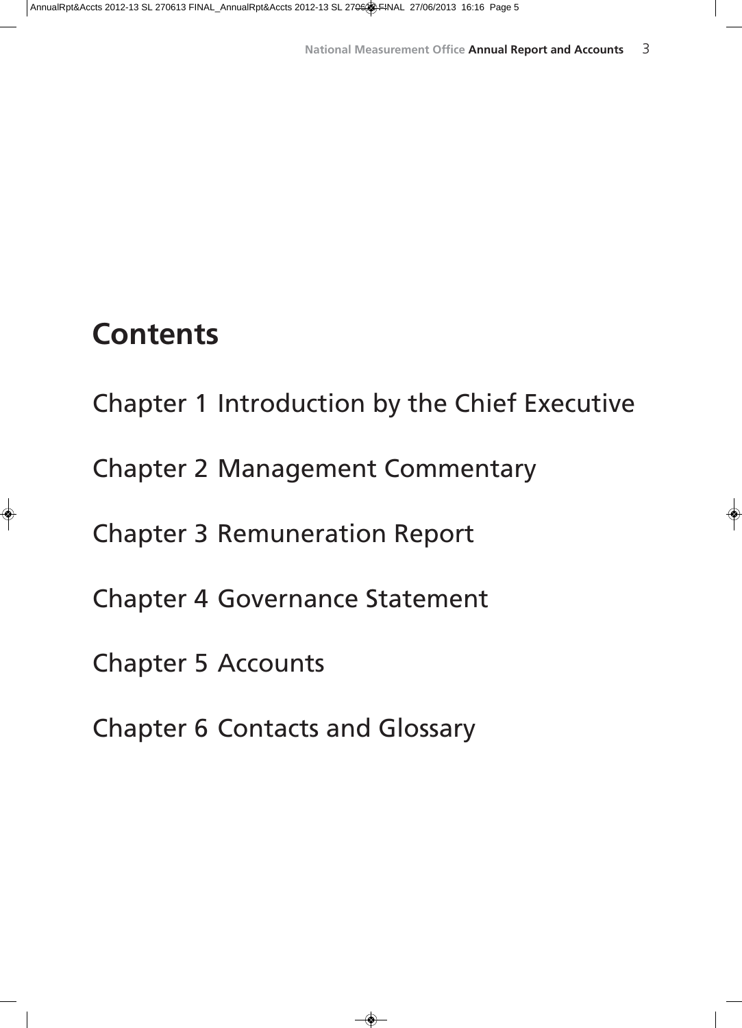# Contents

Chapter 1 Introduction by the Chief Executive

Chapter 2 Management Commentary

Chapter 3 Remuneration Report

Chapter 4 Governance Statement

Chapter 5 Accounts

Chapter 6 Contacts and Glossary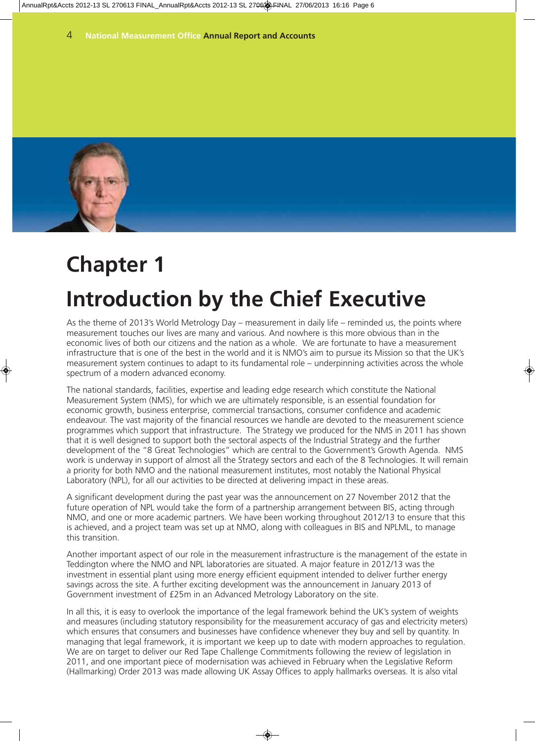# Chapter 1

# Introduction by the Chief Executive

As the theme of 2013's World Metrology Day – measurement in daily life – reminded us, the points where measurement touches our lives are many and various. And nowhere is this more obvious than in the economic lives of both our citizens and the nation as a whole. We are fortunate to have a measurement infrastructure that is one of the best in the world and it is NMO's aim to pursue its Mission so that the UK's measurement system continues to adapt to its fundamental role – underpinning activities across the whole spectrum of a modern advanced economy.

The national standards, facilities, expertise and leading edge research which constitute the National Measurement System (NMS), for which we are ultimately responsible, is an essential foundation for economic growth, business enterprise, commercial transactions, consumer confidence and academic endeavour. The vast majority of the financial resources we handle are devoted to the measurement science programmes which support that infrastructure. The Strategy we produced for the NMS in 2011 has shown that it is well designed to support both the sectoral aspects of the Industrial Strategy and the further development of the "8 Great Technologies" which are central to the Government's Growth Agenda. NMS work is underway in support of almost all the Strategy sectors and each of the 8 Technologies. It will remain a priority for both NMO and the national measurement institutes, most notably the National Physical Laboratory (NPL), for all our activities to be directed at delivering impact in these areas.

A significant development during the past year was the announcement on 27 November 2012 that the future operation of NPL would take the form of a partnership arrangement between BIS, acting through NMO, and one or more academic partners. We have been working throughout 2012/13 to ensure that this is achieved, and a project team was set up at NMO, along with colleagues in BIS and NPLML, to manage this transition.

Another important aspect of our role in the measurement infrastructure is the management of the estate in Teddington where the NMO and NPL laboratories are situated. A major feature in 2012/13 was the investment in essential plant using more energy efficient equipment intended to deliver further energy savings across the site. A further exciting development was the announcement in January 2013 of Government investment of £25m in an Advanced Metrology Laboratory on the site.

In all this, it is easy to overlook the importance of the legal framework behind the UK's system of weights and measures (including statutory responsibility for the measurement accuracy of gas and electricity meters) which ensures that consumers and businesses have confidence whenever they buy and sell by quantity. In managing that legal framework, it is important we keep up to date with modern approaches to regulation. We are on target to deliver our Red Tape Challenge Commitments following the review of legislation in 2011, and one important piece of modernisation was achieved in February when the Legislative Reform (Hallmarking) Order 2013 was made allowing UK Assay Offices to apply hallmarks overseas. It is also vital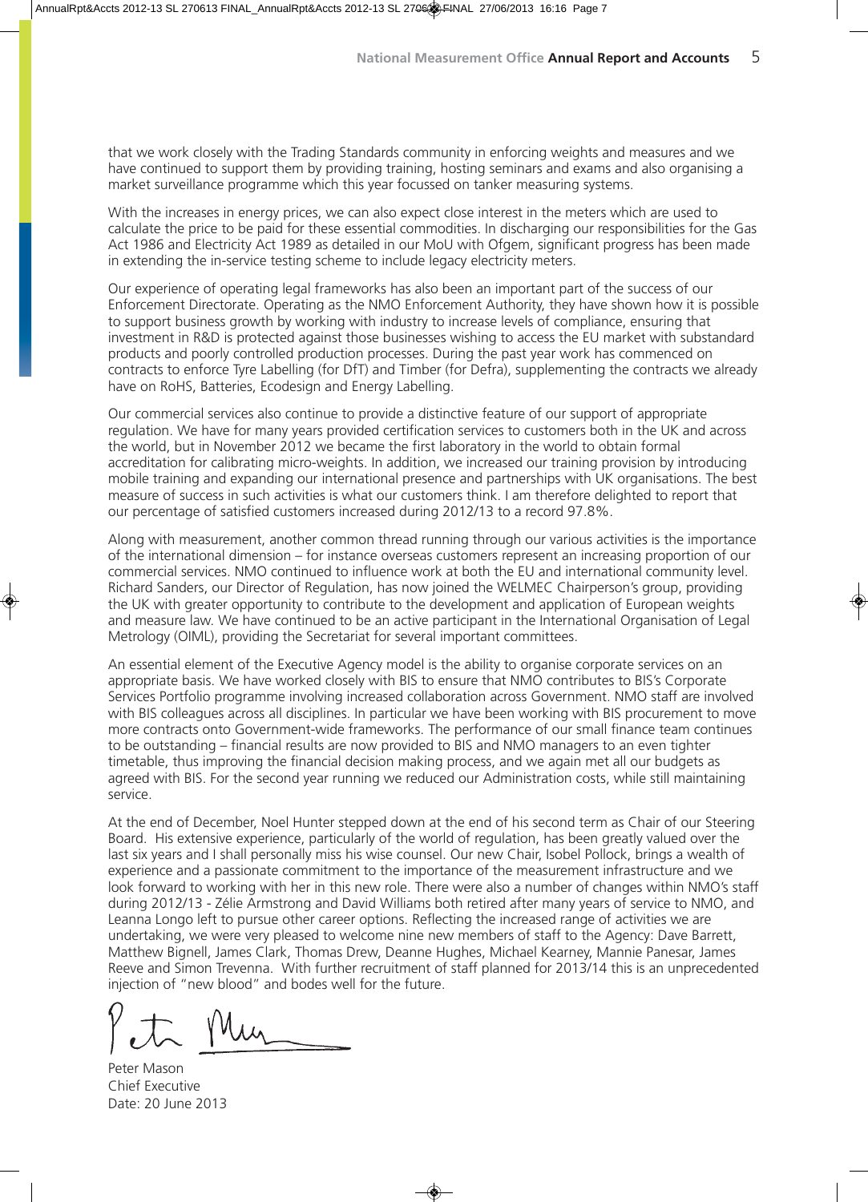that we work closely with the Trading Standards community in enforcing weights and measures and we have continued to support them by providing training, hosting seminars and exams and also organising a market surveillance programme which this year focussed on tanker measuring systems.

With the increases in energy prices, we can also expect close interest in the meters which are used to calculate the price to be paid for these essential commodities. In discharging our responsibilities for the Gas Act 1986 and Electricity Act 1989 as detailed in our MoU with Ofgem, significant progress has been made in extending the in-service testing scheme to include legacy electricity meters.

Our experience of operating legal frameworks has also been an important part of the success of our Enforcement Directorate. Operating as the NMO Enforcement Authority, they have shown how it is possible to support business growth by working with industry to increase levels of compliance, ensuring that investment in R&D is protected against those businesses wishing to access the EU market with substandard products and poorly controlled production processes. During the past year work has commenced on contracts to enforce Tyre Labelling (for DfT) and Timber (for Defra), supplementing the contracts we already have on RoHS, Batteries, Ecodesign and Energy Labelling.

Our commercial services also continue to provide a distinctive feature of our support of appropriate regulation. We have for many years provided certification services to customers both in the UK and across the world, but in November 2012 we became the first laboratory in the world to obtain formal accreditation for calibrating micro-weights. In addition, we increased our training provision by introducing mobile training and expanding our international presence and partnerships with UK organisations. The best measure of success in such activities is what our customers think. I am therefore delighted to report that our percentage of satisfied customers increased during 2012/13 to a record 97.8%.

Along with measurement, another common thread running through our various activities is the importance of the international dimension – for instance overseas customers represent an increasing proportion of our commercial services. NMO continued to influence work at both the EU and international community level. Richard Sanders, our Director of Regulation, has now joined the WELMEC Chairperson's group, providing the UK with greater opportunity to contribute to the development and application of European weights and measure law. We have continued to be an active participant in the International Organisation of Legal Metrology (OIML), providing the Secretariat for several important committees.

An essential element of the Executive Agency model is the ability to organise corporate services on an appropriate basis. We have worked closely with BIS to ensure that NMO contributes to BIS's Corporate Services Portfolio programme involving increased collaboration across Government. NMO staff are involved with BIS colleagues across all disciplines. In particular we have been working with BIS procurement to move more contracts onto Government-wide frameworks. The performance of our small finance team continues to be outstanding – financial results are now provided to BIS and NMO managers to an even tighter timetable, thus improving the financial decision making process, and we again met all our budgets as agreed with BIS. For the second year running we reduced our Administration costs, while still maintaining service.

At the end of December, Noel Hunter stepped down at the end of his second term as Chair of our Steering Board. His extensive experience, particularly of the world of regulation, has been greatly valued over the last six years and I shall personally miss his wise counsel. Our new Chair, Isobel Pollock, brings a wealth of experience and a passionate commitment to the importance of the measurement infrastructure and we look forward to working with her in this new role. There were also a number of changes within NMO's staff during 2012/13 - Zélie Armstrong and David Williams both retired after many years of service to NMO, and Leanna Longo left to pursue other career options. Reflecting the increased range of activities we are undertaking, we were very pleased to welcome nine new members of staff to the Agency: Dave Barrett, Matthew Bignell, James Clark, Thomas Drew, Deanne Hughes, Michael Kearney, Mannie Panesar, James Reeve and Simon Trevenna. With further recruitment of staff planned for 2013/14 this is an unprecedented injection of "new blood" and bodes well for the future.

Peter Mason
Chief Executive
Date: 20 June 2013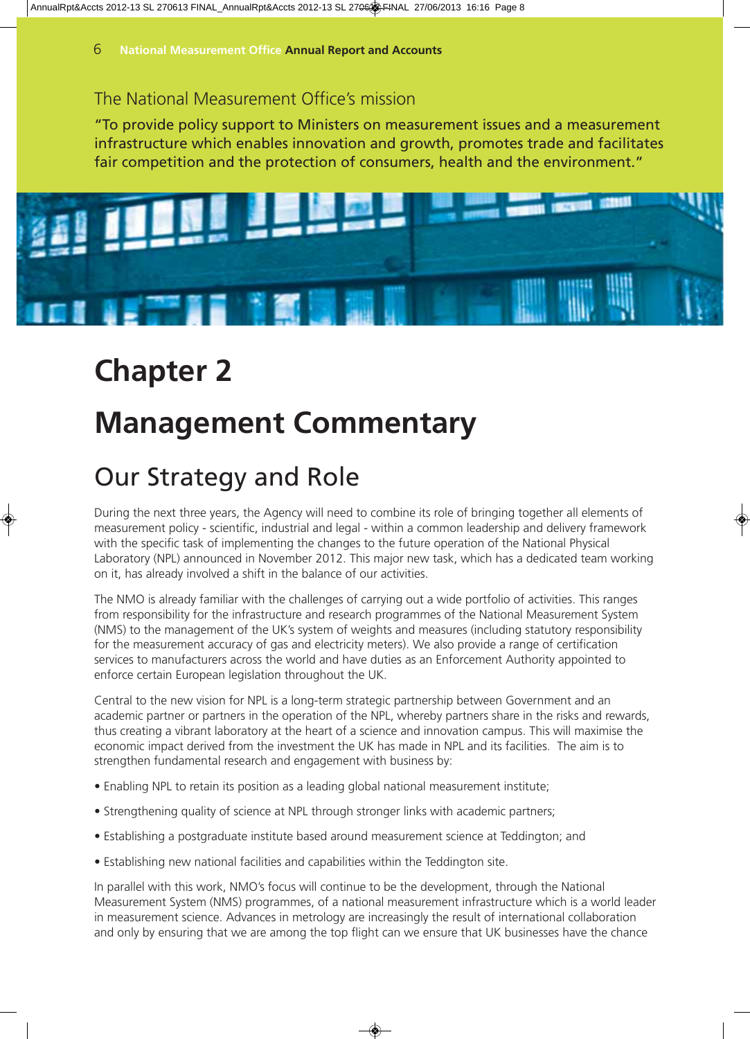## The National Measurement Office's mission

"To provide policy support to Ministers on measurement issues and a measurement infrastructure which enables innovation and growth, promotes trade and facilitates fair competition and the protection of consumers, health and the environment."

# Chapter 2

# Management Commentary

## Our Strategy and Role

During the next three years, the Agency will need to combine its role of bringing together all elements of measurement policy - scientific, industrial and legal - within a common leadership and delivery framework with the specific task of implementing the changes to the future operation of the National Physical Laboratory (NPL) announced in November 2012. This major new task, which has a dedicated team working on it, has already involved a shift in the balance of our activities.

The NMO is already familiar with the challenges of carrying out a wide portfolio of activities. This ranges from responsibility for the infrastructure and research programmes of the National Measurement System (NMS) to the management of the UK's system of weights and measures (including statutory responsibility for the measurement accuracy of gas and electricity meters). We also provide a range of certification services to manufacturers across the world and have duties as an Enforcement Authority appointed to enforce certain European legislation throughout the UK.

Central to the new vision for NPL is a long-term strategic partnership between Government and an academic partner or partners in the operation of the NPL, whereby partners share in the risks and rewards, thus creating a vibrant laboratory at the heart of a science and innovation campus. This will maximise the economic impact derived from the investment the UK has made in NPL and its facilities. The aim is to strengthen fundamental research and engagement with business by:

- Enabling NPL to retain its position as a leading global national measurement institute;
- Strengthening quality of science at NPL through stronger links with academic partners;
- Establishing a postgraduate institute based around measurement science at Teddington; and
- Establishing new national facilities and capabilities within the Teddington site.

In parallel with this work, NMO's focus will continue to be the development, through the National Measurement System (NMS) programmes, of a national measurement infrastructure which is a world leader in measurement science. Advances in metrology are increasingly the result of international collaboration and only by ensuring that we are among the top flight can we ensure that UK businesses have the chance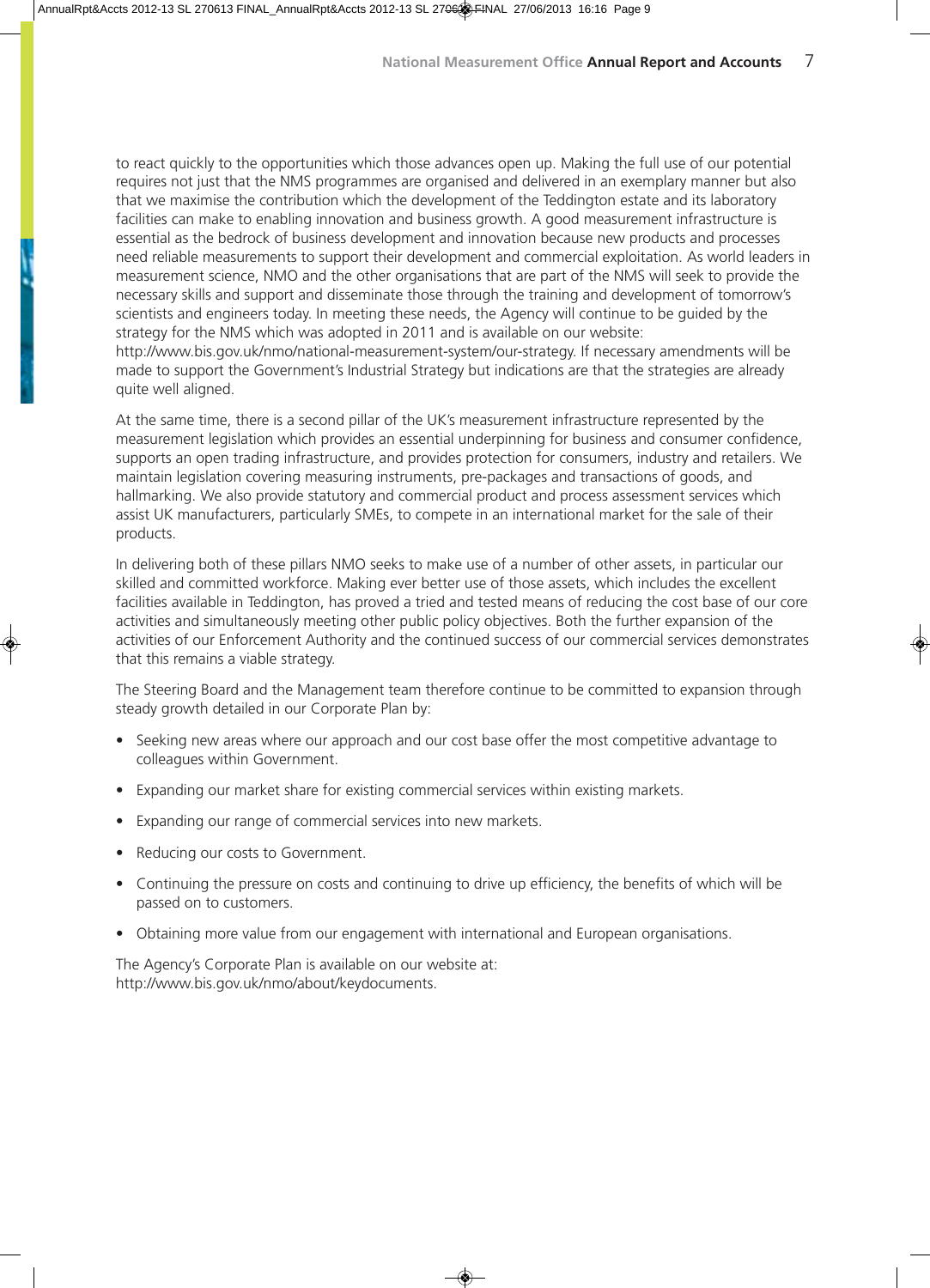to react quickly to the opportunities which those advances open up. Making the full use of our potential requires not just that the NMS programmes are organised and delivered in an exemplary manner but also that we maximise the contribution which the development of the Teddington estate and its laboratory facilities can make to enabling innovation and business growth. A good measurement infrastructure is essential as the bedrock of business development and innovation because new products and processes need reliable measurements to support their development and commercial exploitation. As world leaders in measurement science, NMO and the other organisations that are part of the NMS will seek to provide the necessary skills and support and disseminate those through the training and development of tomorrow's scientists and engineers today. In meeting these needs, the Agency will continue to be guided by the strategy for the NMS which was adopted in 2011 and is available on our website: http://www.bis.gov.uk/nmo/national-measurement-system/our-strategy. If necessary amendments will be made to support the Government's Industrial Strategy but indications are that the strategies are already quite well aligned.

At the same time, there is a second pillar of the UK's measurement infrastructure represented by the measurement legislation which provides an essential underpinning for business and consumer confidence, supports an open trading infrastructure, and provides protection for consumers, industry and retailers. We maintain legislation covering measuring instruments, pre-packages and transactions of goods, and hallmarking. We also provide statutory and commercial product and process assessment services which assist UK manufacturers, particularly SMEs, to compete in an international market for the sale of their products.

In delivering both of these pillars NMO seeks to make use of a number of other assets, in particular our skilled and committed workforce. Making ever better use of those assets, which includes the excellent facilities available in Teddington, has proved a tried and tested means of reducing the cost base of our core activities and simultaneously meeting other public policy objectives. Both the further expansion of the activities of our Enforcement Authority and the continued success of our commercial services demonstrates that this remains a viable strategy.

The Steering Board and the Management team therefore continue to be committed to expansion through steady growth detailed in our Corporate Plan by:

- Seeking new areas where our approach and our cost base offer the most competitive advantage to colleagues within Government.
- Expanding our market share for existing commercial services within existing markets.
- Expanding our range of commercial services into new markets.
- Reducing our costs to Government.
- Continuing the pressure on costs and continuing to drive up efficiency, the benefits of which will be passed on to customers.
- Obtaining more value from our engagement with international and European organisations.

The Agency's Corporate Plan is available on our website at: http://www.bis.gov.uk/nmo/about/keydocuments.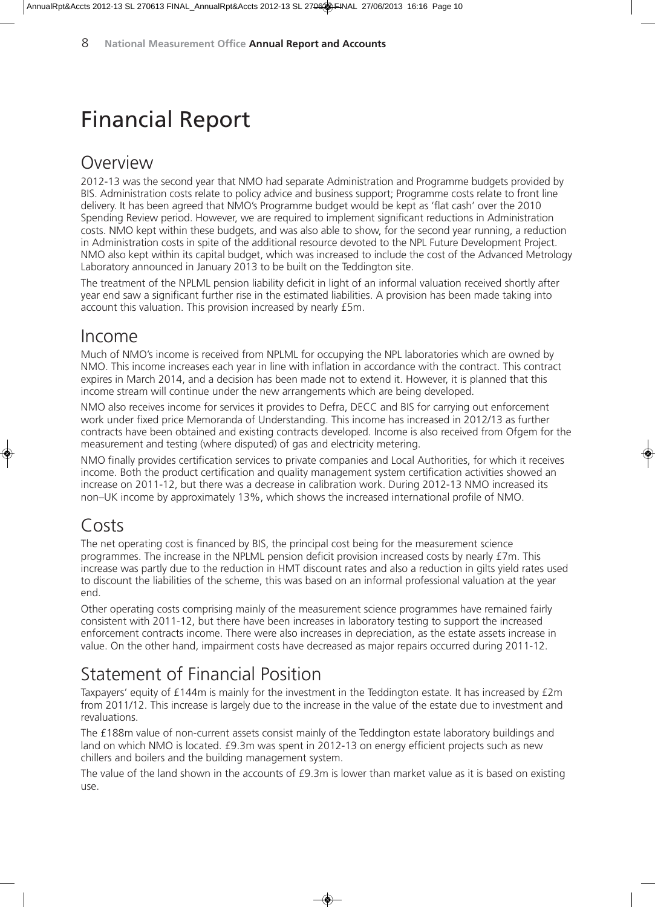# Financial Report

## Overview

2012-13 was the second year that NMO had separate Administration and Programme budgets provided by BIS. Administration costs relate to policy advice and business support; Programme costs relate to front line delivery. It has been agreed that NMO's Programme budget would be kept as 'flat cash' over the 2010 Spending Review period. However, we are required to implement significant reductions in Administration costs. NMO kept within these budgets, and was also able to show, for the second year running, a reduction in Administration costs in spite of the additional resource devoted to the NPL Future Development Project. NMO also kept within its capital budget, which was increased to include the cost of the Advanced Metrology Laboratory announced in January 2013 to be built on the Teddington site.

The treatment of the NPLML pension liability deficit in light of an informal valuation received shortly after year end saw a significant further rise in the estimated liabilities. A provision has been made taking into account this valuation. This provision increased by nearly £5m.

## Income

Much of NMO's income is received from NPLML for occupying the NPL laboratories which are owned by NMO. This income increases each year in line with inflation in accordance with the contract. This contract expires in March 2014, and a decision has been made not to extend it. However, it is planned that this income stream will continue under the new arrangements which are being developed.

NMO also receives income for services it provides to Defra, DECC and BIS for carrying out enforcement work under fixed price Memoranda of Understanding. This income has increased in 2012/13 as further contracts have been obtained and existing contracts developed. Income is also received from Ofgem for the measurement and testing (where disputed) of gas and electricity metering.

NMO finally provides certification services to private companies and Local Authorities, for which it receives income. Both the product certification and quality management system certification activities showed an increase on 2011-12, but there was a decrease in calibration work. During 2012-13 NMO increased its non–UK income by approximately 13%, which shows the increased international profile of NMO.

## Costs

The net operating cost is financed by BIS, the principal cost being for the measurement science programmes. The increase in the NPLML pension deficit provision increased costs by nearly £7m. This increase was partly due to the reduction in HMT discount rates and also a reduction in gilts yield rates used to discount the liabilities of the scheme, this was based on an informal professional valuation at the year end.

Other operating costs comprising mainly of the measurement science programmes have remained fairly consistent with 2011-12, but there have been increases in laboratory testing to support the increased enforcement contracts income. There were also increases in depreciation, as the estate assets increase in value. On the other hand, impairment costs have decreased as major repairs occurred during 2011-12.

## Statement of Financial Position

Taxpayers' equity of £144m is mainly for the investment in the Teddington estate. It has increased by £2m from 2011/12. This increase is largely due to the increase in the value of the estate due to investment and revaluations.

The £188m value of non-current assets consist mainly of the Teddington estate laboratory buildings and land on which NMO is located. £9.3m was spent in 2012-13 on energy efficient projects such as new chillers and boilers and the building management system.

The value of the land shown in the accounts of £9.3m is lower than market value as it is based on existing use.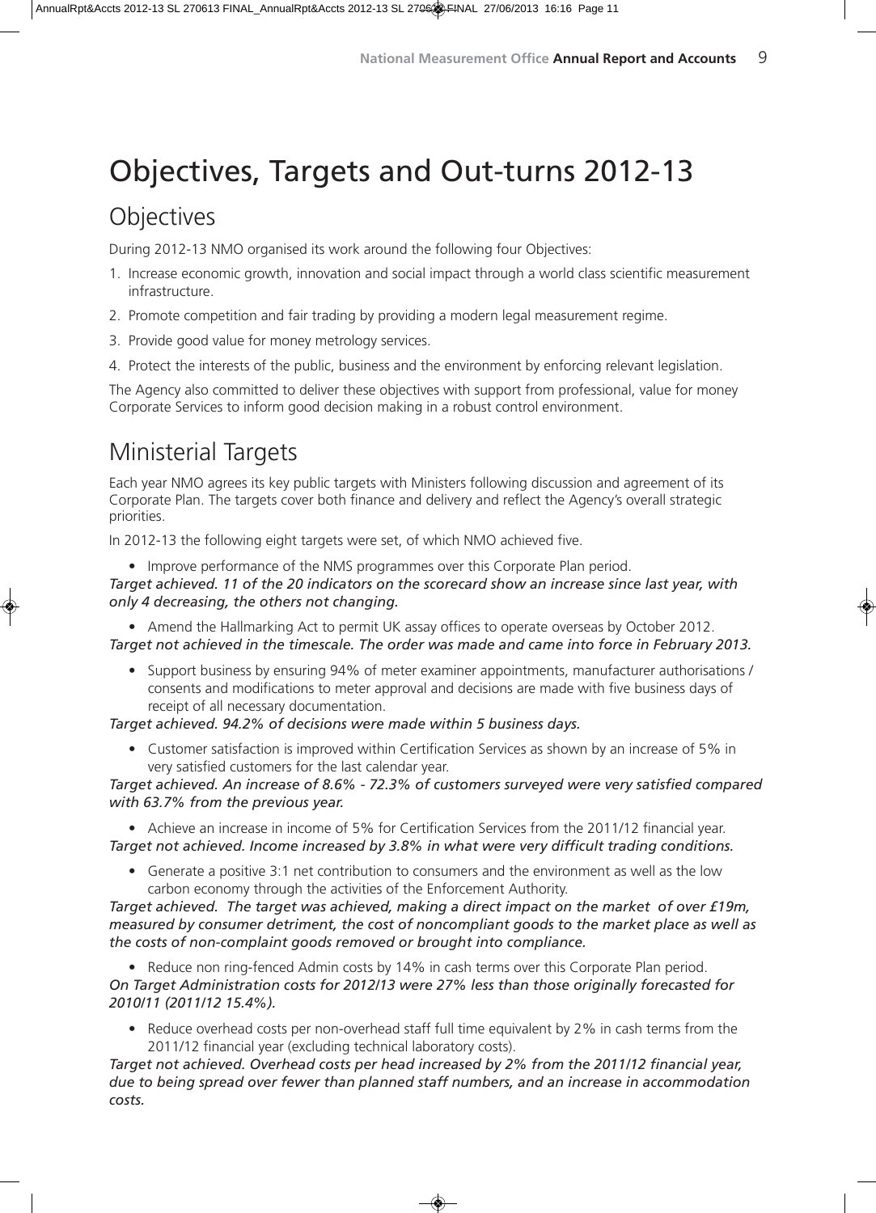# Objectives, Targets and Out-turns 2012-13

## Objectives

During 2012-13 NMO organised its work around the following four Objectives:

1. Increase economic growth, innovation and social impact through a world class scientific measurement infrastructure.
2. Promote competition and fair trading by providing a modern legal measurement regime.
3. Provide good value for money metrology services.
4. Protect the interests of the public, business and the environment by enforcing relevant legislation.

The Agency also committed to deliver these objectives with support from professional, value for money Corporate Services to inform good decision making in a robust control environment.

## Ministerial Targets

Each year NMO agrees its key public targets with Ministers following discussion and agreement of its Corporate Plan. The targets cover both finance and delivery and reflect the Agency's overall strategic priorities.

In 2012-13 the following eight targets were set, of which NMO achieved five.

- Improve performance of the NMS programmes over this Corporate Plan period.

*Target achieved. 11 of the 20 indicators on the scorecard show an increase since last year, with only 4 decreasing, the others not changing.*

- Amend the Hallmarking Act to permit UK assay offices to operate overseas by October 2012.

*Target not achieved in the timescale. The order was made and came into force in February 2013.*

- Support business by ensuring 94% of meter examiner appointments, manufacturer authorisations / consents and modifications to meter approval and decisions are made with five business days of receipt of all necessary documentation.

*Target achieved. 94.2% of decisions were made within 5 business days.*

- Customer satisfaction is improved within Certification Services as shown by an increase of 5% in very satisfied customers for the last calendar year.

*Target achieved. An increase of 8.6% - 72.3% of customers surveyed were very satisfied compared with 63.7% from the previous year.*

- Achieve an increase in income of 5% for Certification Services from the 2011/12 financial year.

*Target not achieved. Income increased by 3.8% in what were very difficult trading conditions.*

- Generate a positive 3:1 net contribution to consumers and the environment as well as the low carbon economy through the activities of the Enforcement Authority.

*Target achieved. The target was achieved, making a direct impact on the market of over £19m, measured by consumer detriment, the cost of noncompliant goods to the market place as well as the costs of non-complaint goods removed or brought into compliance.*

- Reduce non ring-fenced Admin costs by 14% in cash terms over this Corporate Plan period.

*On Target Administration costs for 2012/13 were 27% less than those originally forecasted for 2010/11 (2011/12 15.4%).*

- Reduce overhead costs per non-overhead staff full time equivalent by 2% in cash terms from the 2011/12 financial year (excluding technical laboratory costs).

*Target not achieved. Overhead costs per head increased by 2% from the 2011/12 financial year, due to being spread over fewer than planned staff numbers, and an increase in accommodation costs.*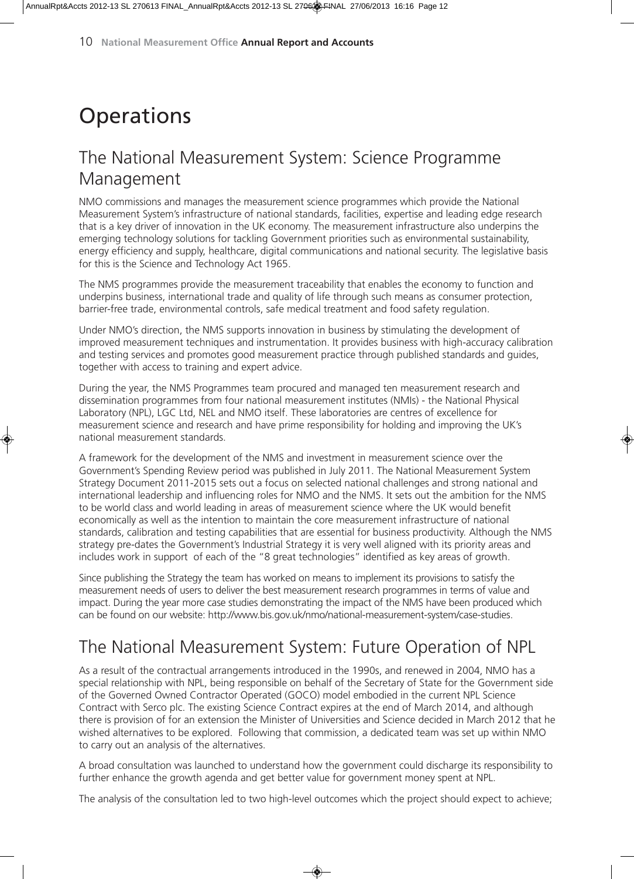# Operations

## The National Measurement System: Science Programme Management

NMO commissions and manages the measurement science programmes which provide the National Measurement System's infrastructure of national standards, facilities, expertise and leading edge research that is a key driver of innovation in the UK economy. The measurement infrastructure also underpins the emerging technology solutions for tackling Government priorities such as environmental sustainability, energy efficiency and supply, healthcare, digital communications and national security. The legislative basis for this is the Science and Technology Act 1965.

The NMS programmes provide the measurement traceability that enables the economy to function and underpins business, international trade and quality of life through such means as consumer protection, barrier-free trade, environmental controls, safe medical treatment and food safety regulation.

Under NMO's direction, the NMS supports innovation in business by stimulating the development of improved measurement techniques and instrumentation. It provides business with high-accuracy calibration and testing services and promotes good measurement practice through published standards and guides, together with access to training and expert advice.

During the year, the NMS Programmes team procured and managed ten measurement research and dissemination programmes from four national measurement institutes (NMIs) - the National Physical Laboratory (NPL), LGC Ltd, NEL and NMO itself. These laboratories are centres of excellence for measurement science and research and have prime responsibility for holding and improving the UK's national measurement standards.

A framework for the development of the NMS and investment in measurement science over the Government's Spending Review period was published in July 2011. The National Measurement System Strategy Document 2011-2015 sets out a focus on selected national challenges and strong national and international leadership and influencing roles for NMO and the NMS. It sets out the ambition for the NMS to be world class and world leading in areas of measurement science where the UK would benefit economically as well as the intention to maintain the core measurement infrastructure of national standards, calibration and testing capabilities that are essential for business productivity. Although the NMS strategy pre-dates the Government's Industrial Strategy it is very well aligned with its priority areas and includes work in support of each of the "8 great technologies" identified as key areas of growth.

Since publishing the Strategy the team has worked on means to implement its provisions to satisfy the measurement needs of users to deliver the best measurement research programmes in terms of value and impact. During the year more case studies demonstrating the impact of the NMS have been produced which can be found on our website: http://www.bis.gov.uk/nmo/national-measurement-system/case-studies.

## The National Measurement System: Future Operation of NPL

As a result of the contractual arrangements introduced in the 1990s, and renewed in 2004, NMO has a special relationship with NPL, being responsible on behalf of the Secretary of State for the Government side of the Governed Owned Contractor Operated (GOCO) model embodied in the current NPL Science Contract with Serco plc. The existing Science Contract expires at the end of March 2014, and although there is provision of for an extension the Minister of Universities and Science decided in March 2012 that he wished alternatives to be explored. Following that commission, a dedicated team was set up within NMO to carry out an analysis of the alternatives.

A broad consultation was launched to understand how the government could discharge its responsibility to further enhance the growth agenda and get better value for government money spent at NPL.

The analysis of the consultation led to two high-level outcomes which the project should expect to achieve;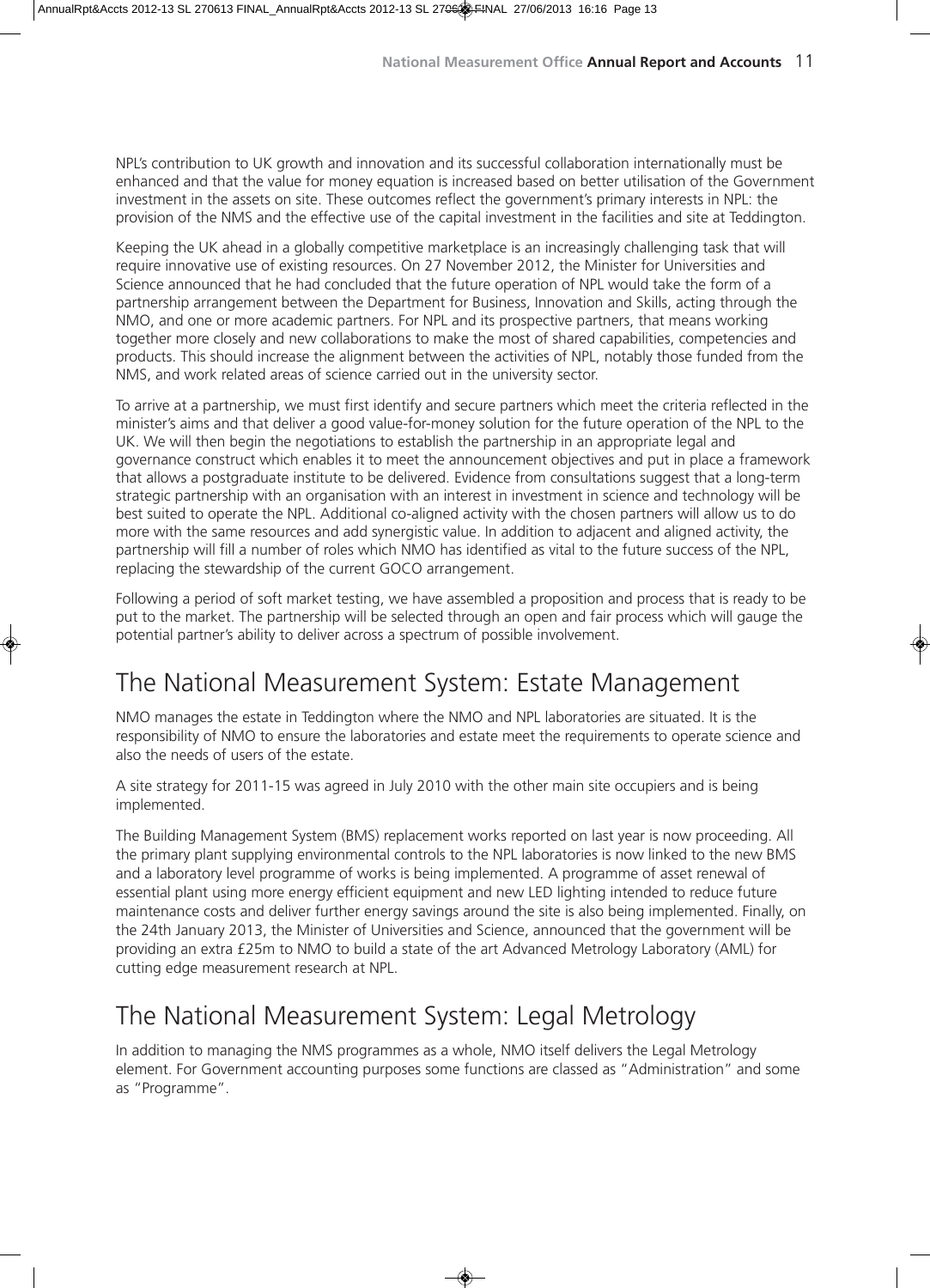NPL's contribution to UK growth and innovation and its successful collaboration internationally must be enhanced and that the value for money equation is increased based on better utilisation of the Government investment in the assets on site. These outcomes reflect the government's primary interests in NPL: the provision of the NMS and the effective use of the capital investment in the facilities and site at Teddington.

Keeping the UK ahead in a globally competitive marketplace is an increasingly challenging task that will require innovative use of existing resources. On 27 November 2012, the Minister for Universities and Science announced that he had concluded that the future operation of NPL would take the form of a partnership arrangement between the Department for Business, Innovation and Skills, acting through the NMO, and one or more academic partners. For NPL and its prospective partners, that means working together more closely and new collaborations to make the most of shared capabilities, competencies and products. This should increase the alignment between the activities of NPL, notably those funded from the NMS, and work related areas of science carried out in the university sector.

To arrive at a partnership, we must first identify and secure partners which meet the criteria reflected in the minister's aims and that deliver a good value-for-money solution for the future operation of the NPL to the UK. We will then begin the negotiations to establish the partnership in an appropriate legal and governance construct which enables it to meet the announcement objectives and put in place a framework that allows a postgraduate institute to be delivered. Evidence from consultations suggest that a long-term strategic partnership with an organisation with an interest in investment in science and technology will be best suited to operate the NPL. Additional co-aligned activity with the chosen partners will allow us to do more with the same resources and add synergistic value. In addition to adjacent and aligned activity, the partnership will fill a number of roles which NMO has identified as vital to the future success of the NPL, replacing the stewardship of the current GOCO arrangement.

Following a period of soft market testing, we have assembled a proposition and process that is ready to be put to the market. The partnership will be selected through an open and fair process which will gauge the potential partner's ability to deliver across a spectrum of possible involvement.

## The National Measurement System: Estate Management

NMO manages the estate in Teddington where the NMO and NPL laboratories are situated. It is the responsibility of NMO to ensure the laboratories and estate meet the requirements to operate science and also the needs of users of the estate.

A site strategy for 2011-15 was agreed in July 2010 with the other main site occupiers and is being implemented.

The Building Management System (BMS) replacement works reported on last year is now proceeding. All the primary plant supplying environmental controls to the NPL laboratories is now linked to the new BMS and a laboratory level programme of works is being implemented. A programme of asset renewal of essential plant using more energy efficient equipment and new LED lighting intended to reduce future maintenance costs and deliver further energy savings around the site is also being implemented. Finally, on the 24th January 2013, the Minister of Universities and Science, announced that the government will be providing an extra £25m to NMO to build a state of the art Advanced Metrology Laboratory (AML) for cutting edge measurement research at NPL.

## The National Measurement System: Legal Metrology

In addition to managing the NMS programmes as a whole, NMO itself delivers the Legal Metrology element. For Government accounting purposes some functions are classed as "Administration" and some as "Programme".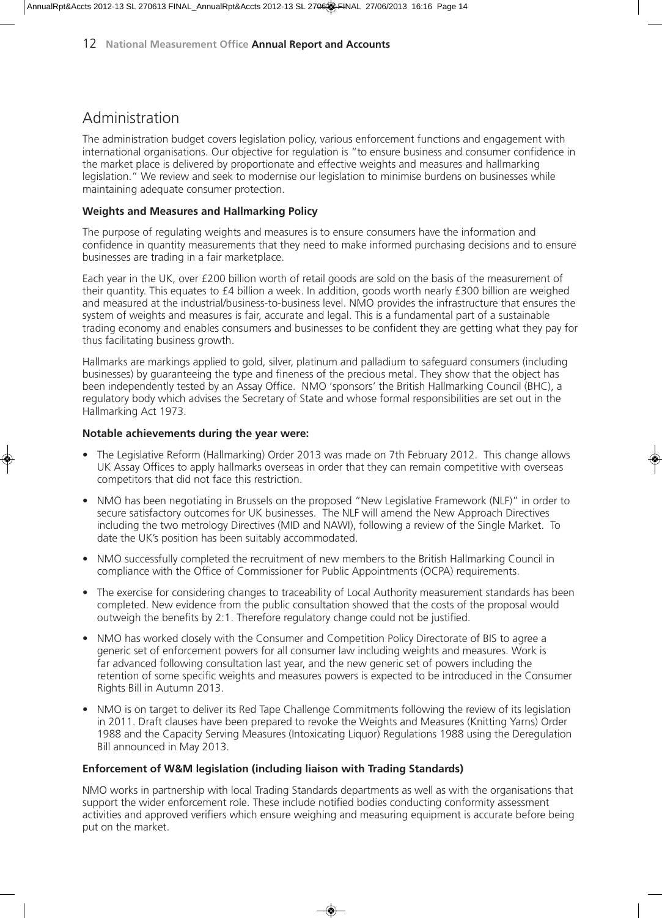# Administration

The administration budget covers legislation policy, various enforcement functions and engagement with international organisations. Our objective for regulation is "to ensure business and consumer confidence in the market place is delivered by proportionate and effective weights and measures and hallmarking legislation." We review and seek to modernise our legislation to minimise burdens on businesses while maintaining adequate consumer protection.

**Weights and Measures and Hallmarking Policy**

The purpose of regulating weights and measures is to ensure consumers have the information and confidence in quantity measurements that they need to make informed purchasing decisions and to ensure businesses are trading in a fair marketplace.

Each year in the UK, over £200 billion worth of retail goods are sold on the basis of the measurement of their quantity. This equates to £4 billion a week. In addition, goods worth nearly £300 billion are weighed and measured at the industrial/business-to-business level. NMO provides the infrastructure that ensures the system of weights and measures is fair, accurate and legal. This is a fundamental part of a sustainable trading economy and enables consumers and businesses to be confident they are getting what they pay for thus facilitating business growth.

Hallmarks are markings applied to gold, silver, platinum and palladium to safeguard consumers (including businesses) by guaranteeing the type and fineness of the precious metal. They show that the object has been independently tested by an Assay Office. NMO 'sponsors' the British Hallmarking Council (BHC), a regulatory body which advises the Secretary of State and whose formal responsibilities are set out in the Hallmarking Act 1973.

**Notable achievements during the year were:**

- The Legislative Reform (Hallmarking) Order 2013 was made on 7th February 2012. This change allows UK Assay Offices to apply hallmarks overseas in order that they can remain competitive with overseas competitors that did not face this restriction.
- NMO has been negotiating in Brussels on the proposed "New Legislative Framework (NLF)" in order to secure satisfactory outcomes for UK businesses. The NLF will amend the New Approach Directives including the two metrology Directives (MID and NAWI), following a review of the Single Market. To date the UK's position has been suitably accommodated.
- NMO successfully completed the recruitment of new members to the British Hallmarking Council in compliance with the Office of Commissioner for Public Appointments (OCPA) requirements.
- The exercise for considering changes to traceability of Local Authority measurement standards has been completed. New evidence from the public consultation showed that the costs of the proposal would outweigh the benefits by 2:1. Therefore regulatory change could not be justified.
- NMO has worked closely with the Consumer and Competition Policy Directorate of BIS to agree a generic set of enforcement powers for all consumer law including weights and measures. Work is far advanced following consultation last year, and the new generic set of powers including the retention of some specific weights and measures powers is expected to be introduced in the Consumer Rights Bill in Autumn 2013.
- NMO is on target to deliver its Red Tape Challenge Commitments following the review of its legislation in 2011. Draft clauses have been prepared to revoke the Weights and Measures (Knitting Yarns) Order 1988 and the Capacity Serving Measures (Intoxicating Liquor) Regulations 1988 using the Deregulation Bill announced in May 2013.

**Enforcement of W&M legislation (including liaison with Trading Standards)**

NMO works in partnership with local Trading Standards departments as well as with the organisations that support the wider enforcement role. These include notified bodies conducting conformity assessment activities and approved verifiers which ensure weighing and measuring equipment is accurate before being put on the market.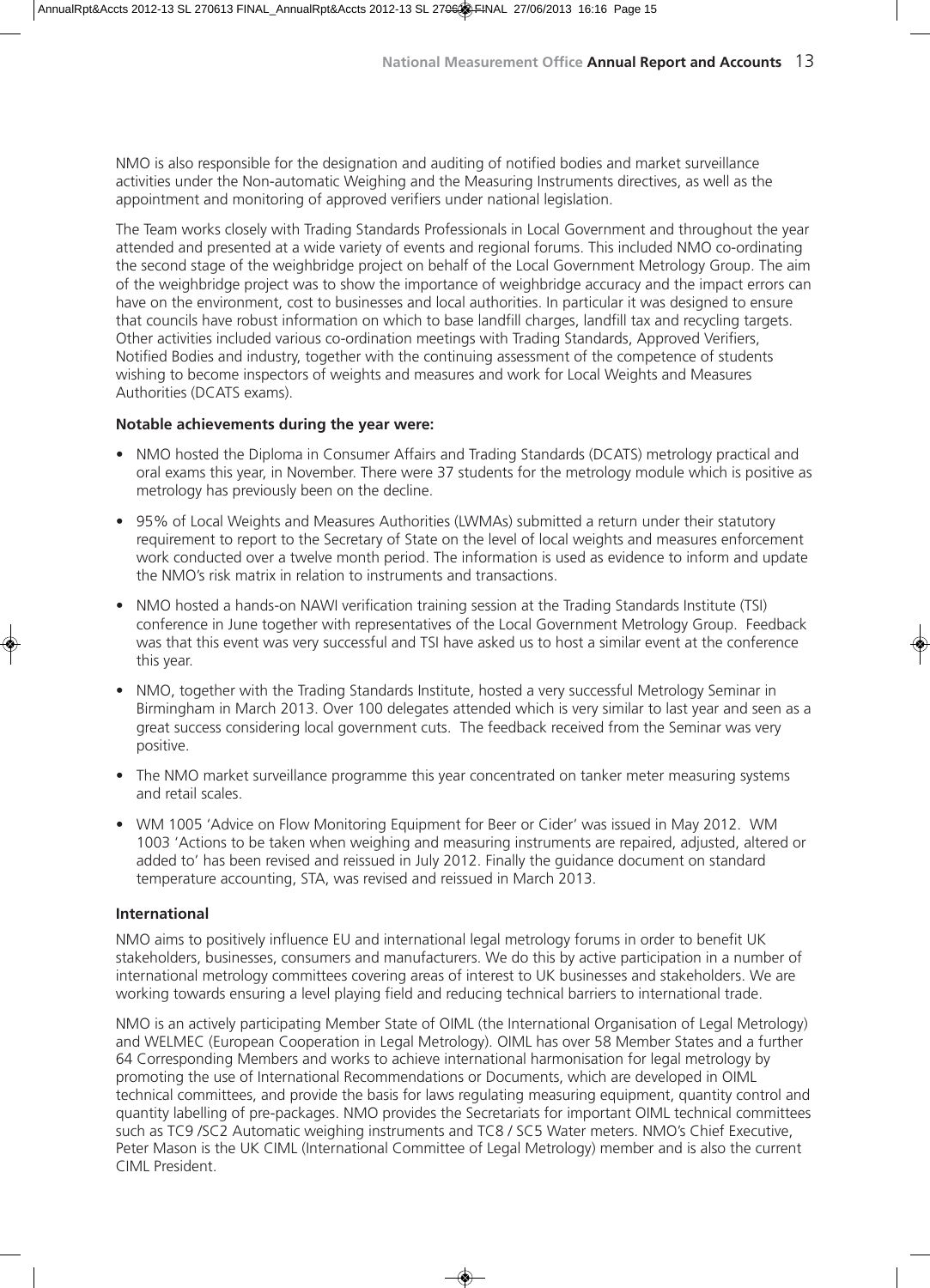NMO is also responsible for the designation and auditing of notified bodies and market surveillance activities under the Non-automatic Weighing and the Measuring Instruments directives, as well as the appointment and monitoring of approved verifiers under national legislation.

The Team works closely with Trading Standards Professionals in Local Government and throughout the year attended and presented at a wide variety of events and regional forums. This included NMO co-ordinating the second stage of the weighbridge project on behalf of the Local Government Metrology Group. The aim of the weighbridge project was to show the importance of weighbridge accuracy and the impact errors can have on the environment, cost to businesses and local authorities. In particular it was designed to ensure that councils have robust information on which to base landfill charges, landfill tax and recycling targets. Other activities included various co-ordination meetings with Trading Standards, Approved Verifiers, Notified Bodies and industry, together with the continuing assessment of the competence of students wishing to become inspectors of weights and measures and work for Local Weights and Measures Authorities (DCATS exams).

**Notable achievements during the year were:**

- NMO hosted the Diploma in Consumer Affairs and Trading Standards (DCATS) metrology practical and oral exams this year, in November. There were 37 students for the metrology module which is positive as metrology has previously been on the decline.
- 95% of Local Weights and Measures Authorities (LWMAs) submitted a return under their statutory requirement to report to the Secretary of State on the level of local weights and measures enforcement work conducted over a twelve month period. The information is used as evidence to inform and update the NMO's risk matrix in relation to instruments and transactions.
- NMO hosted a hands-on NAWI verification training session at the Trading Standards Institute (TSI) conference in June together with representatives of the Local Government Metrology Group. Feedback was that this event was very successful and TSI have asked us to host a similar event at the conference this year.
- NMO, together with the Trading Standards Institute, hosted a very successful Metrology Seminar in Birmingham in March 2013. Over 100 delegates attended which is very similar to last year and seen as a great success considering local government cuts. The feedback received from the Seminar was very positive.
- The NMO market surveillance programme this year concentrated on tanker meter measuring systems and retail scales.
- WM 1005 'Advice on Flow Monitoring Equipment for Beer or Cider' was issued in May 2012. WM 1003 'Actions to be taken when weighing and measuring instruments are repaired, adjusted, altered or added to' has been revised and reissued in July 2012. Finally the guidance document on standard temperature accounting, STA, was revised and reissued in March 2013.

**International**

NMO aims to positively influence EU and international legal metrology forums in order to benefit UK stakeholders, businesses, consumers and manufacturers. We do this by active participation in a number of international metrology committees covering areas of interest to UK businesses and stakeholders. We are working towards ensuring a level playing field and reducing technical barriers to international trade.

NMO is an actively participating Member State of OIML (the International Organisation of Legal Metrology) and WELMEC (European Cooperation in Legal Metrology). OIML has over 58 Member States and a further 64 Corresponding Members and works to achieve international harmonisation for legal metrology by promoting the use of International Recommendations or Documents, which are developed in OIML technical committees, and provide the basis for laws regulating measuring equipment, quantity control and quantity labelling of pre-packages. NMO provides the Secretariats for important OIML technical committees such as TC9 /SC2 Automatic weighing instruments and TC8 / SC5 Water meters. NMO's Chief Executive, Peter Mason is the UK CIML (International Committee of Legal Metrology) member and is also the current CIML President.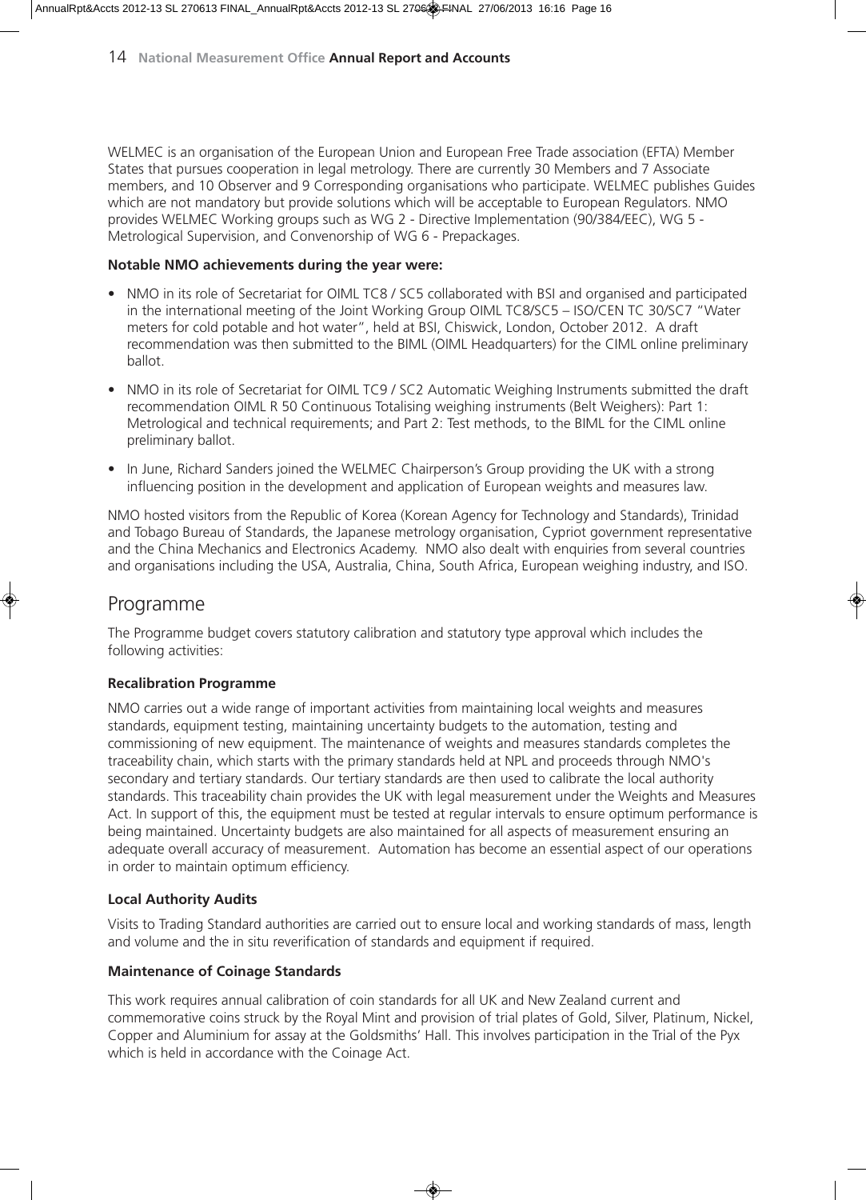WELMEC is an organisation of the European Union and European Free Trade association (EFTA) Member States that pursues cooperation in legal metrology. There are currently 30 Members and 7 Associate members, and 10 Observer and 9 Corresponding organisations who participate. WELMEC publishes Guides which are not mandatory but provide solutions which will be acceptable to European Regulators. NMO provides WELMEC Working groups such as WG 2 - Directive Implementation (90/384/EEC), WG 5 - Metrological Supervision, and Convenorship of WG 6 - Prepackages.

**Notable NMO achievements during the year were:**

- NMO in its role of Secretariat for OIML TC8 / SC5 collaborated with BSI and organised and participated in the international meeting of the Joint Working Group OIML TC8/SC5 – ISO/CEN TC 30/SC7 "Water meters for cold potable and hot water", held at BSI, Chiswick, London, October 2012. A draft recommendation was then submitted to the BIML (OIML Headquarters) for the CIML online preliminary ballot.
- NMO in its role of Secretariat for OIML TC9 / SC2 Automatic Weighing Instruments submitted the draft recommendation OIML R 50 Continuous Totalising weighing instruments (Belt Weighers): Part 1: Metrological and technical requirements; and Part 2: Test methods, to the BIML for the CIML online preliminary ballot.
- In June, Richard Sanders joined the WELMEC Chairperson's Group providing the UK with a strong influencing position in the development and application of European weights and measures law.

NMO hosted visitors from the Republic of Korea (Korean Agency for Technology and Standards), Trinidad and Tobago Bureau of Standards, the Japanese metrology organisation, Cypriot government representative and the China Mechanics and Electronics Academy. NMO also dealt with enquiries from several countries and organisations including the USA, Australia, China, South Africa, European weighing industry, and ISO.

## Programme

The Programme budget covers statutory calibration and statutory type approval which includes the following activities:

**Recalibration Programme**

NMO carries out a wide range of important activities from maintaining local weights and measures standards, equipment testing, maintaining uncertainty budgets to the automation, testing and commissioning of new equipment. The maintenance of weights and measures standards completes the traceability chain, which starts with the primary standards held at NPL and proceeds through NMO's secondary and tertiary standards. Our tertiary standards are then used to calibrate the local authority standards. This traceability chain provides the UK with legal measurement under the Weights and Measures Act. In support of this, the equipment must be tested at regular intervals to ensure optimum performance is being maintained. Uncertainty budgets are also maintained for all aspects of measurement ensuring an adequate overall accuracy of measurement. Automation has become an essential aspect of our operations in order to maintain optimum efficiency.

**Local Authority Audits**

Visits to Trading Standard authorities are carried out to ensure local and working standards of mass, length and volume and the in situ reverification of standards and equipment if required.

**Maintenance of Coinage Standards**

This work requires annual calibration of coin standards for all UK and New Zealand current and commemorative coins struck by the Royal Mint and provision of trial plates of Gold, Silver, Platinum, Nickel, Copper and Aluminium for assay at the Goldsmiths' Hall. This involves participation in the Trial of the Pyx which is held in accordance with the Coinage Act.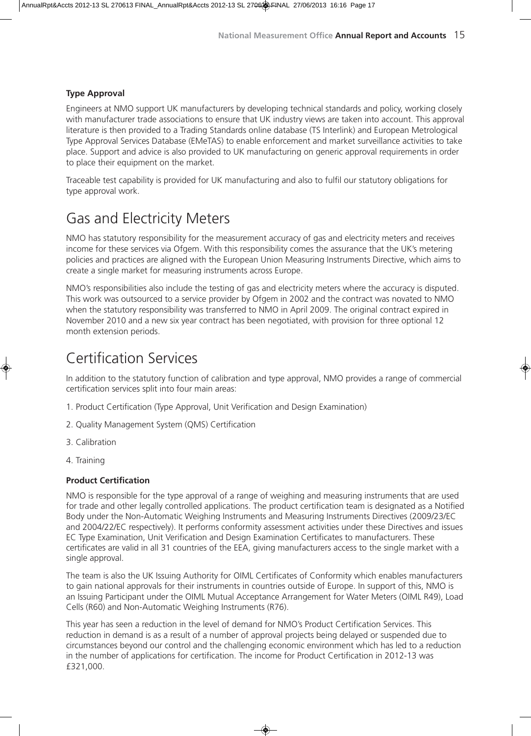### Type Approval

Engineers at NMO support UK manufacturers by developing technical standards and policy, working closely with manufacturer trade associations to ensure that UK industry views are taken into account. This approval literature is then provided to a Trading Standards online database (TS Interlink) and European Metrological Type Approval Services Database (EMeTAS) to enable enforcement and market surveillance activities to take place. Support and advice is also provided to UK manufacturing on generic approval requirements in order to place their equipment on the market.

Traceable test capability is provided for UK manufacturing and also to fulfil our statutory obligations for type approval work.

## Gas and Electricity Meters

NMO has statutory responsibility for the measurement accuracy of gas and electricity meters and receives income for these services via Ofgem. With this responsibility comes the assurance that the UK's metering policies and practices are aligned with the European Union Measuring Instruments Directive, which aims to create a single market for measuring instruments across Europe.

NMO's responsibilities also include the testing of gas and electricity meters where the accuracy is disputed. This work was outsourced to a service provider by Ofgem in 2002 and the contract was novated to NMO when the statutory responsibility was transferred to NMO in April 2009. The original contract expired in November 2010 and a new six year contract has been negotiated, with provision for three optional 12 month extension periods.

## Certification Services

In addition to the statutory function of calibration and type approval, NMO provides a range of commercial certification services split into four main areas:

1. Product Certification (Type Approval, Unit Verification and Design Examination)

2. Quality Management System (QMS) Certification

3. Calibration

4. Training

### Product Certification

NMO is responsible for the type approval of a range of weighing and measuring instruments that are used for trade and other legally controlled applications. The product certification team is designated as a Notified Body under the Non-Automatic Weighing Instruments and Measuring Instruments Directives (2009/23/EC and 2004/22/EC respectively). It performs conformity assessment activities under these Directives and issues EC Type Examination, Unit Verification and Design Examination Certificates to manufacturers. These certificates are valid in all 31 countries of the EEA, giving manufacturers access to the single market with a single approval.

The team is also the UK Issuing Authority for OIML Certificates of Conformity which enables manufacturers to gain national approvals for their instruments in countries outside of Europe. In support of this, NMO is an Issuing Participant under the OIML Mutual Acceptance Arrangement for Water Meters (OIML R49), Load Cells (R60) and Non-Automatic Weighing Instruments (R76).

This year has seen a reduction in the level of demand for NMO's Product Certification Services. This reduction in demand is as a result of a number of approval projects being delayed or suspended due to circumstances beyond our control and the challenging economic environment which has led to a reduction in the number of applications for certification. The income for Product Certification in 2012-13 was £321,000.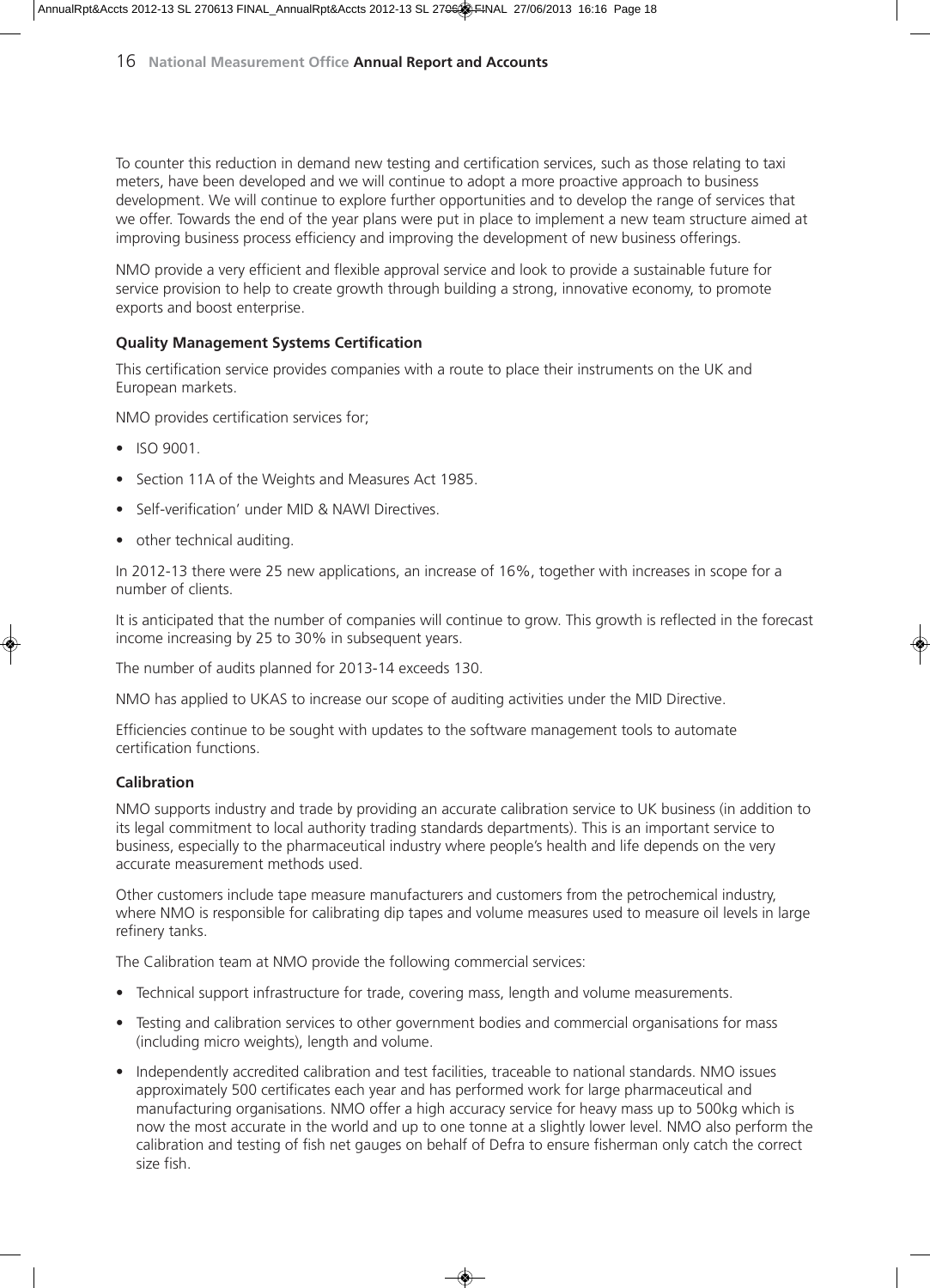To counter this reduction in demand new testing and certification services, such as those relating to taxi meters, have been developed and we will continue to adopt a more proactive approach to business development. We will continue to explore further opportunities and to develop the range of services that we offer. Towards the end of the year plans were put in place to implement a new team structure aimed at improving business process efficiency and improving the development of new business offerings.

NMO provide a very efficient and flexible approval service and look to provide a sustainable future for service provision to help to create growth through building a strong, innovative economy, to promote exports and boost enterprise.

**Quality Management Systems Certification**

This certification service provides companies with a route to place their instruments on the UK and European markets.

NMO provides certification services for;

- ISO 9001.
- Section 11A of the Weights and Measures Act 1985.
- Self-verification' under MID & NAWI Directives.
- other technical auditing.

In 2012-13 there were 25 new applications, an increase of 16%, together with increases in scope for a number of clients.

It is anticipated that the number of companies will continue to grow. This growth is reflected in the forecast income increasing by 25 to 30% in subsequent years.

The number of audits planned for 2013-14 exceeds 130.

NMO has applied to UKAS to increase our scope of auditing activities under the MID Directive.

Efficiencies continue to be sought with updates to the software management tools to automate certification functions.

**Calibration**

NMO supports industry and trade by providing an accurate calibration service to UK business (in addition to its legal commitment to local authority trading standards departments). This is an important service to business, especially to the pharmaceutical industry where people's health and life depends on the very accurate measurement methods used.

Other customers include tape measure manufacturers and customers from the petrochemical industry, where NMO is responsible for calibrating dip tapes and volume measures used to measure oil levels in large refinery tanks.

The Calibration team at NMO provide the following commercial services:

- Technical support infrastructure for trade, covering mass, length and volume measurements.
- Testing and calibration services to other government bodies and commercial organisations for mass (including micro weights), length and volume.
- Independently accredited calibration and test facilities, traceable to national standards. NMO issues approximately 500 certificates each year and has performed work for large pharmaceutical and manufacturing organisations. NMO offer a high accuracy service for heavy mass up to 500kg which is now the most accurate in the world and up to one tonne at a slightly lower level. NMO also perform the calibration and testing of fish net gauges on behalf of Defra to ensure fisherman only catch the correct size fish.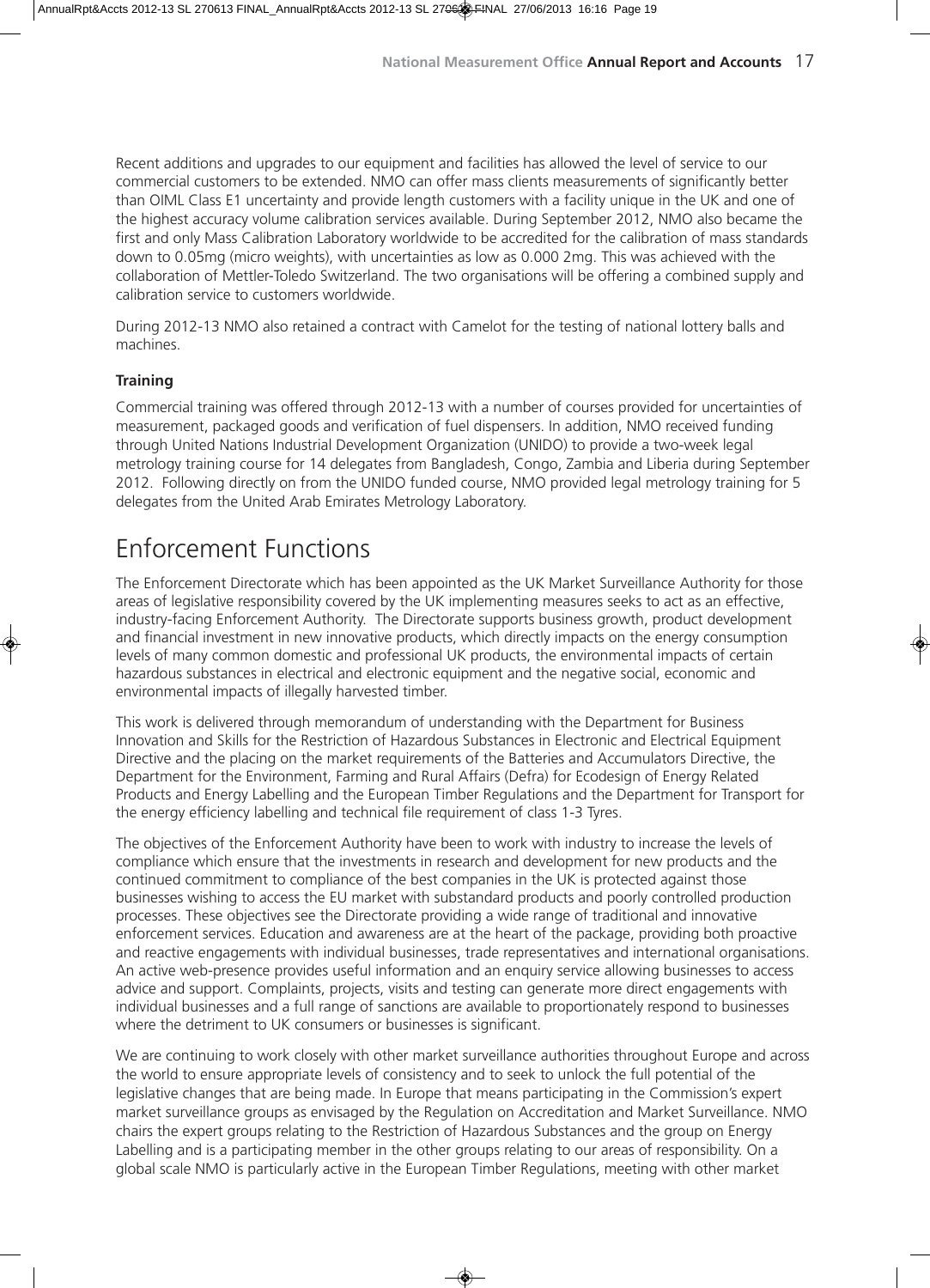Recent additions and upgrades to our equipment and facilities has allowed the level of service to our commercial customers to be extended. NMO can offer mass clients measurements of significantly better than OIML Class E1 uncertainty and provide length customers with a facility unique in the UK and one of the highest accuracy volume calibration services available. During September 2012, NMO also became the first and only Mass Calibration Laboratory worldwide to be accredited for the calibration of mass standards down to 0.05mg (micro weights), with uncertainties as low as 0.000 2mg. This was achieved with the collaboration of Mettler-Toledo Switzerland. The two organisations will be offering a combined supply and calibration service to customers worldwide.

During 2012-13 NMO also retained a contract with Camelot for the testing of national lottery balls and machines.

**Training**

Commercial training was offered through 2012-13 with a number of courses provided for uncertainties of measurement, packaged goods and verification of fuel dispensers. In addition, NMO received funding through United Nations Industrial Development Organization (UNIDO) to provide a two-week legal metrology training course for 14 delegates from Bangladesh, Congo, Zambia and Liberia during September 2012. Following directly on from the UNIDO funded course, NMO provided legal metrology training for 5 delegates from the United Arab Emirates Metrology Laboratory.

# Enforcement Functions

The Enforcement Directorate which has been appointed as the UK Market Surveillance Authority for those areas of legislative responsibility covered by the UK implementing measures seeks to act as an effective, industry-facing Enforcement Authority. The Directorate supports business growth, product development and financial investment in new innovative products, which directly impacts on the energy consumption levels of many common domestic and professional UK products, the environmental impacts of certain hazardous substances in electrical and electronic equipment and the negative social, economic and environmental impacts of illegally harvested timber.

This work is delivered through memorandum of understanding with the Department for Business Innovation and Skills for the Restriction of Hazardous Substances in Electronic and Electrical Equipment Directive and the placing on the market requirements of the Batteries and Accumulators Directive, the Department for the Environment, Farming and Rural Affairs (Defra) for Ecodesign of Energy Related Products and Energy Labelling and the European Timber Regulations and the Department for Transport for the energy efficiency labelling and technical file requirement of class 1-3 Tyres.

The objectives of the Enforcement Authority have been to work with industry to increase the levels of compliance which ensure that the investments in research and development for new products and the continued commitment to compliance of the best companies in the UK is protected against those businesses wishing to access the EU market with substandard products and poorly controlled production processes. These objectives see the Directorate providing a wide range of traditional and innovative enforcement services. Education and awareness are at the heart of the package, providing both proactive and reactive engagements with individual businesses, trade representatives and international organisations. An active web-presence provides useful information and an enquiry service allowing businesses to access advice and support. Complaints, projects, visits and testing can generate more direct engagements with individual businesses and a full range of sanctions are available to proportionately respond to businesses where the detriment to UK consumers or businesses is significant.

We are continuing to work closely with other market surveillance authorities throughout Europe and across the world to ensure appropriate levels of consistency and to seek to unlock the full potential of the legislative changes that are being made. In Europe that means participating in the Commission's expert market surveillance groups as envisaged by the Regulation on Accreditation and Market Surveillance. NMO chairs the expert groups relating to the Restriction of Hazardous Substances and the group on Energy Labelling and is a participating member in the other groups relating to our areas of responsibility. On a global scale NMO is particularly active in the European Timber Regulations, meeting with other market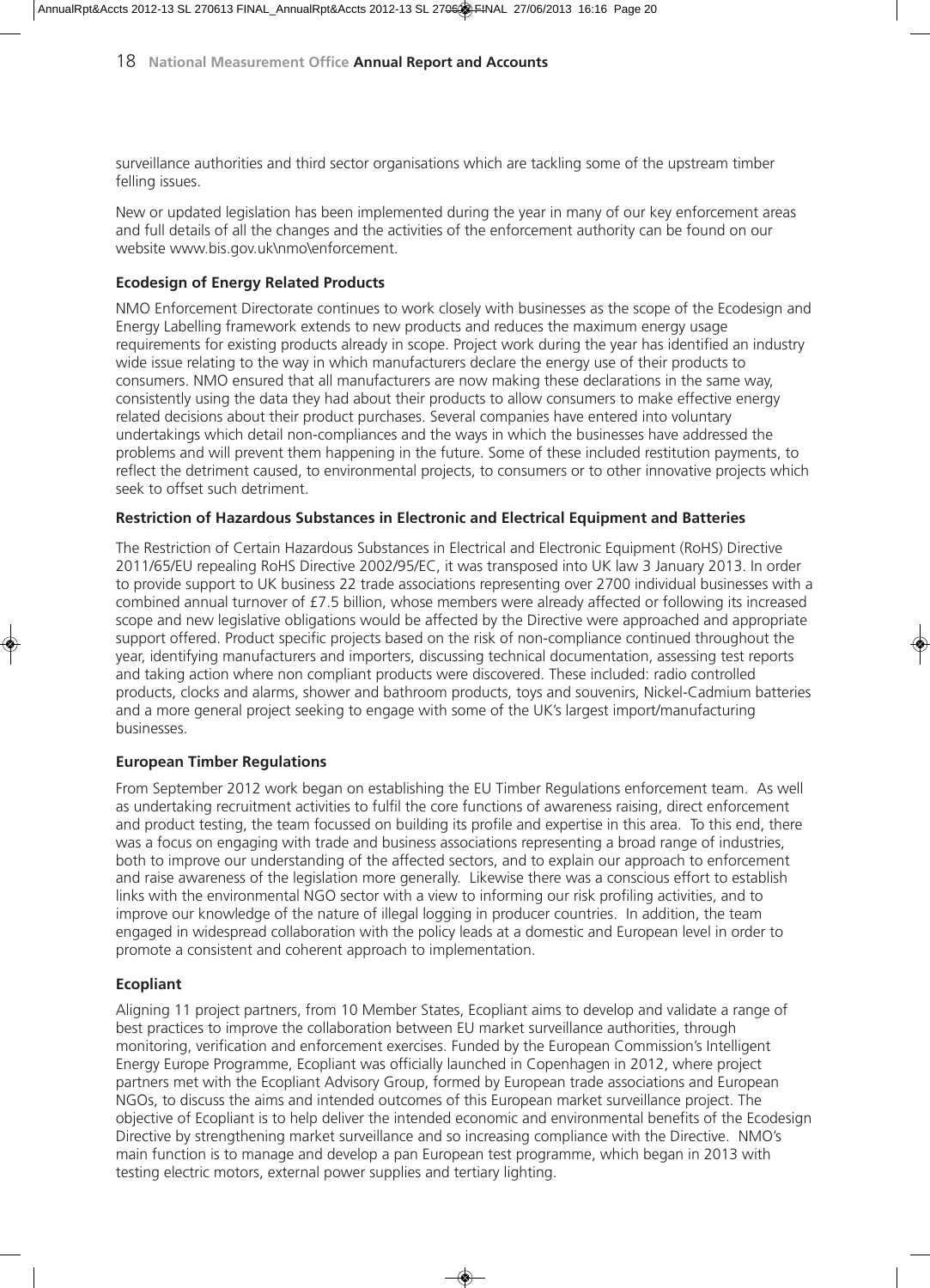surveillance authorities and third sector organisations which are tackling some of the upstream timber felling issues.

New or updated legislation has been implemented during the year in many of our key enforcement areas and full details of all the changes and the activities of the enforcement authority can be found on our website www.bis.gov.uk\nmo\enforcement.

**Ecodesign of Energy Related Products**

NMO Enforcement Directorate continues to work closely with businesses as the scope of the Ecodesign and Energy Labelling framework extends to new products and reduces the maximum energy usage requirements for existing products already in scope. Project work during the year has identified an industry wide issue relating to the way in which manufacturers declare the energy use of their products to consumers. NMO ensured that all manufacturers are now making these declarations in the same way, consistently using the data they had about their products to allow consumers to make effective energy related decisions about their product purchases. Several companies have entered into voluntary undertakings which detail non-compliances and the ways in which the businesses have addressed the problems and will prevent them happening in the future. Some of these included restitution payments, to reflect the detriment caused, to environmental projects, to consumers or to other innovative projects which seek to offset such detriment.

**Restriction of Hazardous Substances in Electronic and Electrical Equipment and Batteries**

The Restriction of Certain Hazardous Substances in Electrical and Electronic Equipment (RoHS) Directive 2011/65/EU repealing RoHS Directive 2002/95/EC, it was transposed into UK law 3 January 2013. In order to provide support to UK business 22 trade associations representing over 2700 individual businesses with a combined annual turnover of £7.5 billion, whose members were already affected or following its increased scope and new legislative obligations would be affected by the Directive were approached and appropriate support offered. Product specific projects based on the risk of non-compliance continued throughout the year, identifying manufacturers and importers, discussing technical documentation, assessing test reports and taking action where non compliant products were discovered. These included: radio controlled products, clocks and alarms, shower and bathroom products, toys and souvenirs, Nickel-Cadmium batteries and a more general project seeking to engage with some of the UK's largest import/manufacturing businesses.

**European Timber Regulations**

From September 2012 work began on establishing the EU Timber Regulations enforcement team. As well as undertaking recruitment activities to fulfil the core functions of awareness raising, direct enforcement and product testing, the team focussed on building its profile and expertise in this area. To this end, there was a focus on engaging with trade and business associations representing a broad range of industries, both to improve our understanding of the affected sectors, and to explain our approach to enforcement and raise awareness of the legislation more generally. Likewise there was a conscious effort to establish links with the environmental NGO sector with a view to informing our risk profiling activities, and to improve our knowledge of the nature of illegal logging in producer countries. In addition, the team engaged in widespread collaboration with the policy leads at a domestic and European level in order to promote a consistent and coherent approach to implementation.

**Ecopliant**

Aligning 11 project partners, from 10 Member States, Ecopliant aims to develop and validate a range of best practices to improve the collaboration between EU market surveillance authorities, through monitoring, verification and enforcement exercises. Funded by the European Commission's Intelligent Energy Europe Programme, Ecopliant was officially launched in Copenhagen in 2012, where project partners met with the Ecopliant Advisory Group, formed by European trade associations and European NGOs, to discuss the aims and intended outcomes of this European market surveillance project. The objective of Ecopliant is to help deliver the intended economic and environmental benefits of the Ecodesign Directive by strengthening market surveillance and so increasing compliance with the Directive. NMO's main function is to manage and develop a pan European test programme, which began in 2013 with testing electric motors, external power supplies and tertiary lighting.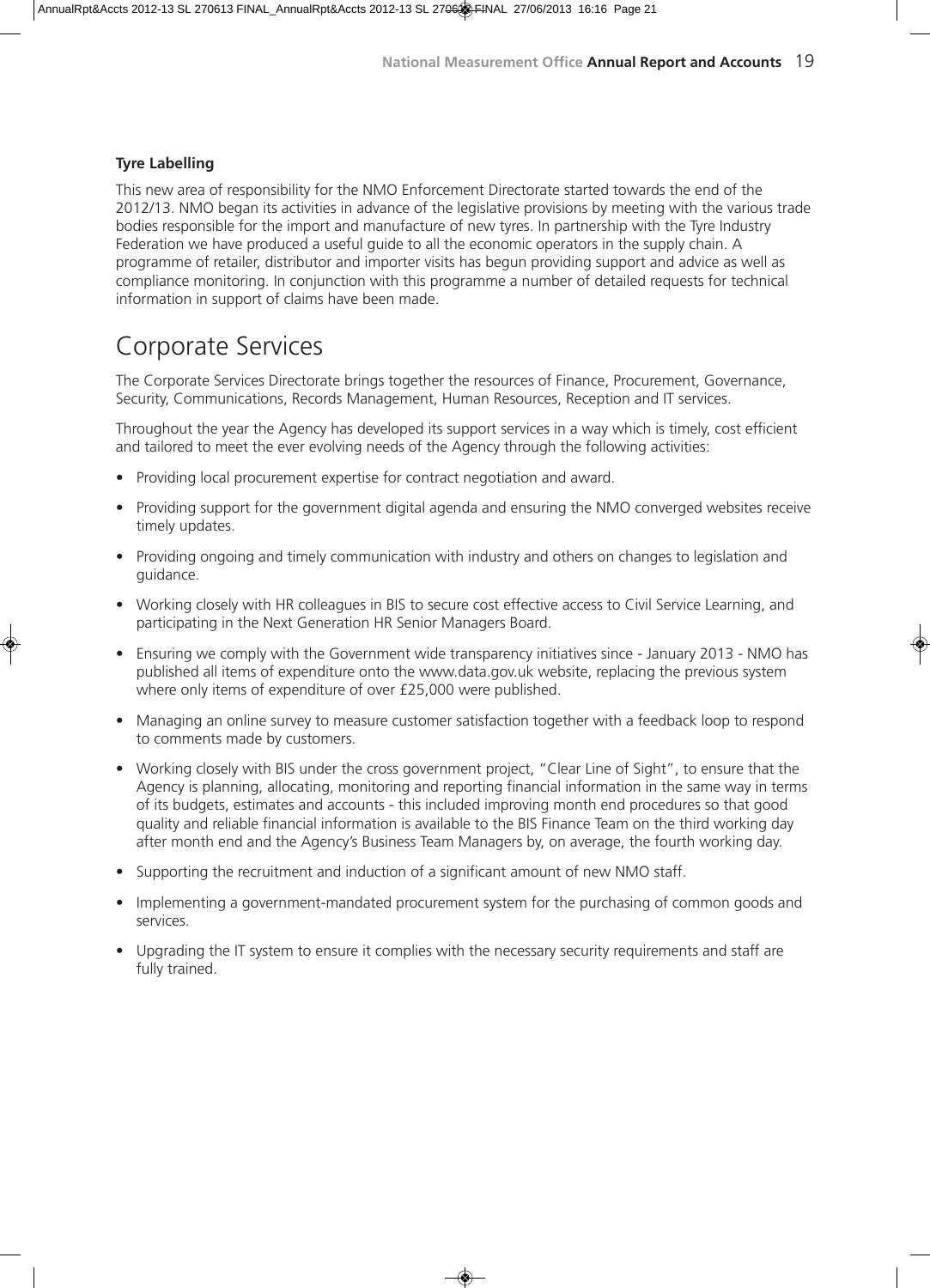### Tyre Labelling

This new area of responsibility for the NMO Enforcement Directorate started towards the end of the 2012/13. NMO began its activities in advance of the legislative provisions by meeting with the various trade bodies responsible for the import and manufacture of new tyres. In partnership with the Tyre Industry Federation we have produced a useful guide to all the economic operators in the supply chain. A programme of retailer, distributor and importer visits has begun providing support and advice as well as compliance monitoring. In conjunction with this programme a number of detailed requests for technical information in support of claims have been made.

## Corporate Services

The Corporate Services Directorate brings together the resources of Finance, Procurement, Governance, Security, Communications, Records Management, Human Resources, Reception and IT services.

Throughout the year the Agency has developed its support services in a way which is timely, cost efficient and tailored to meet the ever evolving needs of the Agency through the following activities:

- Providing local procurement expertise for contract negotiation and award.
- Providing support for the government digital agenda and ensuring the NMO converged websites receive timely updates.
- Providing ongoing and timely communication with industry and others on changes to legislation and guidance.
- Working closely with HR colleagues in BIS to secure cost effective access to Civil Service Learning, and participating in the Next Generation HR Senior Managers Board.
- Ensuring we comply with the Government wide transparency initiatives since - January 2013 - NMO has published all items of expenditure onto the www.data.gov.uk website, replacing the previous system where only items of expenditure of over £25,000 were published.
- Managing an online survey to measure customer satisfaction together with a feedback loop to respond to comments made by customers.
- Working closely with BIS under the cross government project, "Clear Line of Sight", to ensure that the Agency is planning, allocating, monitoring and reporting financial information in the same way in terms of its budgets, estimates and accounts - this included improving month end procedures so that good quality and reliable financial information is available to the BIS Finance Team on the third working day after month end and the Agency's Business Team Managers by, on average, the fourth working day.
- Supporting the recruitment and induction of a significant amount of new NMO staff.
- Implementing a government-mandated procurement system for the purchasing of common goods and services.
- Upgrading the IT system to ensure it complies with the necessary security requirements and staff are fully trained.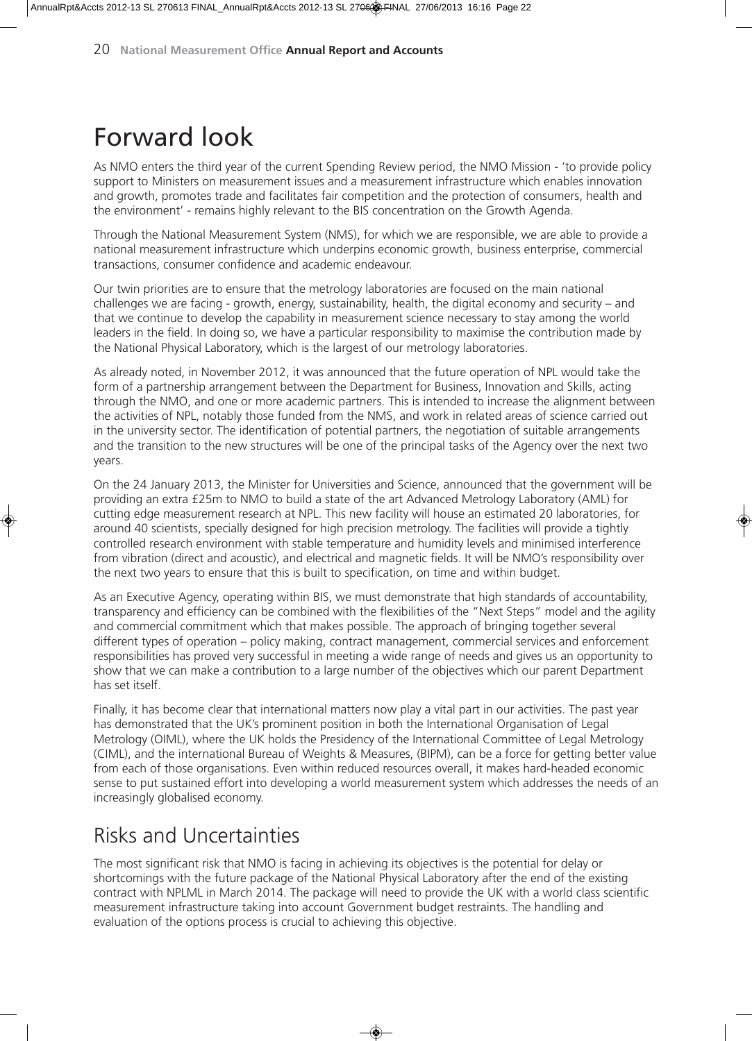# Forward look

As NMO enters the third year of the current Spending Review period, the NMO Mission - 'to provide policy support to Ministers on measurement issues and a measurement infrastructure which enables innovation and growth, promotes trade and facilitates fair competition and the protection of consumers, health and the environment' - remains highly relevant to the BIS concentration on the Growth Agenda.

Through the National Measurement System (NMS), for which we are responsible, we are able to provide a national measurement infrastructure which underpins economic growth, business enterprise, commercial transactions, consumer confidence and academic endeavour.

Our twin priorities are to ensure that the metrology laboratories are focused on the main national challenges we are facing - growth, energy, sustainability, health, the digital economy and security – and that we continue to develop the capability in measurement science necessary to stay among the world leaders in the field. In doing so, we have a particular responsibility to maximise the contribution made by the National Physical Laboratory, which is the largest of our metrology laboratories.

As already noted, in November 2012, it was announced that the future operation of NPL would take the form of a partnership arrangement between the Department for Business, Innovation and Skills, acting through the NMO, and one or more academic partners. This is intended to increase the alignment between the activities of NPL, notably those funded from the NMS, and work in related areas of science carried out in the university sector. The identification of potential partners, the negotiation of suitable arrangements and the transition to the new structures will be one of the principal tasks of the Agency over the next two years.

On the 24 January 2013, the Minister for Universities and Science, announced that the government will be providing an extra £25m to NMO to build a state of the art Advanced Metrology Laboratory (AML) for cutting edge measurement research at NPL. This new facility will house an estimated 20 laboratories, for around 40 scientists, specially designed for high precision metrology. The facilities will provide a tightly controlled research environment with stable temperature and humidity levels and minimised interference from vibration (direct and acoustic), and electrical and magnetic fields. It will be NMO's responsibility over the next two years to ensure that this is built to specification, on time and within budget.

As an Executive Agency, operating within BIS, we must demonstrate that high standards of accountability, transparency and efficiency can be combined with the flexibilities of the "Next Steps" model and the agility and commercial commitment which that makes possible. The approach of bringing together several different types of operation – policy making, contract management, commercial services and enforcement responsibilities has proved very successful in meeting a wide range of needs and gives us an opportunity to show that we can make a contribution to a large number of the objectives which our parent Department has set itself.

Finally, it has become clear that international matters now play a vital part in our activities. The past year has demonstrated that the UK's prominent position in both the International Organisation of Legal Metrology (OIML), where the UK holds the Presidency of the International Committee of Legal Metrology (CIML), and the international Bureau of Weights & Measures, (BIPM), can be a force for getting better value from each of those organisations. Even within reduced resources overall, it makes hard-headed economic sense to put sustained effort into developing a world measurement system which addresses the needs of an increasingly globalised economy.

## Risks and Uncertainties

The most significant risk that NMO is facing in achieving its objectives is the potential for delay or shortcomings with the future package of the National Physical Laboratory after the end of the existing contract with NPLML in March 2014. The package will need to provide the UK with a world class scientific measurement infrastructure taking into account Government budget restraints. The handling and evaluation of the options process is crucial to achieving this objective.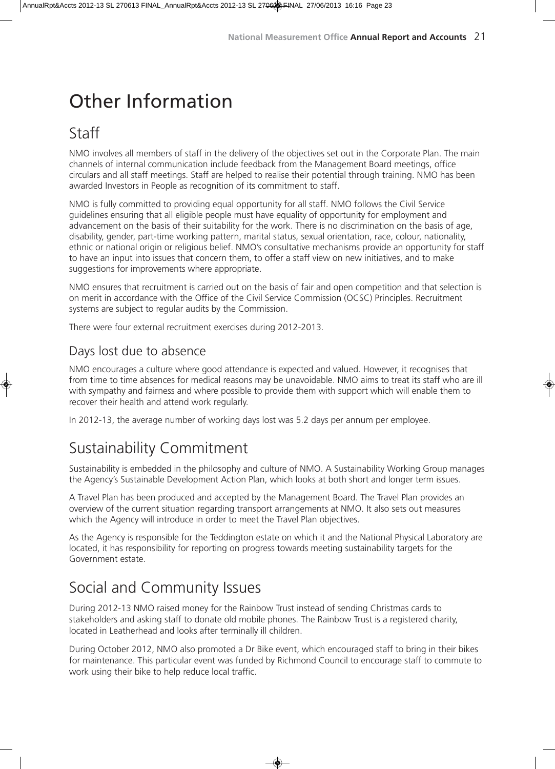# Other Information

## Staff

NMO involves all members of staff in the delivery of the objectives set out in the Corporate Plan. The main channels of internal communication include feedback from the Management Board meetings, office circulars and all staff meetings. Staff are helped to realise their potential through training. NMO has been awarded Investors in People as recognition of its commitment to staff.

NMO is fully committed to providing equal opportunity for all staff. NMO follows the Civil Service guidelines ensuring that all eligible people must have equality of opportunity for employment and advancement on the basis of their suitability for the work. There is no discrimination on the basis of age, disability, gender, part-time working pattern, marital status, sexual orientation, race, colour, nationality, ethnic or national origin or religious belief. NMO's consultative mechanisms provide an opportunity for staff to have an input into issues that concern them, to offer a staff view on new initiatives, and to make suggestions for improvements where appropriate.

NMO ensures that recruitment is carried out on the basis of fair and open competition and that selection is on merit in accordance with the Office of the Civil Service Commission (OCSC) Principles. Recruitment systems are subject to regular audits by the Commission.

There were four external recruitment exercises during 2012-2013.

### Days lost due to absence

NMO encourages a culture where good attendance is expected and valued. However, it recognises that from time to time absences for medical reasons may be unavoidable. NMO aims to treat its staff who are ill with sympathy and fairness and where possible to provide them with support which will enable them to recover their health and attend work regularly.

In 2012-13, the average number of working days lost was 5.2 days per annum per employee.

## Sustainability Commitment

Sustainability is embedded in the philosophy and culture of NMO. A Sustainability Working Group manages the Agency's Sustainable Development Action Plan, which looks at both short and longer term issues.

A Travel Plan has been produced and accepted by the Management Board. The Travel Plan provides an overview of the current situation regarding transport arrangements at NMO. It also sets out measures which the Agency will introduce in order to meet the Travel Plan objectives.

As the Agency is responsible for the Teddington estate on which it and the National Physical Laboratory are located, it has responsibility for reporting on progress towards meeting sustainability targets for the Government estate.

## Social and Community Issues

During 2012-13 NMO raised money for the Rainbow Trust instead of sending Christmas cards to stakeholders and asking staff to donate old mobile phones. The Rainbow Trust is a registered charity, located in Leatherhead and looks after terminally ill children.

During October 2012, NMO also promoted a Dr Bike event, which encouraged staff to bring in their bikes for maintenance. This particular event was funded by Richmond Council to encourage staff to commute to work using their bike to help reduce local traffic.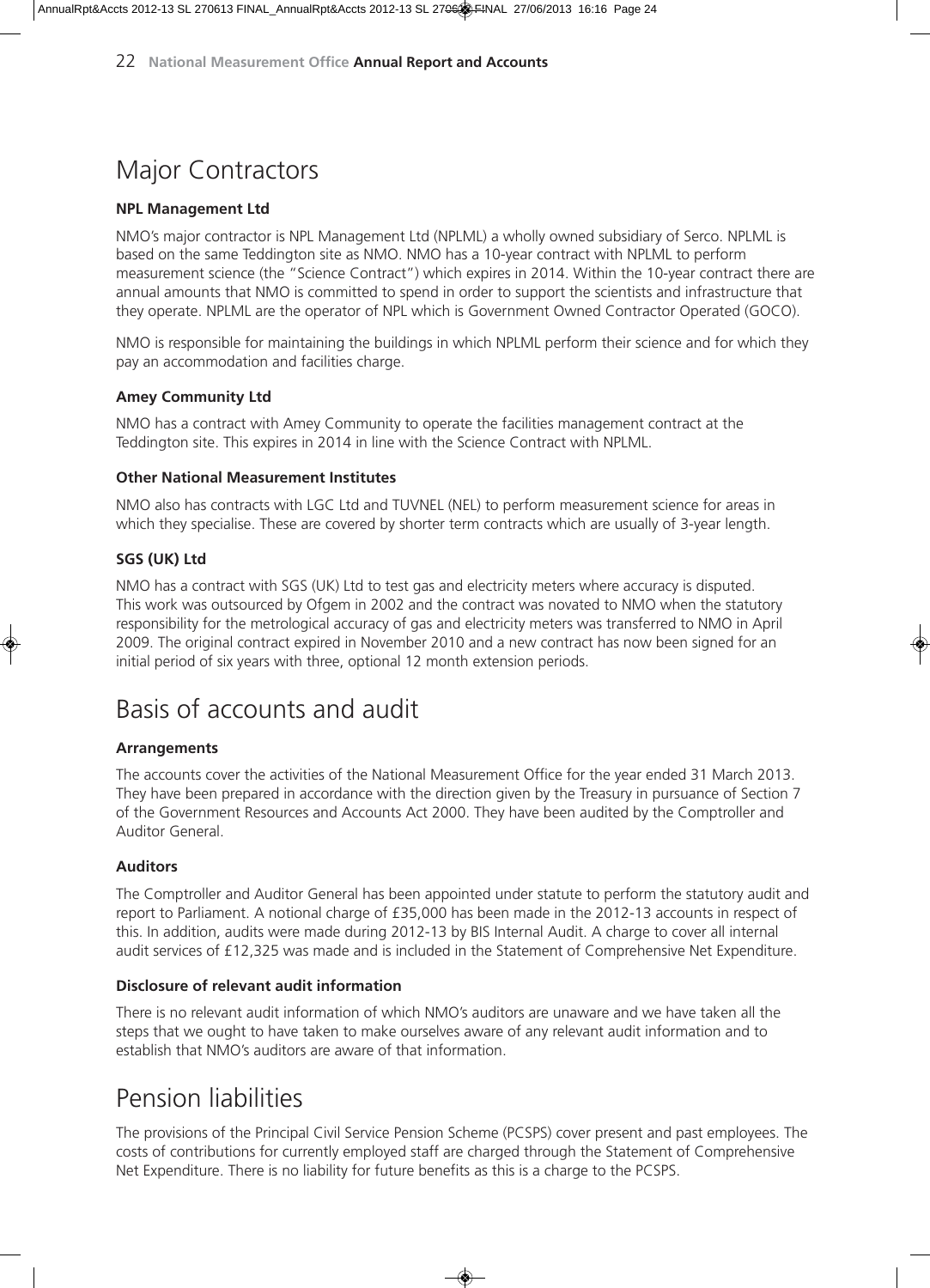# Major Contractors

**NPL Management Ltd**

NMO's major contractor is NPL Management Ltd (NPLML) a wholly owned subsidiary of Serco. NPLML is based on the same Teddington site as NMO. NMO has a 10-year contract with NPLML to perform measurement science (the "Science Contract") which expires in 2014. Within the 10-year contract there are annual amounts that NMO is committed to spend in order to support the scientists and infrastructure that they operate. NPLML are the operator of NPL which is Government Owned Contractor Operated (GOCO).

NMO is responsible for maintaining the buildings in which NPLML perform their science and for which they pay an accommodation and facilities charge.

**Amey Community Ltd**

NMO has a contract with Amey Community to operate the facilities management contract at the Teddington site. This expires in 2014 in line with the Science Contract with NPLML.

**Other National Measurement Institutes**

NMO also has contracts with LGC Ltd and TUVNEL (NEL) to perform measurement science for areas in which they specialise. These are covered by shorter term contracts which are usually of 3-year length.

**SGS (UK) Ltd**

NMO has a contract with SGS (UK) Ltd to test gas and electricity meters where accuracy is disputed. This work was outsourced by Ofgem in 2002 and the contract was novated to NMO when the statutory responsibility for the metrological accuracy of gas and electricity meters was transferred to NMO in April 2009. The original contract expired in November 2010 and a new contract has now been signed for an initial period of six years with three, optional 12 month extension periods.

# Basis of accounts and audit

**Arrangements**

The accounts cover the activities of the National Measurement Office for the year ended 31 March 2013. They have been prepared in accordance with the direction given by the Treasury in pursuance of Section 7 of the Government Resources and Accounts Act 2000. They have been audited by the Comptroller and Auditor General.

**Auditors**

The Comptroller and Auditor General has been appointed under statute to perform the statutory audit and report to Parliament. A notional charge of £35,000 has been made in the 2012-13 accounts in respect of this. In addition, audits were made during 2012-13 by BIS Internal Audit. A charge to cover all internal audit services of £12,325 was made and is included in the Statement of Comprehensive Net Expenditure.

**Disclosure of relevant audit information**

There is no relevant audit information of which NMO's auditors are unaware and we have taken all the steps that we ought to have taken to make ourselves aware of any relevant audit information and to establish that NMO's auditors are aware of that information.

# Pension liabilities

The provisions of the Principal Civil Service Pension Scheme (PCSPS) cover present and past employees. The costs of contributions for currently employed staff are charged through the Statement of Comprehensive Net Expenditure. There is no liability for future benefits as this is a charge to the PCSPS.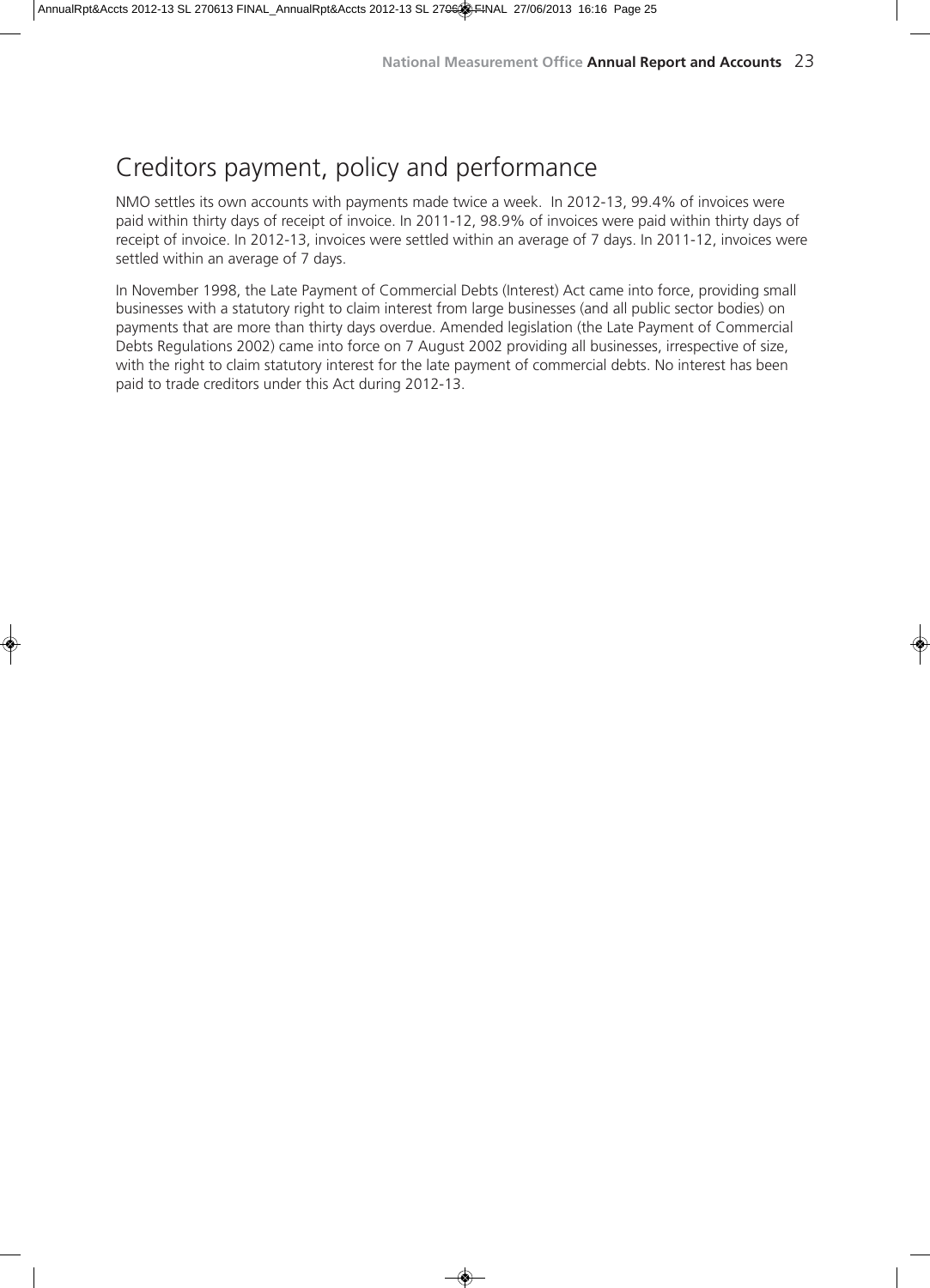## Creditors payment, policy and performance

NMO settles its own accounts with payments made twice a week. In 2012-13, 99.4% of invoices were paid within thirty days of receipt of invoice. In 2011-12, 98.9% of invoices were paid within thirty days of receipt of invoice. In 2012-13, invoices were settled within an average of 7 days. In 2011-12, invoices were settled within an average of 7 days.

In November 1998, the Late Payment of Commercial Debts (Interest) Act came into force, providing small businesses with a statutory right to claim interest from large businesses (and all public sector bodies) on payments that are more than thirty days overdue. Amended legislation (the Late Payment of Commercial Debts Regulations 2002) came into force on 7 August 2002 providing all businesses, irrespective of size, with the right to claim statutory interest for the late payment of commercial debts. No interest has been paid to trade creditors under this Act during 2012-13.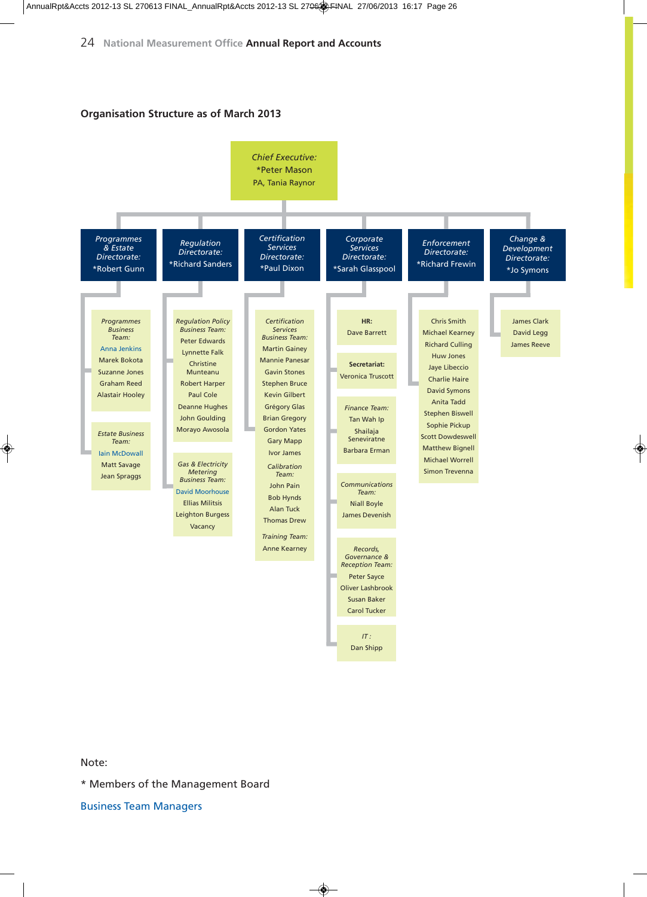## Organisation Structure as of March 2013

**Chief Executive:** *Peter Mason
PA, Tania Raynor

### Programmes & Estate Directorate: *Robert Gunn

*Programmes Business Team:*
- Anna Jenkins
- Marek Bokota
- Suzanne Jones
- Graham Reed
- Alastair Hooley

*Estate Business Team:*
- Iain McDowall
- Matt Savage
- Jean Spraggs

### Regulation Directorate: *Richard Sanders

*Regulation Policy Business Team:*
- Peter Edwards
- Lynnette Falk
- Christine Munteanu
- Robert Harper
- Paul Cole
- Deanne Hughes
- John Goulding
- Morayo Awosola

*Gas & Electricity Metering Business Team:*
- David Moorhouse
- Ellias Militsis
- Leighton Burgess
- Vacancy

### Certification Services Directorate: *Paul Dixon

*Certification Services Business Team:*
- Martin Gainey
- Mannie Panesar
- Gavin Stones
- Stephen Bruce
- Kevin Gilbert
- Grégory Glas
- Brian Gregory
- Gordon Yates
- Gary Mapp
- Ivor James

*Calibration Team:*
- John Pain
- Bob Hynds
- Alan Tuck
- Thomas Drew

*Training Team:*
- Anne Kearney

### Corporate Services Directorate: *Sarah Glasspool

**HR:**
- Dave Barrett

**Secretariat:**
- Veronica Truscott

*Finance Team:*
- Tan Wah Ip
- Shailaja Seneviratne
- Barbara Erman

*Communications Team:*
- Niall Boyle
- James Devenish

*Records, Governance & Reception Team:*
- Peter Sayce
- Oliver Lashbrook
- Susan Baker
- Carol Tucker

*IT:*
- Dan Shipp

### Enforcement Directorate: *Richard Frewin

- Chris Smith
- Michael Kearney
- Richard Culling
- Huw Jones
- Jaye Libeccio
- Charlie Haire
- David Symons
- Anita Tadd
- Stephen Biswell
- Sophie Pickup
- Scott Dowdeswell
- Matthew Bignell
- Michael Worrell
- Simon Trevenna

### Change & Development Directorate: *Jo Symons

- James Clark
- David Legg
- James Reeve

Note:

* Members of the Management Board

Business Team Managers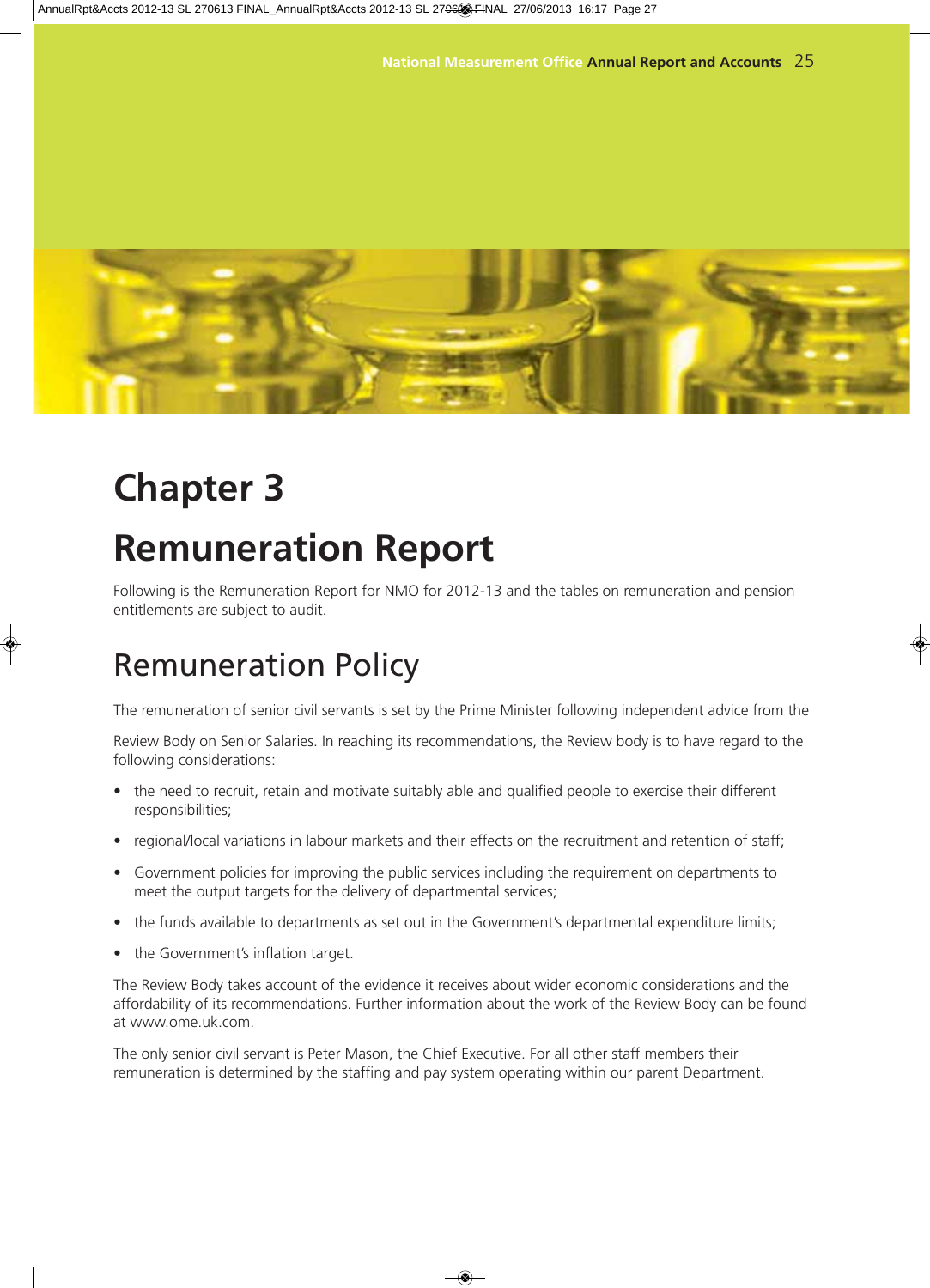# Chapter 3

# Remuneration Report

Following is the Remuneration Report for NMO for 2012-13 and the tables on remuneration and pension entitlements are subject to audit.

## Remuneration Policy

The remuneration of senior civil servants is set by the Prime Minister following independent advice from the

Review Body on Senior Salaries. In reaching its recommendations, the Review body is to have regard to the following considerations:

- the need to recruit, retain and motivate suitably able and qualified people to exercise their different responsibilities;
- regional/local variations in labour markets and their effects on the recruitment and retention of staff;
- Government policies for improving the public services including the requirement on departments to meet the output targets for the delivery of departmental services;
- the funds available to departments as set out in the Government's departmental expenditure limits;
- the Government's inflation target.

The Review Body takes account of the evidence it receives about wider economic considerations and the affordability of its recommendations. Further information about the work of the Review Body can be found at www.ome.uk.com.

The only senior civil servant is Peter Mason, the Chief Executive. For all other staff members their remuneration is determined by the staffing and pay system operating within our parent Department.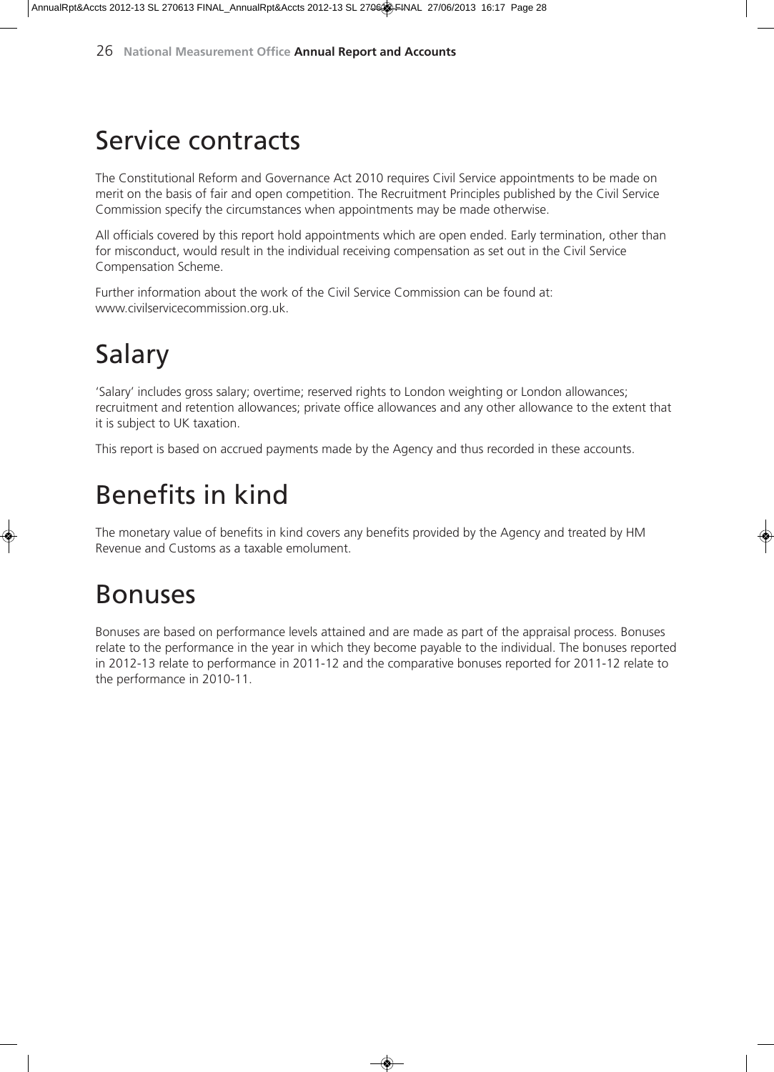## Service contracts

The Constitutional Reform and Governance Act 2010 requires Civil Service appointments to be made on merit on the basis of fair and open competition. The Recruitment Principles published by the Civil Service Commission specify the circumstances when appointments may be made otherwise.

All officials covered by this report hold appointments which are open ended. Early termination, other than for misconduct, would result in the individual receiving compensation as set out in the Civil Service Compensation Scheme.

Further information about the work of the Civil Service Commission can be found at: www.civilservicecommission.org.uk.

## Salary

'Salary' includes gross salary; overtime; reserved rights to London weighting or London allowances; recruitment and retention allowances; private office allowances and any other allowance to the extent that it is subject to UK taxation.

This report is based on accrued payments made by the Agency and thus recorded in these accounts.

## Benefits in kind

The monetary value of benefits in kind covers any benefits provided by the Agency and treated by HM Revenue and Customs as a taxable emolument.

## Bonuses

Bonuses are based on performance levels attained and are made as part of the appraisal process. Bonuses relate to the performance in the year in which they become payable to the individual. The bonuses reported in 2012-13 relate to performance in 2011-12 and the comparative bonuses reported for 2011-12 relate to the performance in 2010-11.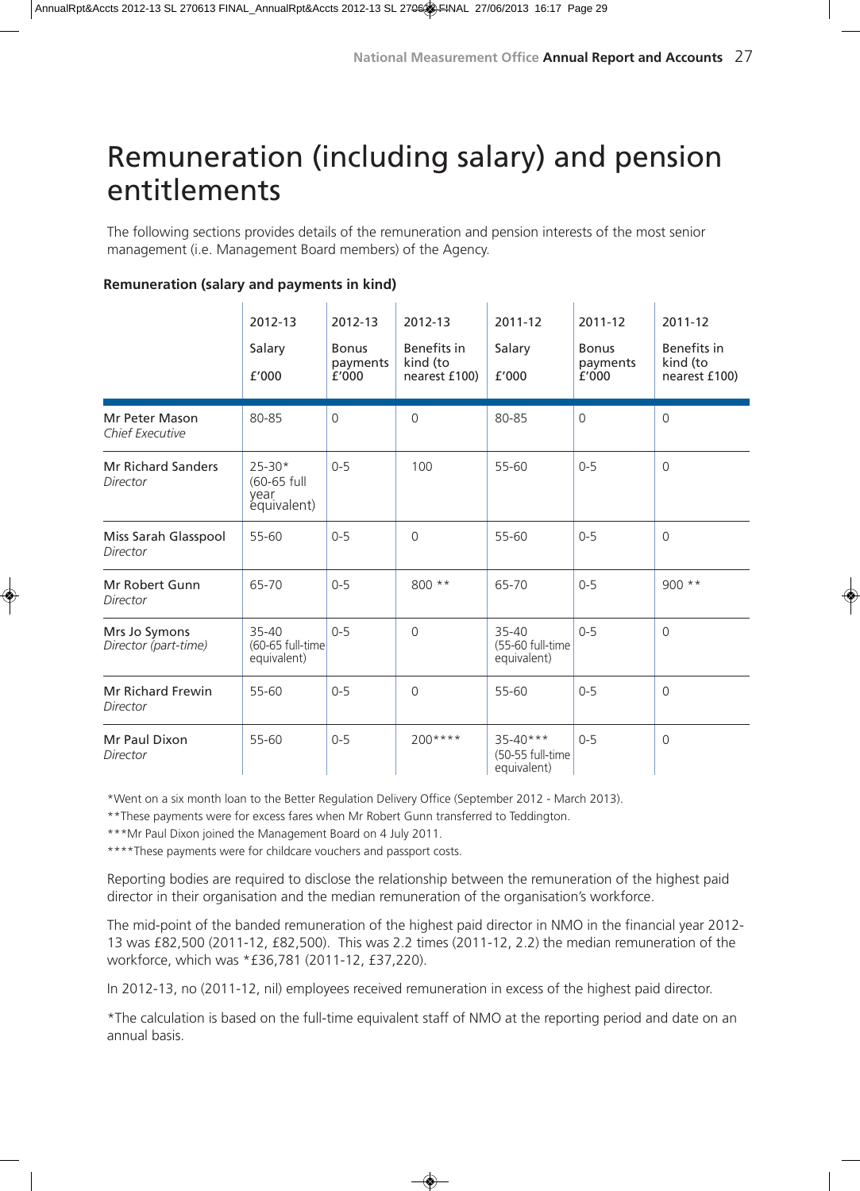# Remuneration (including salary) and pension entitlements

The following sections provides details of the remuneration and pension interests of the most senior management (i.e. Management Board members) of the Agency.

**Remuneration (salary and payments in kind)**

| | 2012-13 Salary £'000 | 2012-13 Bonus payments £'000 | 2012-13 Benefits in kind (to nearest £100) | 2011-12 Salary £'000 | 2011-12 Bonus payments £'000 | 2011-12 Benefits in kind (to nearest £100) |
|---|---|---|---|---|---|---|
| Mr Peter Mason *Chief Executive* | 80-85 | 0 | 0 | 80-85 | 0 | 0 |
| Mr Richard Sanders *Director* | 25-30* (60-65 full year equivalent) | 0-5 | 100 | 55-60 | 0-5 | 0 |
| Miss Sarah Glasspool *Director* | 55-60 | 0-5 | 0 | 55-60 | 0-5 | 0 |
| Mr Robert Gunn *Director* | 65-70 | 0-5 | 800 ** | 65-70 | 0-5 | 900 ** |
| Mrs Jo Symons *Director (part-time)* | 35-40 (60-65 full-time equivalent) | 0-5 | 0 | 35-40 (55-60 full-time equivalent) | 0-5 | 0 |
| Mr Richard Frewin *Director* | 55-60 | 0-5 | 0 | 55-60 | 0-5 | 0 |
| Mr Paul Dixon *Director* | 55-60 | 0-5 | 200**** | 35-40*** (50-55 full-time equivalent) | 0-5 | 0 |

*Went on a six month loan to the Better Regulation Delivery Office (September 2012 - March 2013).

**These payments were for excess fares when Mr Robert Gunn transferred to Teddington.

***Mr Paul Dixon joined the Management Board on 4 July 2011.

****These payments were for childcare vouchers and passport costs.

Reporting bodies are required to disclose the relationship between the remuneration of the highest paid director in their organisation and the median remuneration of the organisation's workforce.

The mid-point of the banded remuneration of the highest paid director in NMO in the financial year 2012-13 was £82,500 (2011-12, £82,500). This was 2.2 times (2011-12, 2.2) the median remuneration of the workforce, which was *£36,781 (2011-12, £37,220).

In 2012-13, no (2011-12, nil) employees received remuneration in excess of the highest paid director.

*The calculation is based on the full-time equivalent staff of NMO at the reporting period and date on an annual basis.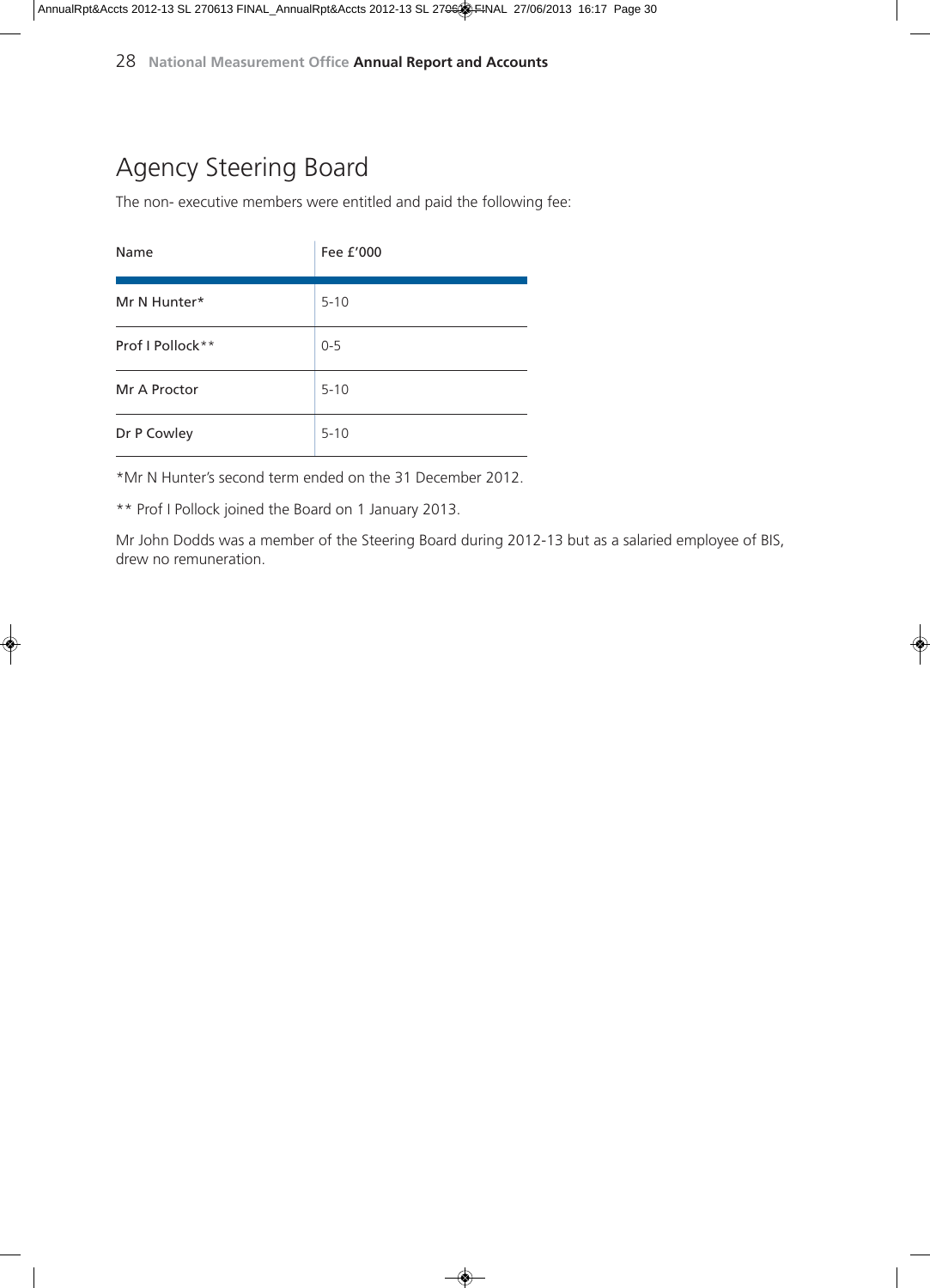## Agency Steering Board

The non- executive members were entitled and paid the following fee:

| Name | Fee £'000 |
|---|---|
| Mr N Hunter* | 5-10 |
| Prof I Pollock** | 0-5 |
| Mr A Proctor | 5-10 |
| Dr P Cowley | 5-10 |

*Mr N Hunter's second term ended on the 31 December 2012.

** Prof I Pollock joined the Board on 1 January 2013.

Mr John Dodds was a member of the Steering Board during 2012-13 but as a salaried employee of BIS, drew no remuneration.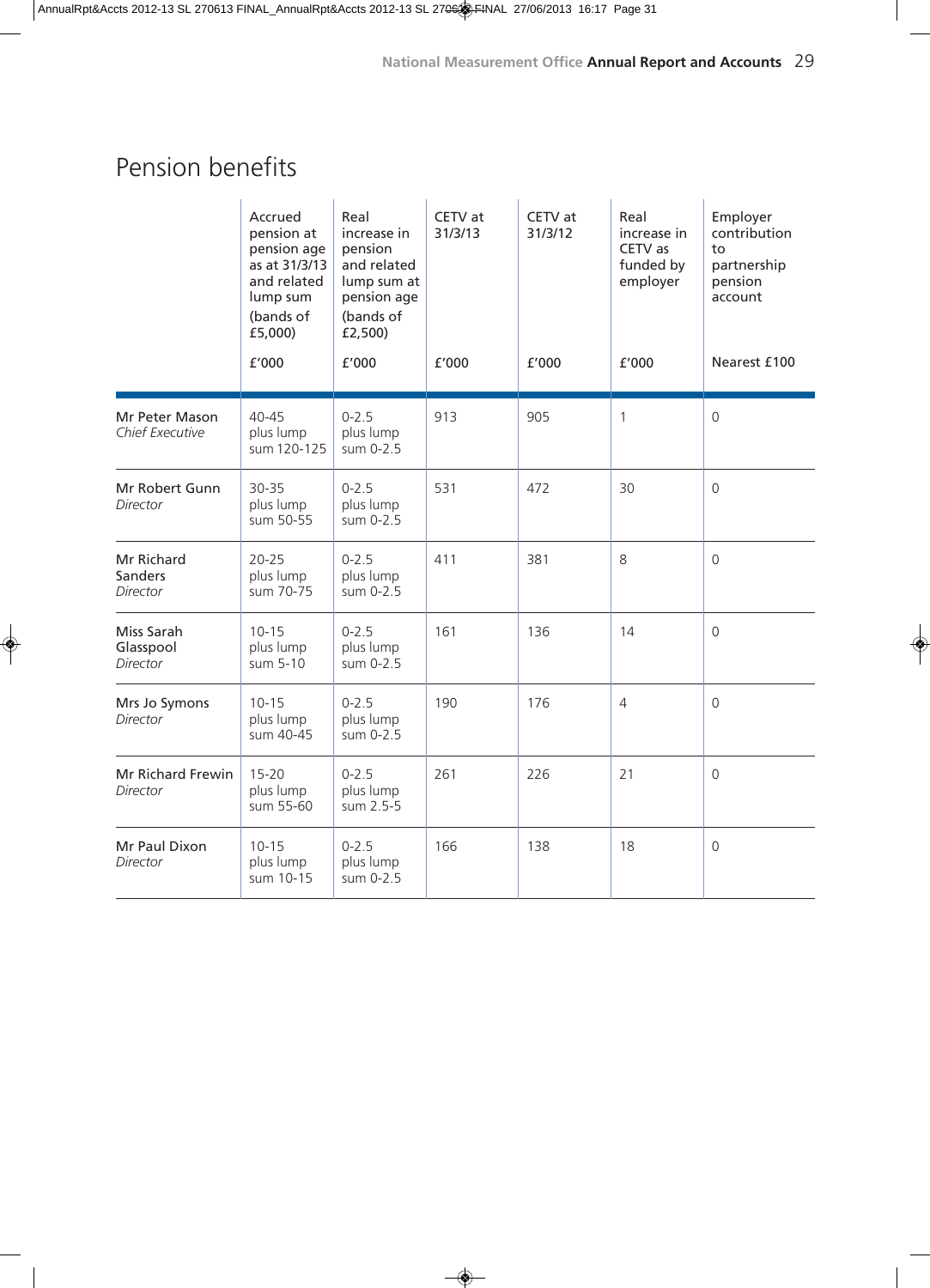## Pension benefits

| | Accrued pension at pension age as at 31/3/13 and related lump sum (bands of £5,000) | Real increase in pension and related lump sum at pension age (bands of £2,500) | CETV at 31/3/13 | CETV at 31/3/12 | Real increase in CETV as funded by employer | Employer contribution to partnership pension account |
|---|---|---|---|---|---|---|
| | £'000 | £'000 | £'000 | £'000 | £'000 | Nearest £100 |
| Mr Peter Mason *Chief Executive* | 40-45 plus lump sum 120-125 | 0-2.5 plus lump sum 0-2.5 | 913 | 905 | 1 | 0 |
| Mr Robert Gunn *Director* | 30-35 plus lump sum 50-55 | 0-2.5 plus lump sum 0-2.5 | 531 | 472 | 30 | 0 |
| Mr Richard Sanders *Director* | 20-25 plus lump sum 70-75 | 0-2.5 plus lump sum 0-2.5 | 411 | 381 | 8 | 0 |
| Miss Sarah Glasspool *Director* | 10-15 plus lump sum 5-10 | 0-2.5 plus lump sum 0-2.5 | 161 | 136 | 14 | 0 |
| Mrs Jo Symons *Director* | 10-15 plus lump sum 40-45 | 0-2.5 plus lump sum 0-2.5 | 190 | 176 | 4 | 0 |
| Mr Richard Frewin *Director* | 15-20 plus lump sum 55-60 | 0-2.5 plus lump sum 2.5-5 | 261 | 226 | 21 | 0 |
| Mr Paul Dixon *Director* | 10-15 plus lump sum 10-15 | 0-2.5 plus lump sum 0-2.5 | 166 | 138 | 18 | 0 |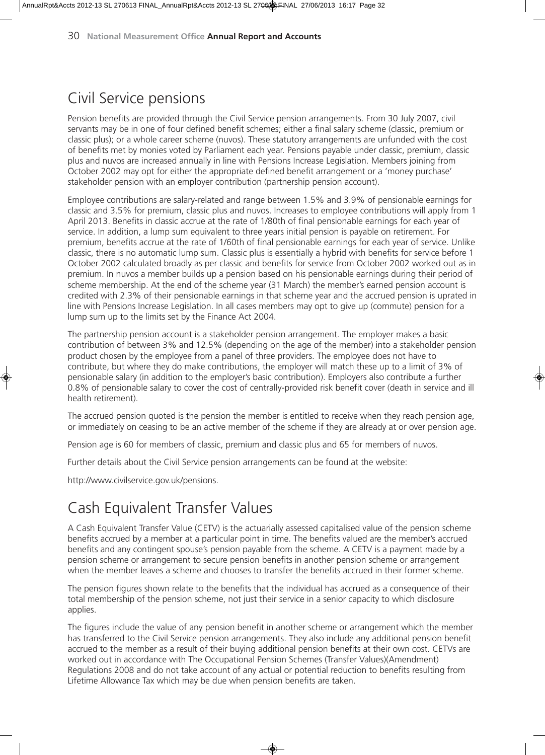## Civil Service pensions

Pension benefits are provided through the Civil Service pension arrangements. From 30 July 2007, civil servants may be in one of four defined benefit schemes; either a final salary scheme (classic, premium or classic plus); or a whole career scheme (nuvos). These statutory arrangements are unfunded with the cost of benefits met by monies voted by Parliament each year. Pensions payable under classic, premium, classic plus and nuvos are increased annually in line with Pensions Increase Legislation. Members joining from October 2002 may opt for either the appropriate defined benefit arrangement or a 'money purchase' stakeholder pension with an employer contribution (partnership pension account).

Employee contributions are salary-related and range between 1.5% and 3.9% of pensionable earnings for classic and 3.5% for premium, classic plus and nuvos. Increases to employee contributions will apply from 1 April 2013. Benefits in classic accrue at the rate of 1/80th of final pensionable earnings for each year of service. In addition, a lump sum equivalent to three years initial pension is payable on retirement. For premium, benefits accrue at the rate of 1/60th of final pensionable earnings for each year of service. Unlike classic, there is no automatic lump sum. Classic plus is essentially a hybrid with benefits for service before 1 October 2002 calculated broadly as per classic and benefits for service from October 2002 worked out as in premium. In nuvos a member builds up a pension based on his pensionable earnings during their period of scheme membership. At the end of the scheme year (31 March) the member's earned pension account is credited with 2.3% of their pensionable earnings in that scheme year and the accrued pension is uprated in line with Pensions Increase Legislation. In all cases members may opt to give up (commute) pension for a lump sum up to the limits set by the Finance Act 2004.

The partnership pension account is a stakeholder pension arrangement. The employer makes a basic contribution of between 3% and 12.5% (depending on the age of the member) into a stakeholder pension product chosen by the employee from a panel of three providers. The employee does not have to contribute, but where they do make contributions, the employer will match these up to a limit of 3% of pensionable salary (in addition to the employer's basic contribution). Employers also contribute a further 0.8% of pensionable salary to cover the cost of centrally-provided risk benefit cover (death in service and ill health retirement).

The accrued pension quoted is the pension the member is entitled to receive when they reach pension age, or immediately on ceasing to be an active member of the scheme if they are already at or over pension age.

Pension age is 60 for members of classic, premium and classic plus and 65 for members of nuvos.

Further details about the Civil Service pension arrangements can be found at the website:

http://www.civilservice.gov.uk/pensions.

## Cash Equivalent Transfer Values

A Cash Equivalent Transfer Value (CETV) is the actuarially assessed capitalised value of the pension scheme benefits accrued by a member at a particular point in time. The benefits valued are the member's accrued benefits and any contingent spouse's pension payable from the scheme. A CETV is a payment made by a pension scheme or arrangement to secure pension benefits in another pension scheme or arrangement when the member leaves a scheme and chooses to transfer the benefits accrued in their former scheme.

The pension figures shown relate to the benefits that the individual has accrued as a consequence of their total membership of the pension scheme, not just their service in a senior capacity to which disclosure applies.

The figures include the value of any pension benefit in another scheme or arrangement which the member has transferred to the Civil Service pension arrangements. They also include any additional pension benefit accrued to the member as a result of their buying additional pension benefits at their own cost. CETVs are worked out in accordance with The Occupational Pension Schemes (Transfer Values)(Amendment) Regulations 2008 and do not take account of any actual or potential reduction to benefits resulting from Lifetime Allowance Tax which may be due when pension benefits are taken.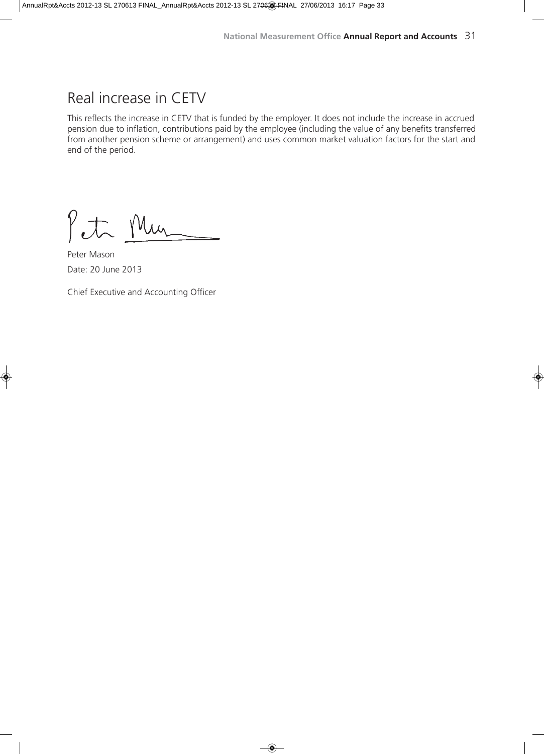## Real increase in CETV

This reflects the increase in CETV that is funded by the employer. It does not include the increase in accrued pension due to inflation, contributions paid by the employee (including the value of any benefits transferred from another pension scheme or arrangement) and uses common market valuation factors for the start and end of the period.

Peter Mason

Date: 20 June 2013

Chief Executive and Accounting Officer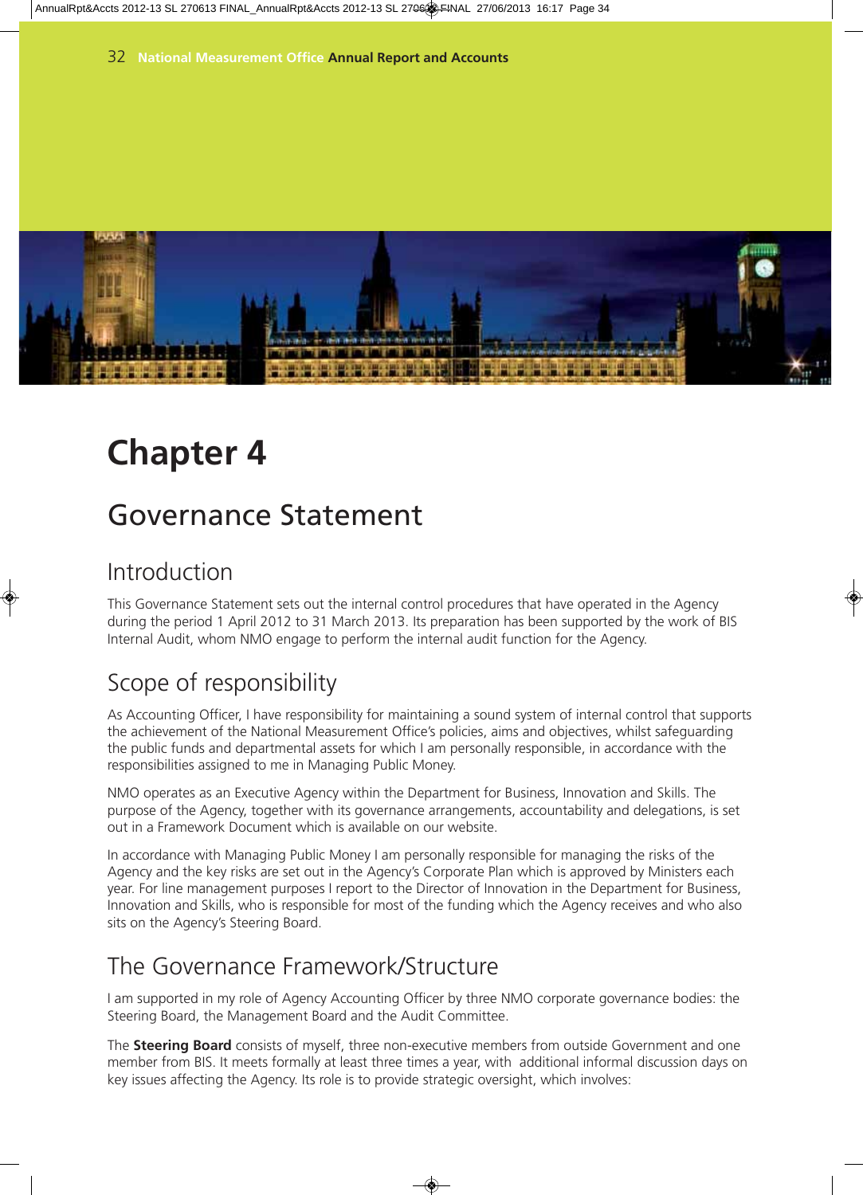# Chapter 4

## Governance Statement

### Introduction

This Governance Statement sets out the internal control procedures that have operated in the Agency during the period 1 April 2012 to 31 March 2013. Its preparation has been supported by the work of BIS Internal Audit, whom NMO engage to perform the internal audit function for the Agency.

### Scope of responsibility

As Accounting Officer, I have responsibility for maintaining a sound system of internal control that supports the achievement of the National Measurement Office's policies, aims and objectives, whilst safeguarding the public funds and departmental assets for which I am personally responsible, in accordance with the responsibilities assigned to me in Managing Public Money.

NMO operates as an Executive Agency within the Department for Business, Innovation and Skills. The purpose of the Agency, together with its governance arrangements, accountability and delegations, is set out in a Framework Document which is available on our website.

In accordance with Managing Public Money I am personally responsible for managing the risks of the Agency and the key risks are set out in the Agency's Corporate Plan which is approved by Ministers each year. For line management purposes I report to the Director of Innovation in the Department for Business, Innovation and Skills, who is responsible for most of the funding which the Agency receives and who also sits on the Agency's Steering Board.

### The Governance Framework/Structure

I am supported in my role of Agency Accounting Officer by three NMO corporate governance bodies: the Steering Board, the Management Board and the Audit Committee.

The **Steering Board** consists of myself, three non-executive members from outside Government and one member from BIS. It meets formally at least three times a year, with additional informal discussion days on key issues affecting the Agency. Its role is to provide strategic oversight, which involves: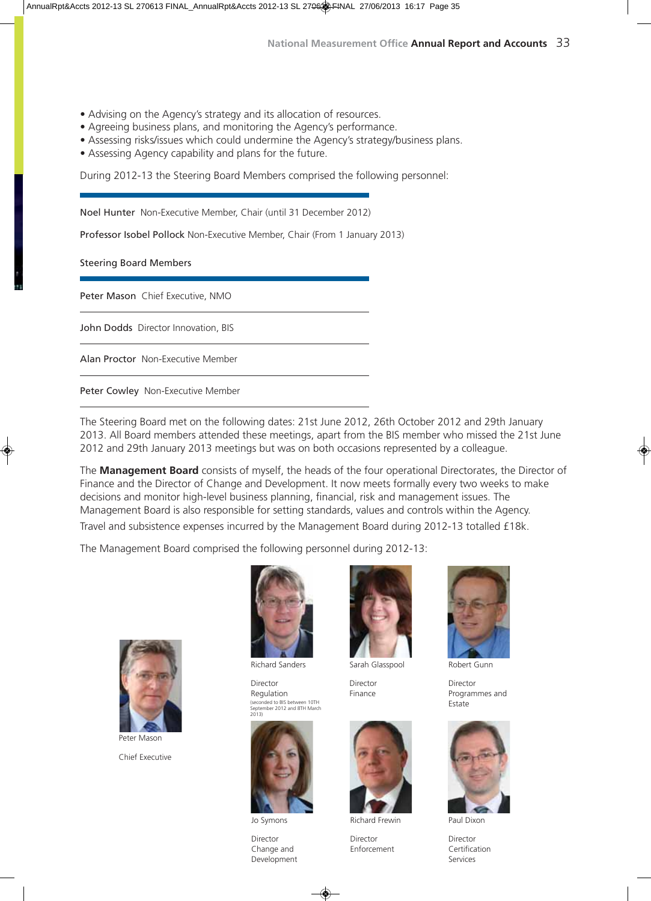- Advising on the Agency's strategy and its allocation of resources.
- Agreeing business plans, and monitoring the Agency's performance.
- Assessing risks/issues which could undermine the Agency's strategy/business plans.
- Assessing Agency capability and plans for the future.

During 2012-13 the Steering Board Members comprised the following personnel:

**Noel Hunter** Non-Executive Member, Chair (until 31 December 2012)

**Professor Isobel Pollock** Non-Executive Member, Chair (From 1 January 2013)

**Steering Board Members**

**Peter Mason** Chief Executive, NMO

**John Dodds** Director Innovation, BIS

**Alan Proctor** Non-Executive Member

**Peter Cowley** Non-Executive Member

The Steering Board met on the following dates: 21st June 2012, 26th October 2012 and 29th January 2013. All Board members attended these meetings, apart from the BIS member who missed the 21st June 2012 and 29th January 2013 meetings but was on both occasions represented by a colleague.

The **Management Board** consists of myself, the heads of the four operational Directorates, the Director of Finance and the Director of Change and Development. It now meets formally every two weeks to make decisions and monitor high-level business planning, financial, risk and management issues. The Management Board is also responsible for setting standards, values and controls within the Agency.

Travel and subsistence expenses incurred by the Management Board during 2012-13 totalled £18k.

The Management Board comprised the following personnel during 2012-13:

Peter Mason

Chief Executive

Richard Sanders

Director Regulation
(seconded to BIS between 10TH September 2012 and 8TH March 2013)

Sarah Glasspool

Director Finance

Robert Gunn

Director Programmes and Estate

Jo Symons

Director Change and Development

Richard Frewin

Director Enforcement

Paul Dixon

Director Certification Services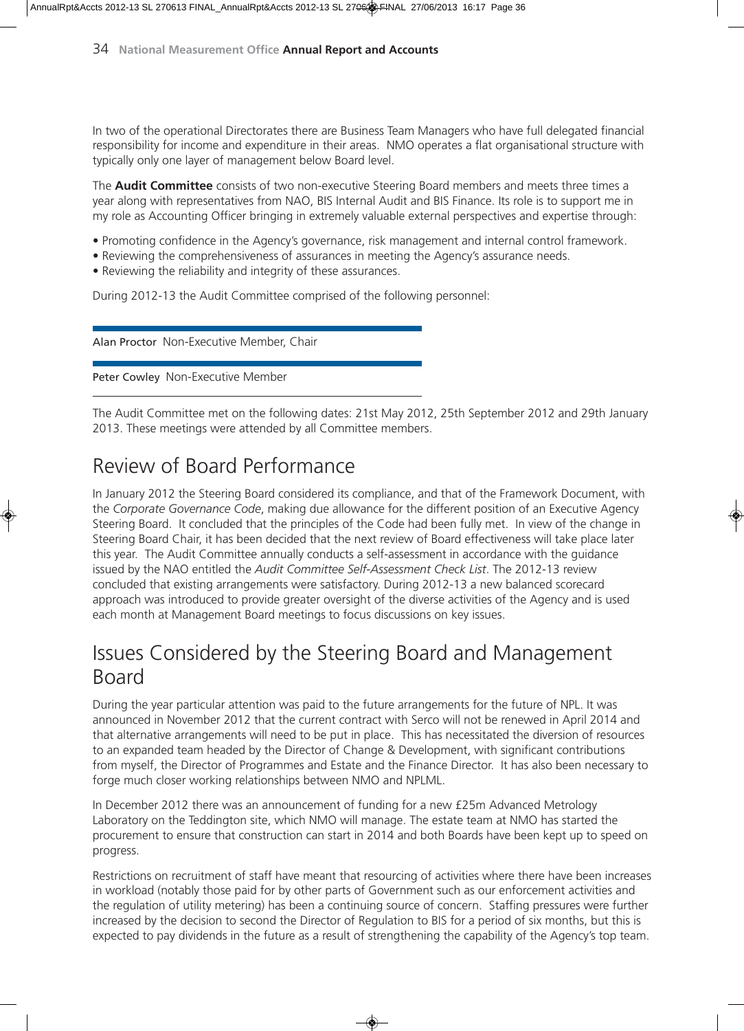In two of the operational Directorates there are Business Team Managers who have full delegated financial responsibility for income and expenditure in their areas. NMO operates a flat organisational structure with typically only one layer of management below Board level.

The **Audit Committee** consists of two non-executive Steering Board members and meets three times a year along with representatives from NAO, BIS Internal Audit and BIS Finance. Its role is to support me in my role as Accounting Officer bringing in extremely valuable external perspectives and expertise through:

- Promoting confidence in the Agency's governance, risk management and internal control framework.
- Reviewing the comprehensiveness of assurances in meeting the Agency's assurance needs.
- Reviewing the reliability and integrity of these assurances.

During 2012-13 the Audit Committee comprised of the following personnel:

| | |
|---|---|
| Alan Proctor | Non-Executive Member, Chair |
| Peter Cowley | Non-Executive Member |

The Audit Committee met on the following dates: 21st May 2012, 25th September 2012 and 29th January 2013. These meetings were attended by all Committee members.

## Review of Board Performance

In January 2012 the Steering Board considered its compliance, and that of the Framework Document, with the *Corporate Governance Code*, making due allowance for the different position of an Executive Agency Steering Board. It concluded that the principles of the Code had been fully met. In view of the change in Steering Board Chair, it has been decided that the next review of Board effectiveness will take place later this year. The Audit Committee annually conducts a self-assessment in accordance with the guidance issued by the NAO entitled the *Audit Committee Self-Assessment Check List*. The 2012-13 review concluded that existing arrangements were satisfactory. During 2012-13 a new balanced scorecard approach was introduced to provide greater oversight of the diverse activities of the Agency and is used each month at Management Board meetings to focus discussions on key issues.

## Issues Considered by the Steering Board and Management Board

During the year particular attention was paid to the future arrangements for the future of NPL. It was announced in November 2012 that the current contract with Serco will not be renewed in April 2014 and that alternative arrangements will need to be put in place. This has necessitated the diversion of resources to an expanded team headed by the Director of Change & Development, with significant contributions from myself, the Director of Programmes and Estate and the Finance Director. It has also been necessary to forge much closer working relationships between NMO and NPLML.

In December 2012 there was an announcement of funding for a new £25m Advanced Metrology Laboratory on the Teddington site, which NMO will manage. The estate team at NMO has started the procurement to ensure that construction can start in 2014 and both Boards have been kept up to speed on progress.

Restrictions on recruitment of staff have meant that resourcing of activities where there have been increases in workload (notably those paid for by other parts of Government such as our enforcement activities and the regulation of utility metering) has been a continuing source of concern. Staffing pressures were further increased by the decision to second the Director of Regulation to BIS for a period of six months, but this is expected to pay dividends in the future as a result of strengthening the capability of the Agency's top team.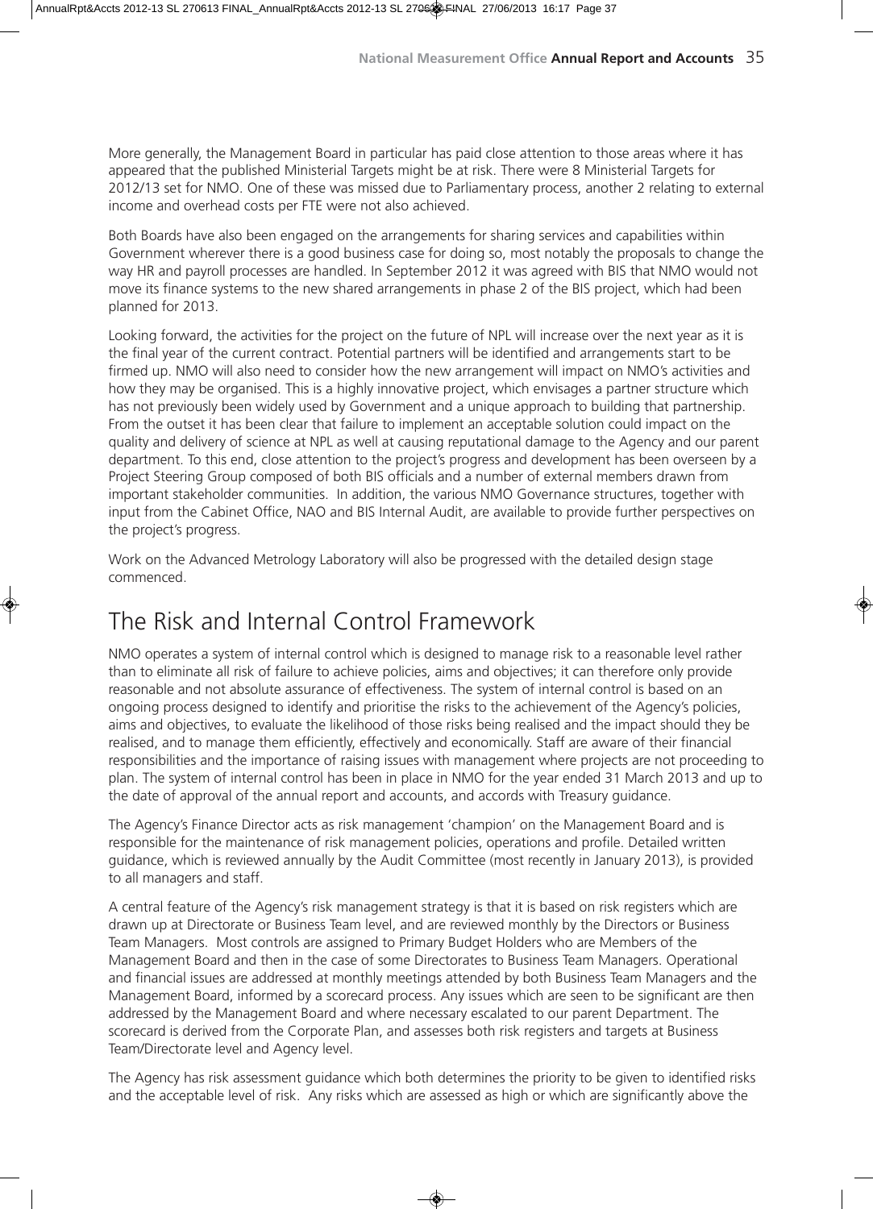More generally, the Management Board in particular has paid close attention to those areas where it has appeared that the published Ministerial Targets might be at risk. There were 8 Ministerial Targets for 2012/13 set for NMO. One of these was missed due to Parliamentary process, another 2 relating to external income and overhead costs per FTE were not also achieved.

Both Boards have also been engaged on the arrangements for sharing services and capabilities within Government wherever there is a good business case for doing so, most notably the proposals to change the way HR and payroll processes are handled. In September 2012 it was agreed with BIS that NMO would not move its finance systems to the new shared arrangements in phase 2 of the BIS project, which had been planned for 2013.

Looking forward, the activities for the project on the future of NPL will increase over the next year as it is the final year of the current contract. Potential partners will be identified and arrangements start to be firmed up. NMO will also need to consider how the new arrangement will impact on NMO's activities and how they may be organised. This is a highly innovative project, which envisages a partner structure which has not previously been widely used by Government and a unique approach to building that partnership. From the outset it has been clear that failure to implement an acceptable solution could impact on the quality and delivery of science at NPL as well at causing reputational damage to the Agency and our parent department. To this end, close attention to the project's progress and development has been overseen by a Project Steering Group composed of both BIS officials and a number of external members drawn from important stakeholder communities. In addition, the various NMO Governance structures, together with input from the Cabinet Office, NAO and BIS Internal Audit, are available to provide further perspectives on the project's progress.

Work on the Advanced Metrology Laboratory will also be progressed with the detailed design stage commenced.

# The Risk and Internal Control Framework

NMO operates a system of internal control which is designed to manage risk to a reasonable level rather than to eliminate all risk of failure to achieve policies, aims and objectives; it can therefore only provide reasonable and not absolute assurance of effectiveness. The system of internal control is based on an ongoing process designed to identify and prioritise the risks to the achievement of the Agency's policies, aims and objectives, to evaluate the likelihood of those risks being realised and the impact should they be realised, and to manage them efficiently, effectively and economically. Staff are aware of their financial responsibilities and the importance of raising issues with management where projects are not proceeding to plan. The system of internal control has been in place in NMO for the year ended 31 March 2013 and up to the date of approval of the annual report and accounts, and accords with Treasury guidance.

The Agency's Finance Director acts as risk management 'champion' on the Management Board and is responsible for the maintenance of risk management policies, operations and profile. Detailed written guidance, which is reviewed annually by the Audit Committee (most recently in January 2013), is provided to all managers and staff.

A central feature of the Agency's risk management strategy is that it is based on risk registers which are drawn up at Directorate or Business Team level, and are reviewed monthly by the Directors or Business Team Managers. Most controls are assigned to Primary Budget Holders who are Members of the Management Board and then in the case of some Directorates to Business Team Managers. Operational and financial issues are addressed at monthly meetings attended by both Business Team Managers and the Management Board, informed by a scorecard process. Any issues which are seen to be significant are then addressed by the Management Board and where necessary escalated to our parent Department. The scorecard is derived from the Corporate Plan, and assesses both risk registers and targets at Business Team/Directorate level and Agency level.

The Agency has risk assessment guidance which both determines the priority to be given to identified risks and the acceptable level of risk. Any risks which are assessed as high or which are significantly above the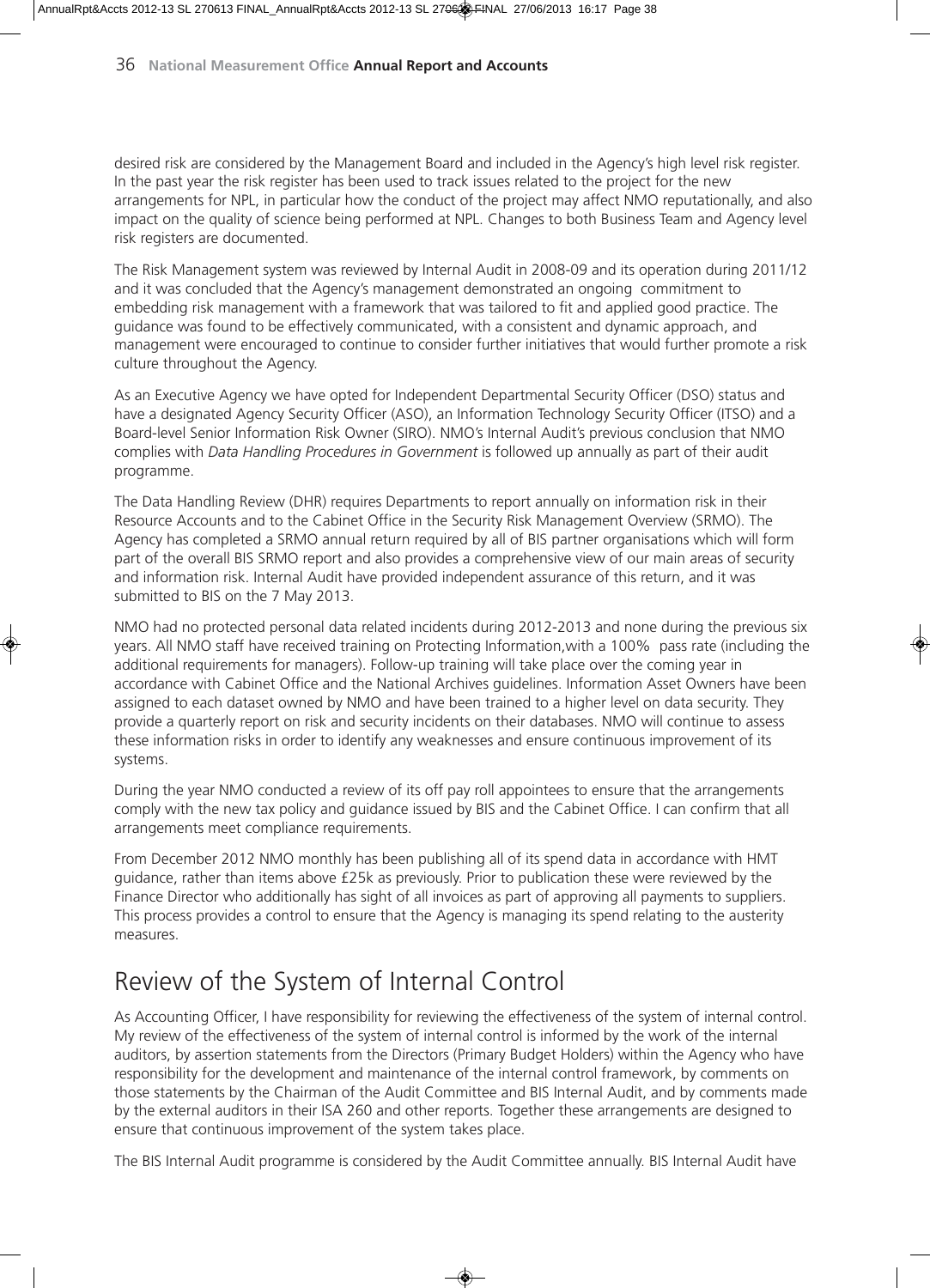desired risk are considered by the Management Board and included in the Agency's high level risk register. In the past year the risk register has been used to track issues related to the project for the new arrangements for NPL, in particular how the conduct of the project may affect NMO reputationally, and also impact on the quality of science being performed at NPL. Changes to both Business Team and Agency level risk registers are documented.

The Risk Management system was reviewed by Internal Audit in 2008-09 and its operation during 2011/12 and it was concluded that the Agency's management demonstrated an ongoing commitment to embedding risk management with a framework that was tailored to fit and applied good practice. The guidance was found to be effectively communicated, with a consistent and dynamic approach, and management were encouraged to continue to consider further initiatives that would further promote a risk culture throughout the Agency.

As an Executive Agency we have opted for Independent Departmental Security Officer (DSO) status and have a designated Agency Security Officer (ASO), an Information Technology Security Officer (ITSO) and a Board-level Senior Information Risk Owner (SIRO). NMO's Internal Audit's previous conclusion that NMO complies with *Data Handling Procedures in Government* is followed up annually as part of their audit programme.

The Data Handling Review (DHR) requires Departments to report annually on information risk in their Resource Accounts and to the Cabinet Office in the Security Risk Management Overview (SRMO). The Agency has completed a SRMO annual return required by all of BIS partner organisations which will form part of the overall BIS SRMO report and also provides a comprehensive view of our main areas of security and information risk. Internal Audit have provided independent assurance of this return, and it was submitted to BIS on the 7 May 2013.

NMO had no protected personal data related incidents during 2012-2013 and none during the previous six years. All NMO staff have received training on Protecting Information,with a 100% pass rate (including the additional requirements for managers). Follow-up training will take place over the coming year in accordance with Cabinet Office and the National Archives guidelines. Information Asset Owners have been assigned to each dataset owned by NMO and have been trained to a higher level on data security. They provide a quarterly report on risk and security incidents on their databases. NMO will continue to assess these information risks in order to identify any weaknesses and ensure continuous improvement of its systems.

During the year NMO conducted a review of its off pay roll appointees to ensure that the arrangements comply with the new tax policy and guidance issued by BIS and the Cabinet Office. I can confirm that all arrangements meet compliance requirements.

From December 2012 NMO monthly has been publishing all of its spend data in accordance with HMT guidance, rather than items above £25k as previously. Prior to publication these were reviewed by the Finance Director who additionally has sight of all invoices as part of approving all payments to suppliers. This process provides a control to ensure that the Agency is managing its spend relating to the austerity measures.

## Review of the System of Internal Control

As Accounting Officer, I have responsibility for reviewing the effectiveness of the system of internal control. My review of the effectiveness of the system of internal control is informed by the work of the internal auditors, by assertion statements from the Directors (Primary Budget Holders) within the Agency who have responsibility for the development and maintenance of the internal control framework, by comments on those statements by the Chairman of the Audit Committee and BIS Internal Audit, and by comments made by the external auditors in their ISA 260 and other reports. Together these arrangements are designed to ensure that continuous improvement of the system takes place.

The BIS Internal Audit programme is considered by the Audit Committee annually. BIS Internal Audit have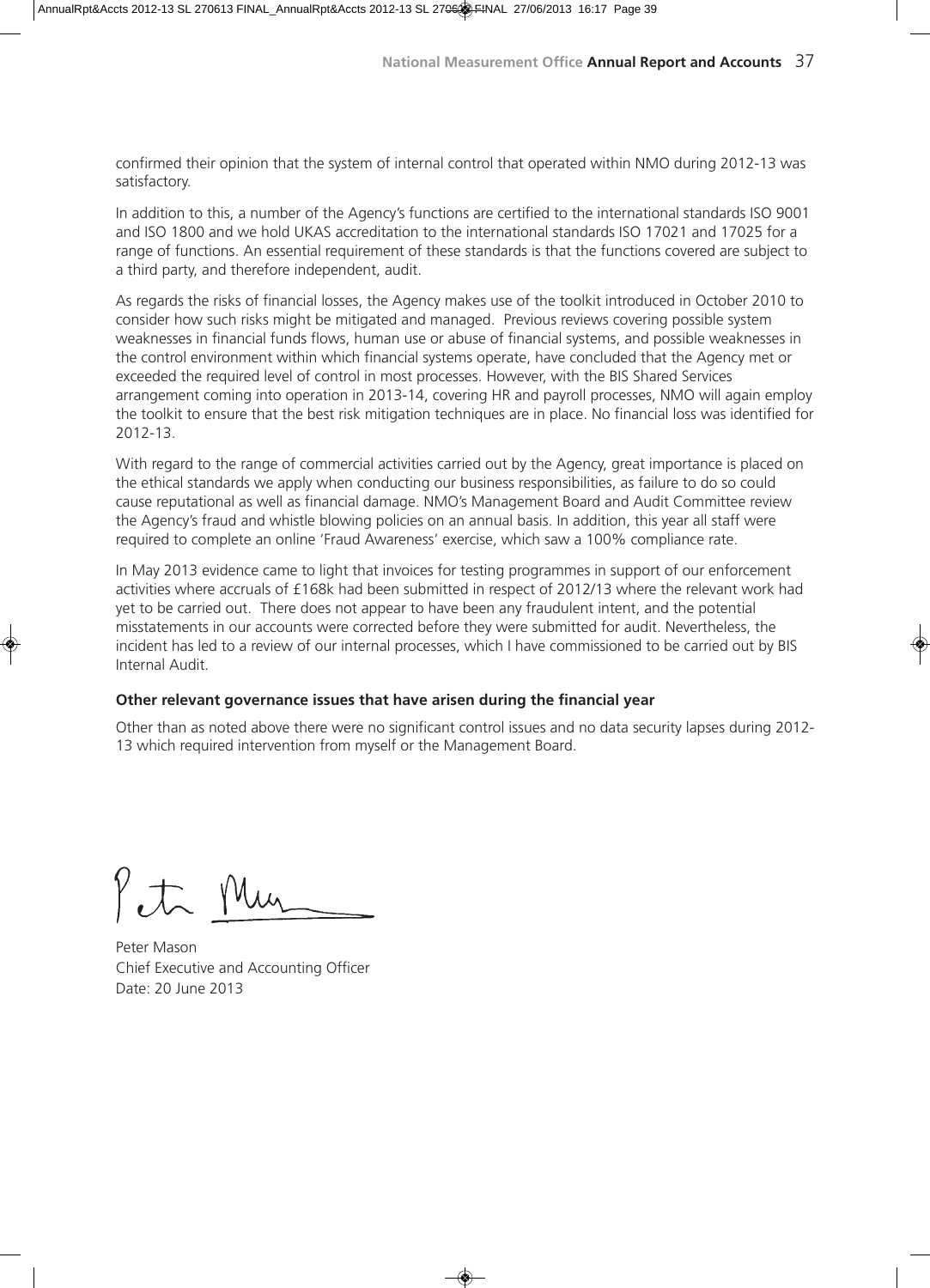confirmed their opinion that the system of internal control that operated within NMO during 2012-13 was satisfactory.

In addition to this, a number of the Agency's functions are certified to the international standards ISO 9001 and ISO 1800 and we hold UKAS accreditation to the international standards ISO 17021 and 17025 for a range of functions. An essential requirement of these standards is that the functions covered are subject to a third party, and therefore independent, audit.

As regards the risks of financial losses, the Agency makes use of the toolkit introduced in October 2010 to consider how such risks might be mitigated and managed. Previous reviews covering possible system weaknesses in financial funds flows, human use or abuse of financial systems, and possible weaknesses in the control environment within which financial systems operate, have concluded that the Agency met or exceeded the required level of control in most processes. However, with the BIS Shared Services arrangement coming into operation in 2013-14, covering HR and payroll processes, NMO will again employ the toolkit to ensure that the best risk mitigation techniques are in place. No financial loss was identified for 2012-13.

With regard to the range of commercial activities carried out by the Agency, great importance is placed on the ethical standards we apply when conducting our business responsibilities, as failure to do so could cause reputational as well as financial damage. NMO's Management Board and Audit Committee review the Agency's fraud and whistle blowing policies on an annual basis. In addition, this year all staff were required to complete an online 'Fraud Awareness' exercise, which saw a 100% compliance rate.

In May 2013 evidence came to light that invoices for testing programmes in support of our enforcement activities where accruals of £168k had been submitted in respect of 2012/13 where the relevant work had yet to be carried out. There does not appear to have been any fraudulent intent, and the potential misstatements in our accounts were corrected before they were submitted for audit. Nevertheless, the incident has led to a review of our internal processes, which I have commissioned to be carried out by BIS Internal Audit.

**Other relevant governance issues that have arisen during the financial year**

Other than as noted above there were no significant control issues and no data security lapses during 2012-13 which required intervention from myself or the Management Board.

Peter Mason
Chief Executive and Accounting Officer
Date: 20 June 2013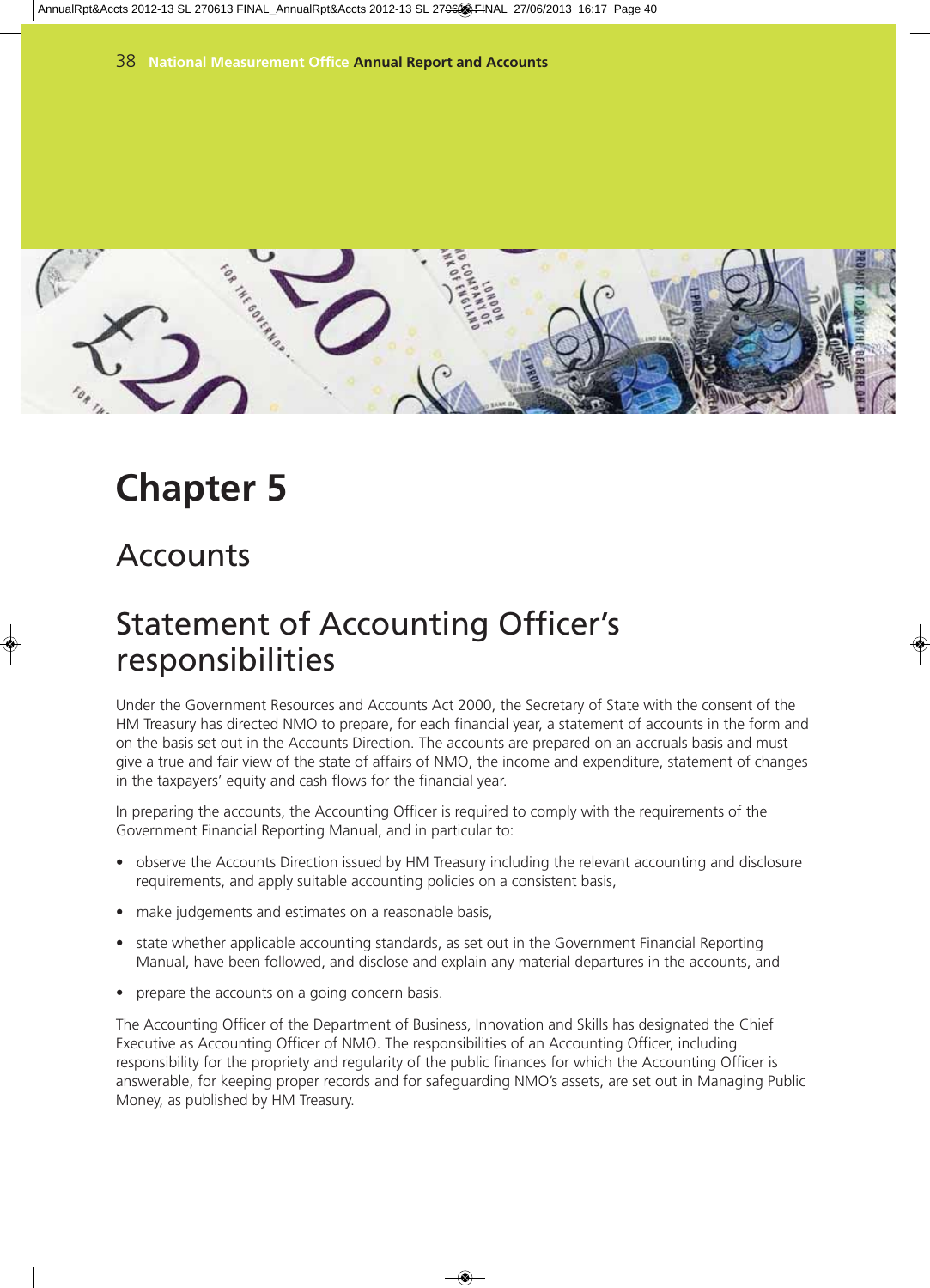# Chapter 5

## Accounts

## Statement of Accounting Officer's responsibilities

Under the Government Resources and Accounts Act 2000, the Secretary of State with the consent of the HM Treasury has directed NMO to prepare, for each financial year, a statement of accounts in the form and on the basis set out in the Accounts Direction. The accounts are prepared on an accruals basis and must give a true and fair view of the state of affairs of NMO, the income and expenditure, statement of changes in the taxpayers' equity and cash flows for the financial year.

In preparing the accounts, the Accounting Officer is required to comply with the requirements of the Government Financial Reporting Manual, and in particular to:

- observe the Accounts Direction issued by HM Treasury including the relevant accounting and disclosure requirements, and apply suitable accounting policies on a consistent basis,
- make judgements and estimates on a reasonable basis,
- state whether applicable accounting standards, as set out in the Government Financial Reporting Manual, have been followed, and disclose and explain any material departures in the accounts, and
- prepare the accounts on a going concern basis.

The Accounting Officer of the Department of Business, Innovation and Skills has designated the Chief Executive as Accounting Officer of NMO. The responsibilities of an Accounting Officer, including responsibility for the propriety and regularity of the public finances for which the Accounting Officer is answerable, for keeping proper records and for safeguarding NMO's assets, are set out in Managing Public Money, as published by HM Treasury.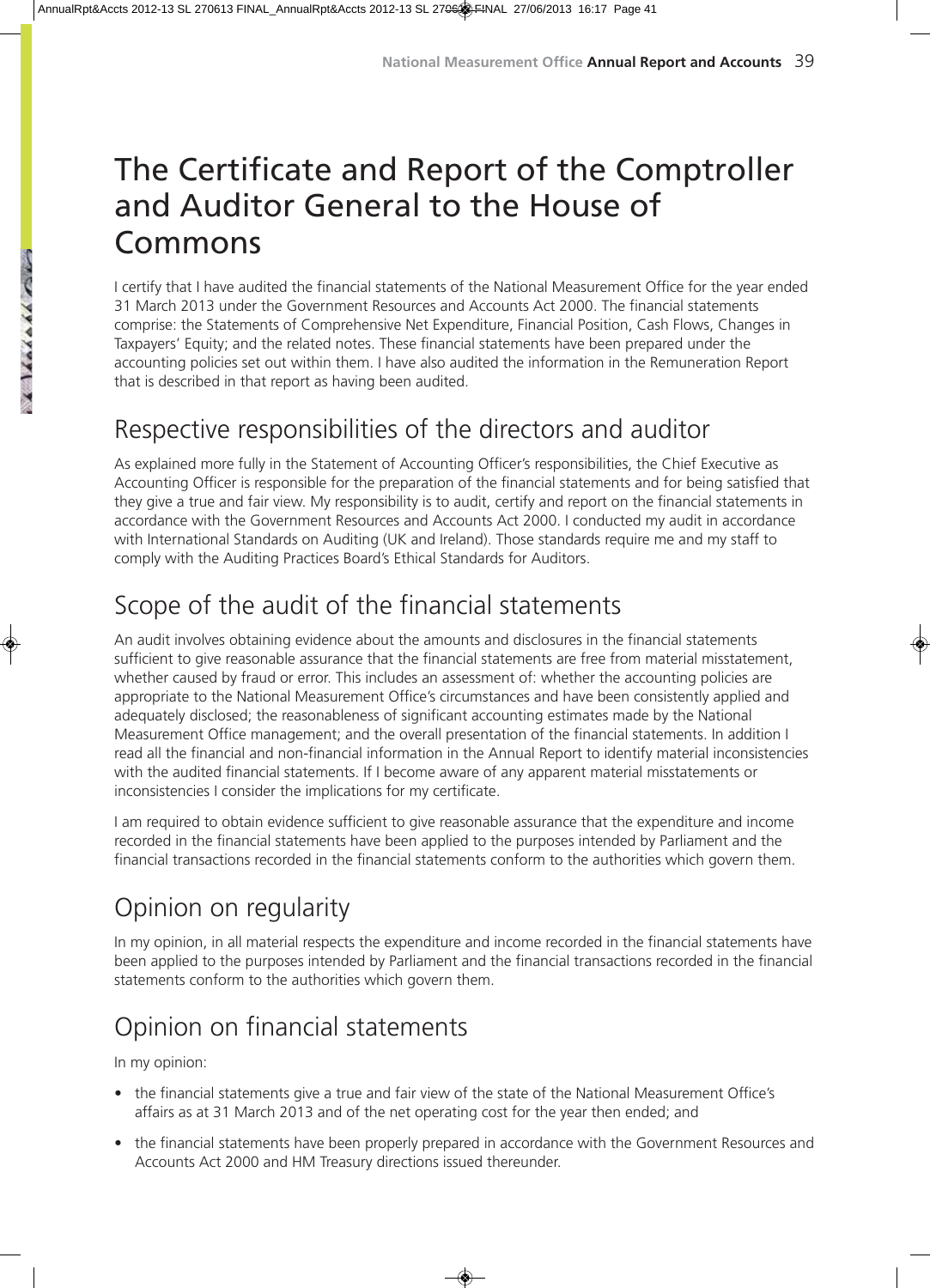# The Certificate and Report of the Comptroller and Auditor General to the House of Commons

I certify that I have audited the financial statements of the National Measurement Office for the year ended 31 March 2013 under the Government Resources and Accounts Act 2000. The financial statements comprise: the Statements of Comprehensive Net Expenditure, Financial Position, Cash Flows, Changes in Taxpayers' Equity; and the related notes. These financial statements have been prepared under the accounting policies set out within them. I have also audited the information in the Remuneration Report that is described in that report as having been audited.

## Respective responsibilities of the directors and auditor

As explained more fully in the Statement of Accounting Officer's responsibilities, the Chief Executive as Accounting Officer is responsible for the preparation of the financial statements and for being satisfied that they give a true and fair view. My responsibility is to audit, certify and report on the financial statements in accordance with the Government Resources and Accounts Act 2000. I conducted my audit in accordance with International Standards on Auditing (UK and Ireland). Those standards require me and my staff to comply with the Auditing Practices Board's Ethical Standards for Auditors.

## Scope of the audit of the financial statements

An audit involves obtaining evidence about the amounts and disclosures in the financial statements sufficient to give reasonable assurance that the financial statements are free from material misstatement, whether caused by fraud or error. This includes an assessment of: whether the accounting policies are appropriate to the National Measurement Office's circumstances and have been consistently applied and adequately disclosed; the reasonableness of significant accounting estimates made by the National Measurement Office management; and the overall presentation of the financial statements. In addition I read all the financial and non-financial information in the Annual Report to identify material inconsistencies with the audited financial statements. If I become aware of any apparent material misstatements or inconsistencies I consider the implications for my certificate.

I am required to obtain evidence sufficient to give reasonable assurance that the expenditure and income recorded in the financial statements have been applied to the purposes intended by Parliament and the financial transactions recorded in the financial statements conform to the authorities which govern them.

## Opinion on regularity

In my opinion, in all material respects the expenditure and income recorded in the financial statements have been applied to the purposes intended by Parliament and the financial transactions recorded in the financial statements conform to the authorities which govern them.

## Opinion on financial statements

In my opinion:

- the financial statements give a true and fair view of the state of the National Measurement Office's affairs as at 31 March 2013 and of the net operating cost for the year then ended; and
- the financial statements have been properly prepared in accordance with the Government Resources and Accounts Act 2000 and HM Treasury directions issued thereunder.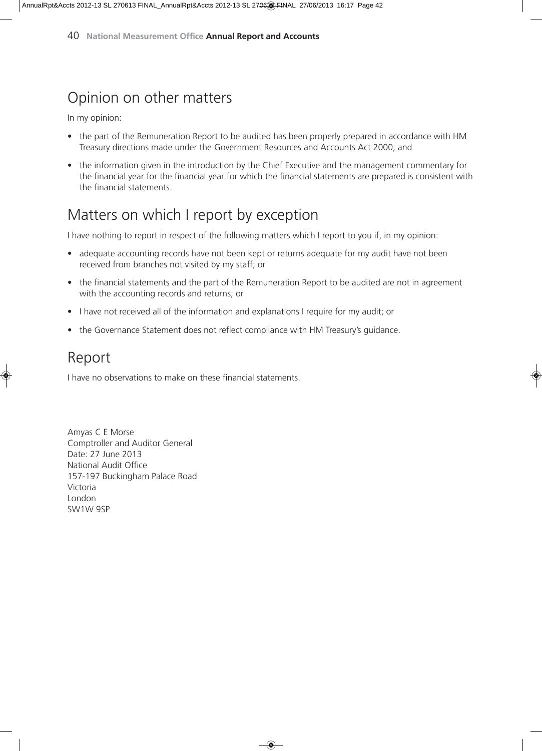## Opinion on other matters

In my opinion:

- the part of the Remuneration Report to be audited has been properly prepared in accordance with HM Treasury directions made under the Government Resources and Accounts Act 2000; and
- the information given in the introduction by the Chief Executive and the management commentary for the financial year for the financial year for which the financial statements are prepared is consistent with the financial statements.

## Matters on which I report by exception

I have nothing to report in respect of the following matters which I report to you if, in my opinion:

- adequate accounting records have not been kept or returns adequate for my audit have not been received from branches not visited by my staff; or
- the financial statements and the part of the Remuneration Report to be audited are not in agreement with the accounting records and returns; or
- I have not received all of the information and explanations I require for my audit; or
- the Governance Statement does not reflect compliance with HM Treasury's guidance.

## Report

I have no observations to make on these financial statements.

Amyas C E Morse
Comptroller and Auditor General
Date: 27 June 2013
National Audit Office
157-197 Buckingham Palace Road
Victoria
London
SW1W 9SP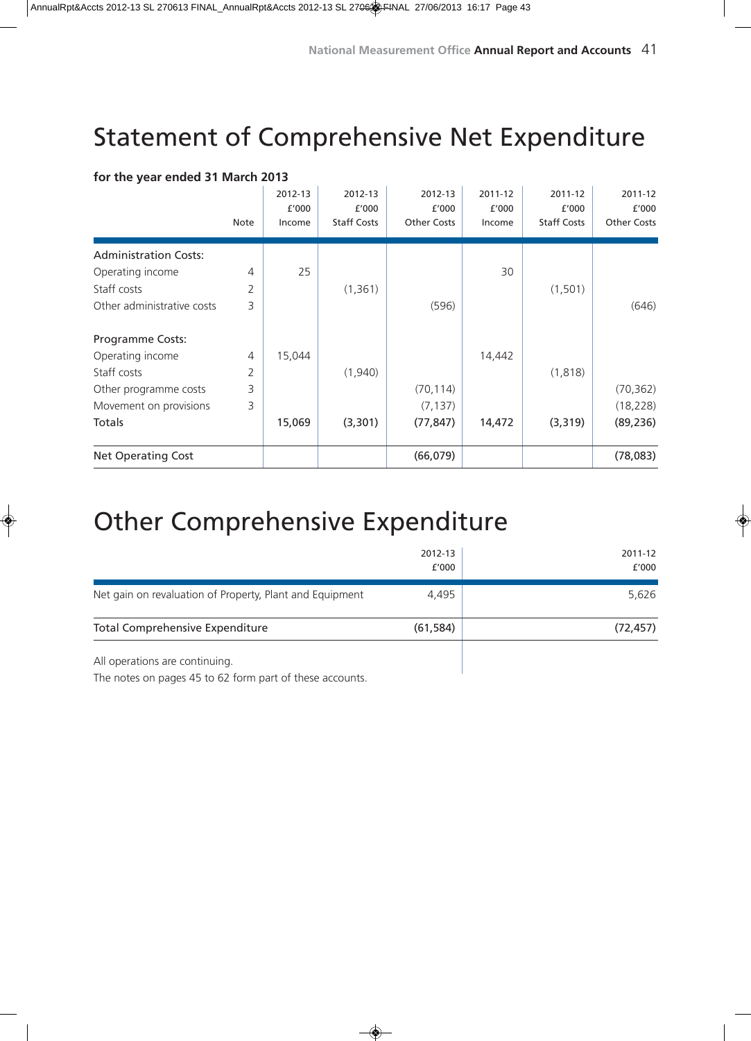# Statement of Comprehensive Net Expenditure

**for the year ended 31 March 2013**

| | Note | 2012-13 £'000 Income | 2012-13 £'000 Staff Costs | 2012-13 £'000 Other Costs | 2011-12 £'000 Income | 2011-12 £'000 Staff Costs | 2011-12 £'000 Other Costs |
|---|---|---|---|---|---|---|---|
| Administration Costs: | | | | | | | |
| Operating income | 4 | 25 | | | 30 | | |
| Staff costs | 2 | | (1,361) | | | (1,501) | |
| Other administrative costs | 3 | | | (596) | | | (646) |
| Programme Costs: | | | | | | | |
| Operating income | 4 | 15,044 | | | 14,442 | | |
| Staff costs | 2 | | (1,940) | | | (1,818) | |
| Other programme costs | 3 | | | (70,114) | | | (70,362) |
| Movement on provisions | 3 | | | (7,137) | | | (18,228) |
| Totals | | 15,069 | (3,301) | (77,847) | 14,472 | (3,319) | (89,236) |
| Net Operating Cost | | | | (66,079) | | | (78,083) |

# Other Comprehensive Expenditure

| | 2012-13 £'000 | 2011-12 £'000 |
|---|---|---|
| Net gain on revaluation of Property, Plant and Equipment | 4,495 | 5,626 |
| Total Comprehensive Expenditure | (61,584) | (72,457) |

All operations are continuing.

The notes on pages 45 to 62 form part of these accounts.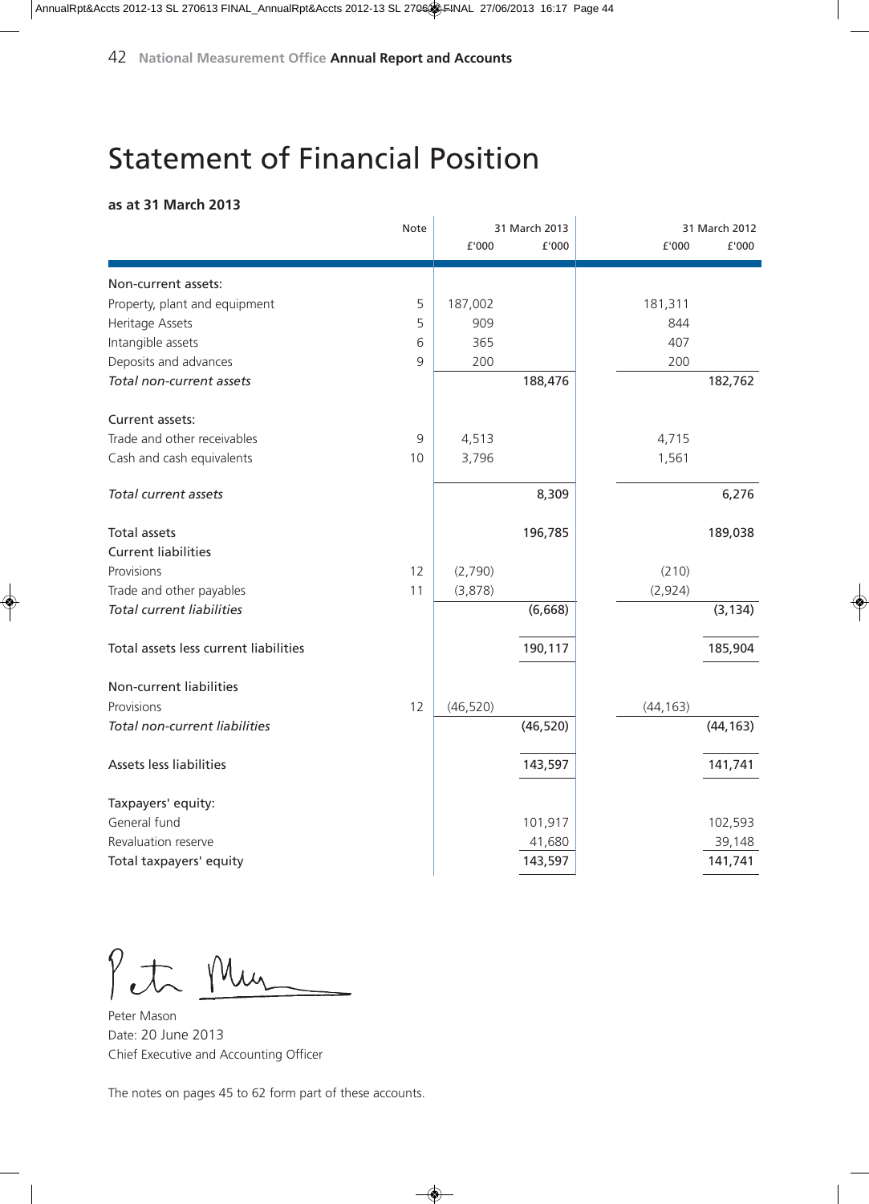# Statement of Financial Position

**as at 31 March 2013**

| | Note | 31 March 2013 | | 31 March 2012 | |
|---|---|---|---|---|---|
| | | £'000 | £'000 | £'000 | £'000 |
| Non-current assets: | | | | | |
| Property, plant and equipment | 5 | 187,002 | | 181,311 | |
| Heritage Assets | 5 | 909 | | 844 | |
| Intangible assets | 6 | 365 | | 407 | |
| Deposits and advances | 9 | 200 | | 200 | |
| *Total non-current assets* | | | 188,476 | | 182,762 |
| Current assets: | | | | | |
| Trade and other receivables | 9 | 4,513 | | 4,715 | |
| Cash and cash equivalents | 10 | 3,796 | | 1,561 | |
| *Total current assets* | | | 8,309 | | 6,276 |
| Total assets | | | 196,785 | | 189,038 |
| Current liabilities | | | | | |
| Provisions | 12 | (2,790) | | (210) | |
| Trade and other payables | 11 | (3,878) | | (2,924) | |
| *Total current liabilities* | | | (6,668) | | (3,134) |
| Total assets less current liabilities | | | 190,117 | | 185,904 |
| Non-current liabilities | | | | | |
| Provisions | 12 | (46,520) | | (44,163) | |
| *Total non-current liabilities* | | | (46,520) | | (44,163) |
| Assets less liabilities | | | 143,597 | | 141,741 |
| Taxpayers' equity: | | | | | |
| General fund | | | 101,917 | | 102,593 |
| Revaluation reserve | | | 41,680 | | 39,148 |
| Total taxpayers' equity | | | 143,597 | | 141,741 |

Peter Mason
Date: 20 June 2013
Chief Executive and Accounting Officer

The notes on pages 45 to 62 form part of these accounts.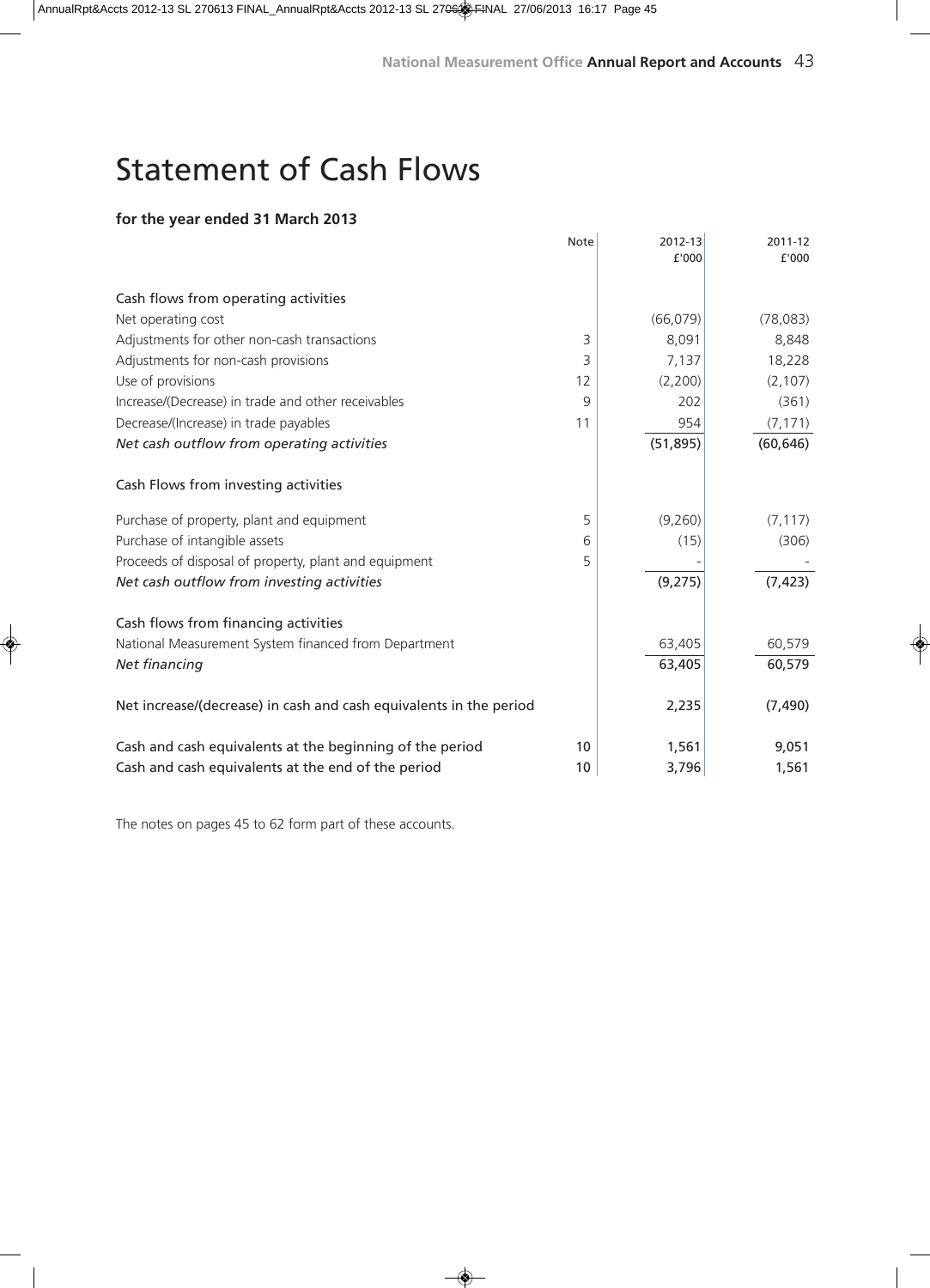# Statement of Cash Flows

**for the year ended 31 March 2013**

| | Note | 2012-13 £'000 | 2011-12 £'000 |
|---|---|---|---|
| Cash flows from operating activities | | | |
| Net operating cost | | (66,079) | (78,083) |
| Adjustments for other non-cash transactions | 3 | 8,091 | 8,848 |
| Adjustments for non-cash provisions | 3 | 7,137 | 18,228 |
| Use of provisions | 12 | (2,200) | (2,107) |
| Increase/(Decrease) in trade and other receivables | 9 | 202 | (361) |
| Decrease/(Increase) in trade payables | 11 | 954 | (7,171) |
| *Net cash outflow from operating activities* | | (51,895) | (60,646) |
| Cash Flows from investing activities | | | |
| Purchase of property, plant and equipment | 5 | (9,260) | (7,117) |
| Purchase of intangible assets | 6 | (15) | (306) |
| Proceeds of disposal of property, plant and equipment | 5 | - | - |
| *Net cash outflow from investing activities* | | (9,275) | (7,423) |
| Cash flows from financing activities | | | |
| National Measurement System financed from Department | | 63,405 | 60,579 |
| *Net financing* | | 63,405 | 60,579 |
| Net increase/(decrease) in cash and cash equivalents in the period | | 2,235 | (7,490) |
| Cash and cash equivalents at the beginning of the period | 10 | 1,561 | 9,051 |
| Cash and cash equivalents at the end of the period | 10 | 3,796 | 1,561 |

The notes on pages 45 to 62 form part of these accounts.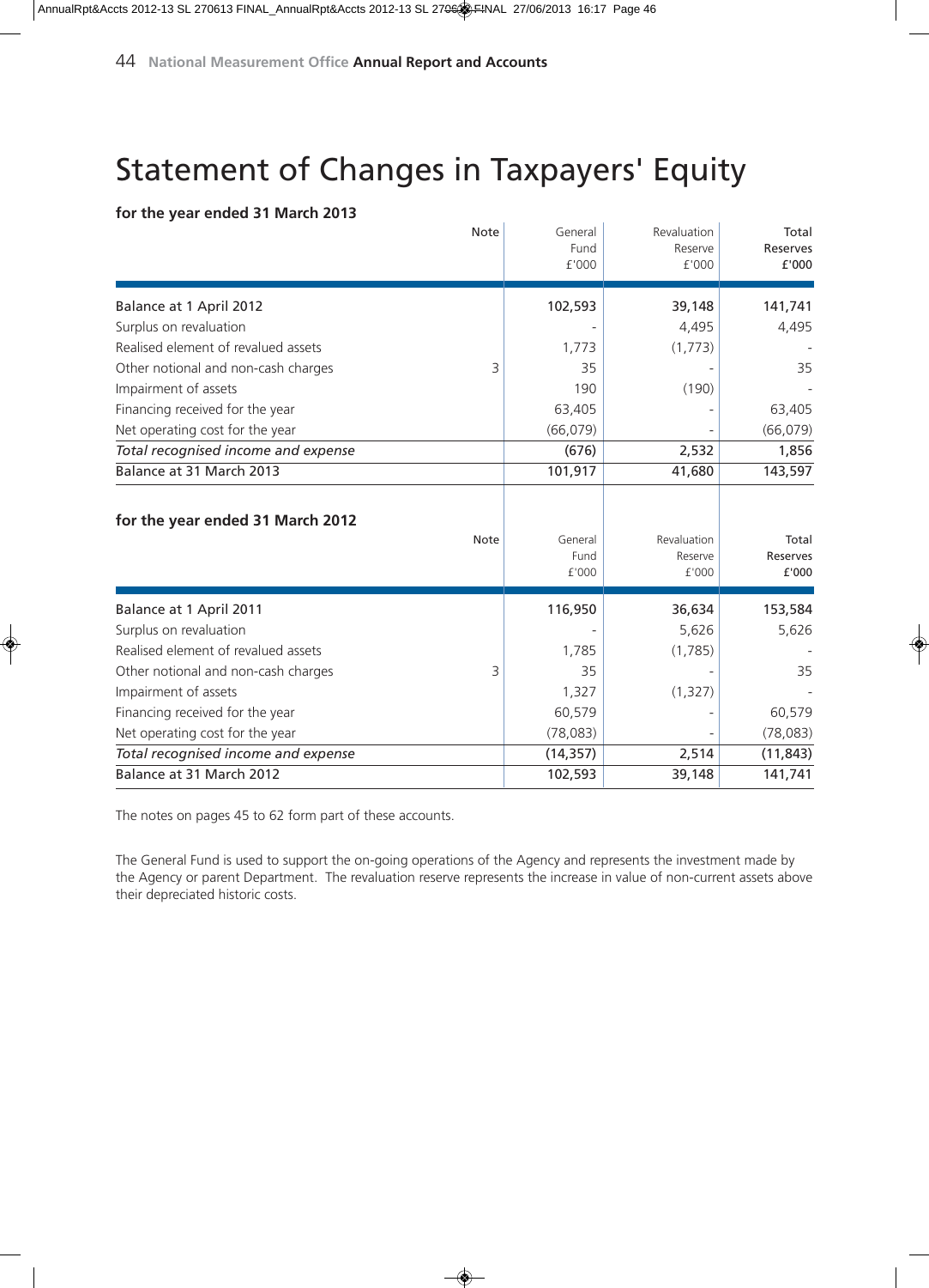# Statement of Changes in Taxpayers' Equity

**for the year ended 31 March 2013**

| | Note | General Fund £'000 | Revaluation Reserve £'000 | Total Reserves £'000 |
|---|---|---|---|---|
| Balance at 1 April 2012 | | 102,593 | 39,148 | 141,741 |
| Surplus on revaluation | | - | 4,495 | 4,495 |
| Realised element of revalued assets | | 1,773 | (1,773) | - |
| Other notional and non-cash charges | 3 | 35 | - | 35 |
| Impairment of assets | | 190 | (190) | - |
| Financing received for the year | | 63,405 | - | 63,405 |
| Net operating cost for the year | | (66,079) | - | (66,079) |
| *Total recognised income and expense* | | (676) | 2,532 | 1,856 |
| Balance at 31 March 2013 | | 101,917 | 41,680 | 143,597 |

**for the year ended 31 March 2012**

| | Note | General Fund £'000 | Revaluation Reserve £'000 | Total Reserves £'000 |
|---|---|---|---|---|
| Balance at 1 April 2011 | | 116,950 | 36,634 | 153,584 |
| Surplus on revaluation | | - | 5,626 | 5,626 |
| Realised element of revalued assets | | 1,785 | (1,785) | - |
| Other notional and non-cash charges | 3 | 35 | - | 35 |
| Impairment of assets | | 1,327 | (1,327) | - |
| Financing received for the year | | 60,579 | - | 60,579 |
| Net operating cost for the year | | (78,083) | - | (78,083) |
| *Total recognised income and expense* | | (14,357) | 2,514 | (11,843) |
| Balance at 31 March 2012 | | 102,593 | 39,148 | 141,741 |

The notes on pages 45 to 62 form part of these accounts.

The General Fund is used to support the on-going operations of the Agency and represents the investment made by the Agency or parent Department. The revaluation reserve represents the increase in value of non-current assets above their depreciated historic costs.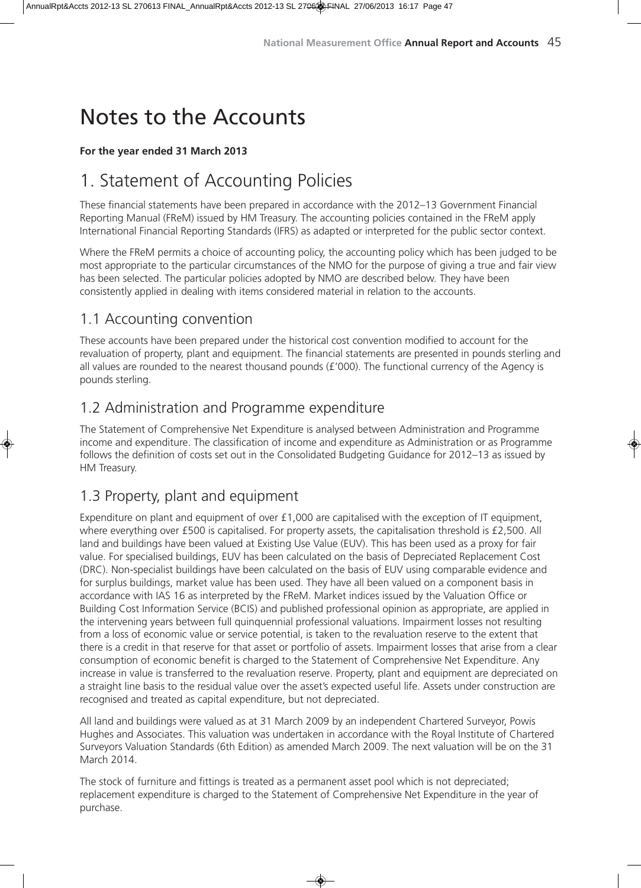# Notes to the Accounts

**For the year ended 31 March 2013**

## 1. Statement of Accounting Policies

These financial statements have been prepared in accordance with the 2012–13 Government Financial Reporting Manual (FReM) issued by HM Treasury. The accounting policies contained in the FReM apply International Financial Reporting Standards (IFRS) as adapted or interpreted for the public sector context.

Where the FReM permits a choice of accounting policy, the accounting policy which has been judged to be most appropriate to the particular circumstances of the NMO for the purpose of giving a true and fair view has been selected. The particular policies adopted by NMO are described below. They have been consistently applied in dealing with items considered material in relation to the accounts.

### 1.1 Accounting convention

These accounts have been prepared under the historical cost convention modified to account for the revaluation of property, plant and equipment. The financial statements are presented in pounds sterling and all values are rounded to the nearest thousand pounds (£'000). The functional currency of the Agency is pounds sterling.

### 1.2 Administration and Programme expenditure

The Statement of Comprehensive Net Expenditure is analysed between Administration and Programme income and expenditure. The classification of income and expenditure as Administration or as Programme follows the definition of costs set out in the Consolidated Budgeting Guidance for 2012–13 as issued by HM Treasury.

### 1.3 Property, plant and equipment

Expenditure on plant and equipment of over £1,000 are capitalised with the exception of IT equipment, where everything over £500 is capitalised. For property assets, the capitalisation threshold is £2,500. All land and buildings have been valued at Existing Use Value (EUV). This has been used as a proxy for fair value. For specialised buildings, EUV has been calculated on the basis of Depreciated Replacement Cost (DRC). Non-specialist buildings have been calculated on the basis of EUV using comparable evidence and for surplus buildings, market value has been used. They have all been valued on a component basis in accordance with IAS 16 as interpreted by the FReM. Market indices issued by the Valuation Office or Building Cost Information Service (BCIS) and published professional opinion as appropriate, are applied in the intervening years between full quinquennial professional valuations. Impairment losses not resulting from a loss of economic value or service potential, is taken to the revaluation reserve to the extent that there is a credit in that reserve for that asset or portfolio of assets. Impairment losses that arise from a clear consumption of economic benefit is charged to the Statement of Comprehensive Net Expenditure. Any increase in value is transferred to the revaluation reserve. Property, plant and equipment are depreciated on a straight line basis to the residual value over the asset's expected useful life. Assets under construction are recognised and treated as capital expenditure, but not depreciated.

All land and buildings were valued as at 31 March 2009 by an independent Chartered Surveyor, Powis Hughes and Associates. This valuation was undertaken in accordance with the Royal Institute of Chartered Surveyors Valuation Standards (6th Edition) as amended March 2009. The next valuation will be on the 31 March 2014.

The stock of furniture and fittings is treated as a permanent asset pool which is not depreciated; replacement expenditure is charged to the Statement of Comprehensive Net Expenditure in the year of purchase.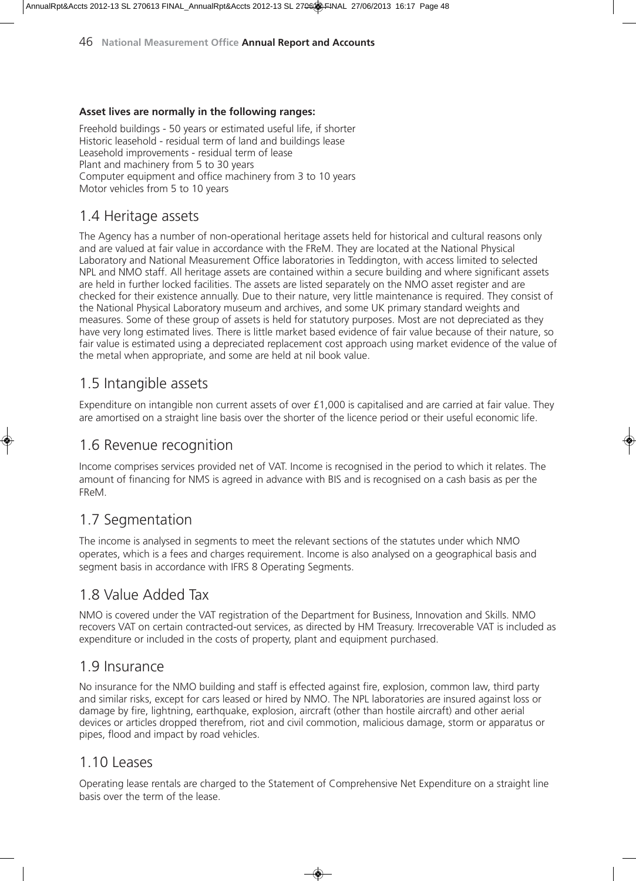**Asset lives are normally in the following ranges:**

Freehold buildings - 50 years or estimated useful life, if shorter
Historic leasehold - residual term of land and buildings lease
Leasehold improvements - residual term of lease
Plant and machinery from 5 to 30 years
Computer equipment and office machinery from 3 to 10 years
Motor vehicles from 5 to 10 years

## 1.4 Heritage assets

The Agency has a number of non-operational heritage assets held for historical and cultural reasons only and are valued at fair value in accordance with the FReM. They are located at the National Physical Laboratory and National Measurement Office laboratories in Teddington, with access limited to selected NPL and NMO staff. All heritage assets are contained within a secure building and where significant assets are held in further locked facilities. The assets are listed separately on the NMO asset register and are checked for their existence annually. Due to their nature, very little maintenance is required. They consist of the National Physical Laboratory museum and archives, and some UK primary standard weights and measures. Some of these group of assets is held for statutory purposes. Most are not depreciated as they have very long estimated lives. There is little market based evidence of fair value because of their nature, so fair value is estimated using a depreciated replacement cost approach using market evidence of the value of the metal when appropriate, and some are held at nil book value.

## 1.5 Intangible assets

Expenditure on intangible non current assets of over £1,000 is capitalised and are carried at fair value. They are amortised on a straight line basis over the shorter of the licence period or their useful economic life.

## 1.6 Revenue recognition

Income comprises services provided net of VAT. Income is recognised in the period to which it relates. The amount of financing for NMS is agreed in advance with BIS and is recognised on a cash basis as per the FReM.

## 1.7 Segmentation

The income is analysed in segments to meet the relevant sections of the statutes under which NMO operates, which is a fees and charges requirement. Income is also analysed on a geographical basis and segment basis in accordance with IFRS 8 Operating Segments.

## 1.8 Value Added Tax

NMO is covered under the VAT registration of the Department for Business, Innovation and Skills. NMO recovers VAT on certain contracted-out services, as directed by HM Treasury. Irrecoverable VAT is included as expenditure or included in the costs of property, plant and equipment purchased.

## 1.9 Insurance

No insurance for the NMO building and staff is effected against fire, explosion, common law, third party and similar risks, except for cars leased or hired by NMO. The NPL laboratories are insured against loss or damage by fire, lightning, earthquake, explosion, aircraft (other than hostile aircraft) and other aerial devices or articles dropped therefrom, riot and civil commotion, malicious damage, storm or apparatus or pipes, flood and impact by road vehicles.

## 1.10 Leases

Operating lease rentals are charged to the Statement of Comprehensive Net Expenditure on a straight line basis over the term of the lease.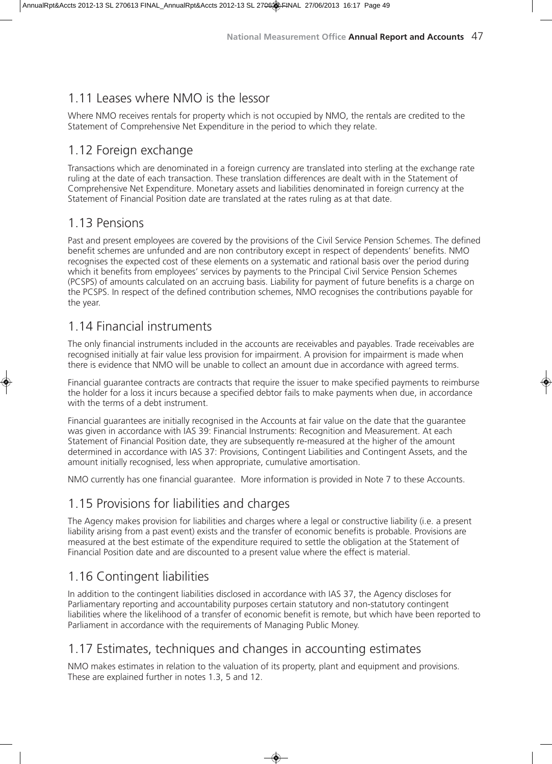## 1.11 Leases where NMO is the lessor

Where NMO receives rentals for property which is not occupied by NMO, the rentals are credited to the Statement of Comprehensive Net Expenditure in the period to which they relate.

## 1.12 Foreign exchange

Transactions which are denominated in a foreign currency are translated into sterling at the exchange rate ruling at the date of each transaction. These translation differences are dealt with in the Statement of Comprehensive Net Expenditure. Monetary assets and liabilities denominated in foreign currency at the Statement of Financial Position date are translated at the rates ruling as at that date.

## 1.13 Pensions

Past and present employees are covered by the provisions of the Civil Service Pension Schemes. The defined benefit schemes are unfunded and are non contributory except in respect of dependents' benefits. NMO recognises the expected cost of these elements on a systematic and rational basis over the period during which it benefits from employees' services by payments to the Principal Civil Service Pension Schemes (PCSPS) of amounts calculated on an accruing basis. Liability for payment of future benefits is a charge on the PCSPS. In respect of the defined contribution schemes, NMO recognises the contributions payable for the year.

## 1.14 Financial instruments

The only financial instruments included in the accounts are receivables and payables. Trade receivables are recognised initially at fair value less provision for impairment. A provision for impairment is made when there is evidence that NMO will be unable to collect an amount due in accordance with agreed terms.

Financial guarantee contracts are contracts that require the issuer to make specified payments to reimburse the holder for a loss it incurs because a specified debtor fails to make payments when due, in accordance with the terms of a debt instrument.

Financial guarantees are initially recognised in the Accounts at fair value on the date that the guarantee was given in accordance with IAS 39: Financial Instruments: Recognition and Measurement. At each Statement of Financial Position date, they are subsequently re-measured at the higher of the amount determined in accordance with IAS 37: Provisions, Contingent Liabilities and Contingent Assets, and the amount initially recognised, less when appropriate, cumulative amortisation.

NMO currently has one financial guarantee. More information is provided in Note 7 to these Accounts.

## 1.15 Provisions for liabilities and charges

The Agency makes provision for liabilities and charges where a legal or constructive liability (i.e. a present liability arising from a past event) exists and the transfer of economic benefits is probable. Provisions are measured at the best estimate of the expenditure required to settle the obligation at the Statement of Financial Position date and are discounted to a present value where the effect is material.

## 1.16 Contingent liabilities

In addition to the contingent liabilities disclosed in accordance with IAS 37, the Agency discloses for Parliamentary reporting and accountability purposes certain statutory and non-statutory contingent liabilities where the likelihood of a transfer of economic benefit is remote, but which have been reported to Parliament in accordance with the requirements of Managing Public Money.

## 1.17 Estimates, techniques and changes in accounting estimates

NMO makes estimates in relation to the valuation of its property, plant and equipment and provisions. These are explained further in notes 1.3, 5 and 12.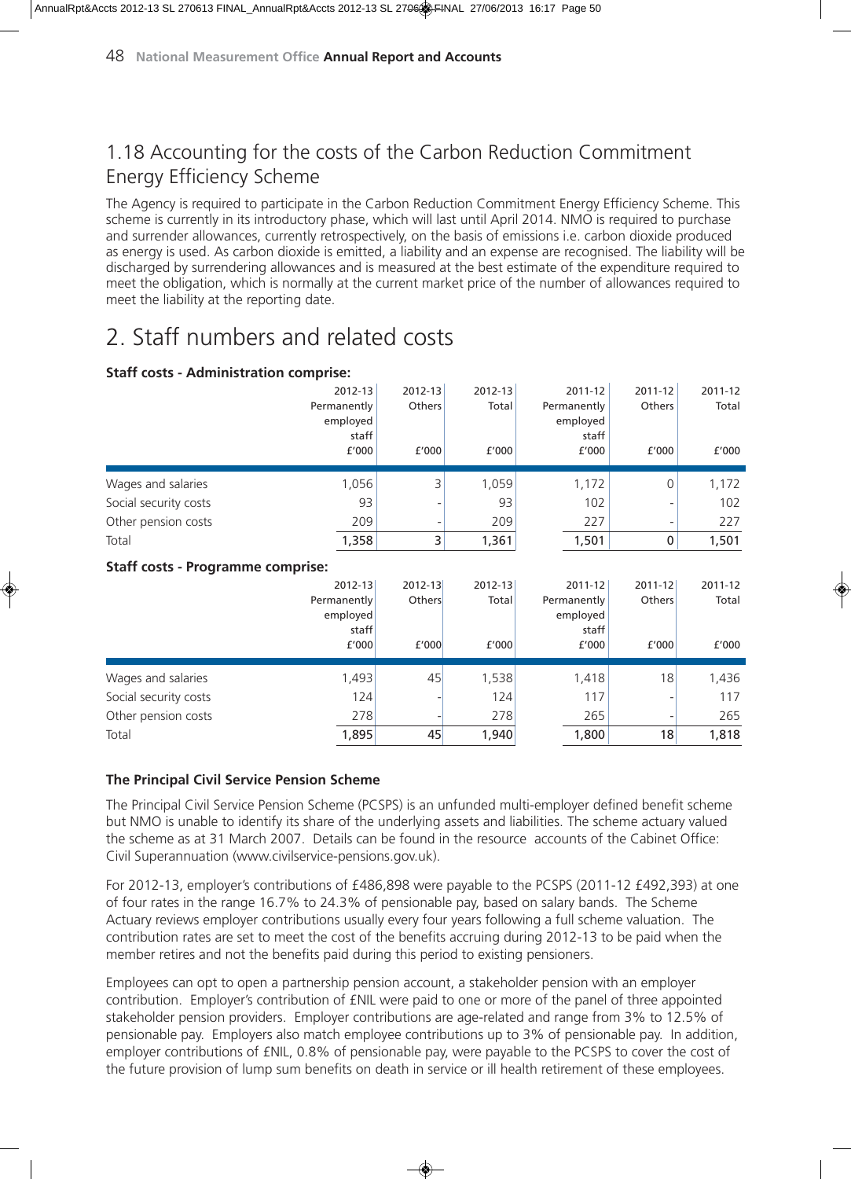## 1.18 Accounting for the costs of the Carbon Reduction Commitment Energy Efficiency Scheme

The Agency is required to participate in the Carbon Reduction Commitment Energy Efficiency Scheme. This scheme is currently in its introductory phase, which will last until April 2014. NMO is required to purchase and surrender allowances, currently retrospectively, on the basis of emissions i.e. carbon dioxide produced as energy is used. As carbon dioxide is emitted, a liability and an expense are recognised. The liability will be discharged by surrendering allowances and is measured at the best estimate of the expenditure required to meet the obligation, which is normally at the current market price of the number of allowances required to meet the liability at the reporting date.

# 2. Staff numbers and related costs

**Staff costs - Administration comprise:**

| | 2012-13 Permanently employed staff £'000 | 2012-13 Others £'000 | 2012-13 Total £'000 | 2011-12 Permanently employed staff £'000 | 2011-12 Others £'000 | 2011-12 Total £'000 |
|---|---|---|---|---|---|---|
| Wages and salaries | 1,056 | 3 | 1,059 | 1,172 | 0 | 1,172 |
| Social security costs | 93 | - | 93 | 102 | - | 102 |
| Other pension costs | 209 | - | 209 | 227 | - | 227 |
| Total | **1,358** | **3** | **1,361** | **1,501** | **0** | **1,501** |

**Staff costs - Programme comprise:**

| | 2012-13 Permanently employed staff £'000 | 2012-13 Others £'000 | 2012-13 Total £'000 | 2011-12 Permanently employed staff £'000 | 2011-12 Others £'000 | 2011-12 Total £'000 |
|---|---|---|---|---|---|---|
| Wages and salaries | 1,493 | 45 | 1,538 | 1,418 | 18 | 1,436 |
| Social security costs | 124 | - | 124 | 117 | - | 117 |
| Other pension costs | 278 | - | 278 | 265 | - | 265 |
| Total | **1,895** | **45** | **1,940** | **1,800** | **18** | **1,818** |

**The Principal Civil Service Pension Scheme**

The Principal Civil Service Pension Scheme (PCSPS) is an unfunded multi-employer defined benefit scheme but NMO is unable to identify its share of the underlying assets and liabilities. The scheme actuary valued the scheme as at 31 March 2007. Details can be found in the resource accounts of the Cabinet Office: Civil Superannuation (www.civilservice-pensions.gov.uk).

For 2012-13, employer's contributions of £486,898 were payable to the PCSPS (2011-12 £492,393) at one of four rates in the range 16.7% to 24.3% of pensionable pay, based on salary bands. The Scheme Actuary reviews employer contributions usually every four years following a full scheme valuation. The contribution rates are set to meet the cost of the benefits accruing during 2012-13 to be paid when the member retires and not the benefits paid during this period to existing pensioners.

Employees can opt to open a partnership pension account, a stakeholder pension with an employer contribution. Employer's contribution of £NIL were paid to one or more of the panel of three appointed stakeholder pension providers. Employer contributions are age-related and range from 3% to 12.5% of pensionable pay. Employers also match employee contributions up to 3% of pensionable pay. In addition, employer contributions of £NIL, 0.8% of pensionable pay, were payable to the PCSPS to cover the cost of the future provision of lump sum benefits on death in service or ill health retirement of these employees.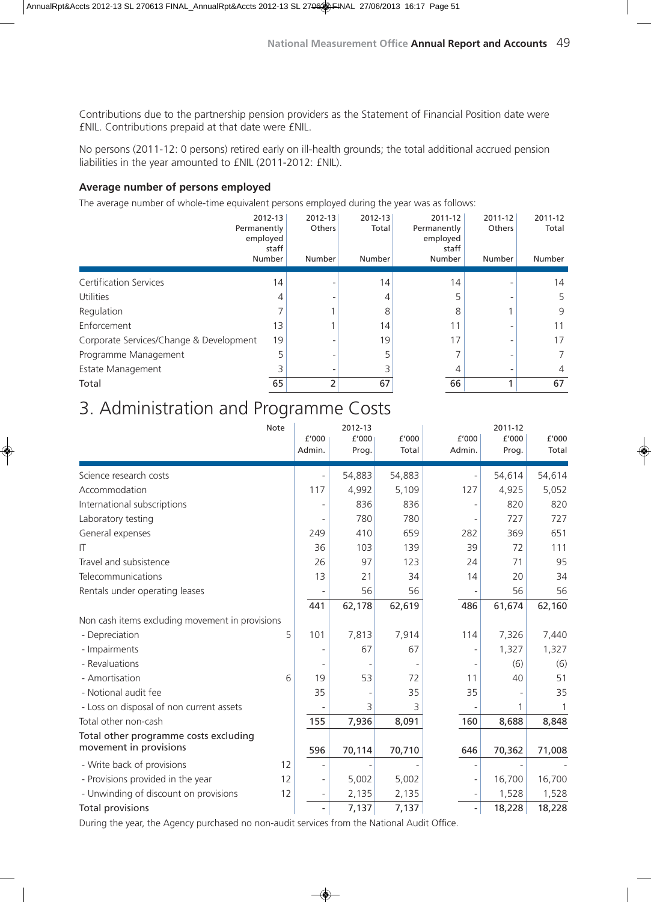Contributions due to the partnership pension providers as the Statement of Financial Position date were £NIL. Contributions prepaid at that date were £NIL.

No persons (2011-12: 0 persons) retired early on ill-health grounds; the total additional accrued pension liabilities in the year amounted to £NIL (2011-2012: £NIL).

### Average number of persons employed

The average number of whole-time equivalent persons employed during the year was as follows:

| | 2012-13 Permanently employed staff | 2012-13 Others | 2012-13 Total | 2011-12 Permanently employed staff | 2011-12 Others | 2011-12 Total |
|---|---|---|---|---|---|---|
| | Number | Number | Number | Number | Number | Number |
| Certification Services | 14 | - | 14 | 14 | - | 14 |
| Utilities | 4 | - | 4 | 5 | - | 5 |
| Regulation | 7 | 1 | 8 | 8 | 1 | 9 |
| Enforcement | 13 | 1 | 14 | 11 | - | 11 |
| Corporate Services/Change & Development | 19 | - | 19 | 17 | - | 17 |
| Programme Management | 5 | - | 5 | 7 | - | 7 |
| Estate Management | 3 | - | 3 | 4 | - | 4 |
| **Total** | 65 | 2 | 67 | 66 | 1 | 67 |

# 3. Administration and Programme Costs

| | Note | 2012-13 | | | 2011-12 | | |
|---|---|---|---|---|---|---|---|
| | | £'000 Admin. | £'000 Prog. | £'000 Total | £'000 Admin. | £'000 Prog. | £'000 Total |
| Science research costs | | - | 54,883 | 54,883 | - | 54,614 | 54,614 |
| Accommodation | | 117 | 4,992 | 5,109 | 127 | 4,925 | 5,052 |
| International subscriptions | | - | 836 | 836 | - | 820 | 820 |
| Laboratory testing | | - | 780 | 780 | - | 727 | 727 |
| General expenses | | 249 | 410 | 659 | 282 | 369 | 651 |
| IT | | 36 | 103 | 139 | 39 | 72 | 111 |
| Travel and subsistence | | 26 | 97 | 123 | 24 | 71 | 95 |
| Telecommunications | | 13 | 21 | 34 | 14 | 20 | 34 |
| Rentals under operating leases | | - | 56 | 56 | - | 56 | 56 |
| | | 441 | 62,178 | 62,619 | 486 | 61,674 | 62,160 |
| Non cash items excluding movement in provisions | | | | | | | |
| - Depreciation | 5 | 101 | 7,813 | 7,914 | 114 | 7,326 | 7,440 |
| - Impairments | | - | 67 | 67 | - | 1,327 | 1,327 |
| - Revaluations | | - | - | - | - | (6) | (6) |
| - Amortisation | 6 | 19 | 53 | 72 | 11 | 40 | 51 |
| - Notional audit fee | | 35 | - | 35 | 35 | - | 35 |
| - Loss on disposal of non current assets | | - | 3 | 3 | - | 1 | 1 |
| Total other non-cash | | 155 | 7,936 | 8,091 | 160 | 8,688 | 8,848 |
| Total other programme costs excluding movement in provisions | | 596 | 70,114 | 70,710 | 646 | 70,362 | 71,008 |
| - Write back of provisions | 12 | - | - | - | - | - | - |
| - Provisions provided in the year | 12 | - | 5,002 | 5,002 | - | 16,700 | 16,700 |
| - Unwinding of discount on provisions | 12 | - | 2,135 | 2,135 | - | 1,528 | 1,528 |
| Total provisions | | - | 7,137 | 7,137 | - | 18,228 | 18,228 |

During the year, the Agency purchased no non-audit services from the National Audit Office.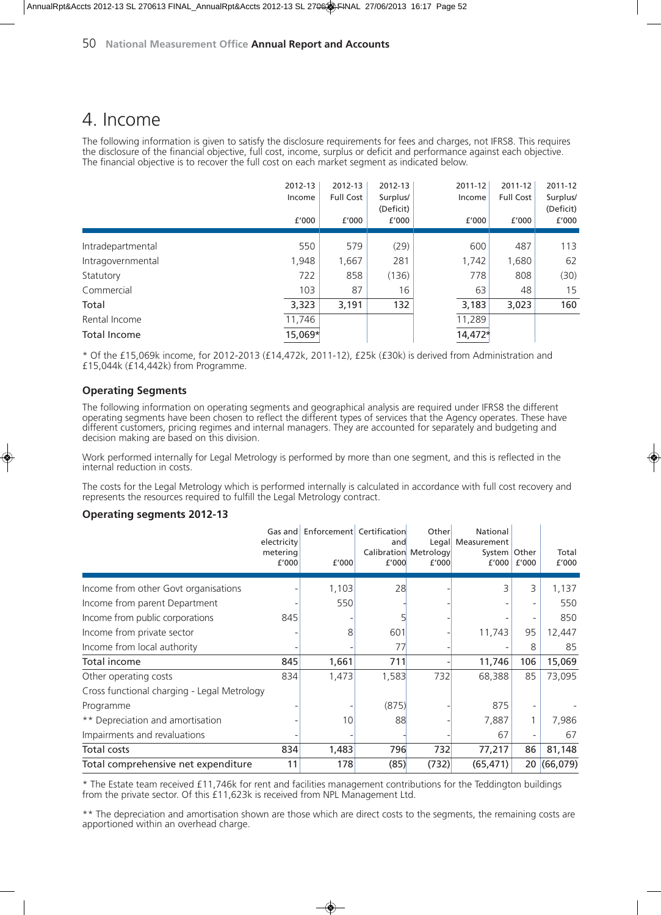# 4. Income

The following information is given to satisfy the disclosure requirements for fees and charges, not IFRS8. This requires the disclosure of the financial objective, full cost, income, surplus or deficit and performance against each objective. The financial objective is to recover the full cost on each market segment as indicated below.

| | 2012-13 Income £'000 | 2012-13 Full Cost £'000 | 2012-13 Surplus/ (Deficit) £'000 | 2011-12 Income £'000 | 2011-12 Full Cost £'000 | 2011-12 Surplus/ (Deficit) £'000 |
|---|---|---|---|---|---|---|
| Intradepartmental | 550 | 579 | (29) | 600 | 487 | 113 |
| Intragovernmental | 1,948 | 1,667 | 281 | 1,742 | 1,680 | 62 |
| Statutory | 722 | 858 | (136) | 778 | 808 | (30) |
| Commercial | 103 | 87 | 16 | 63 | 48 | 15 |
| **Total** | **3,323** | **3,191** | **132** | **3,183** | **3,023** | **160** |
| Rental Income | 11,746 | | | 11,289 | | |
| **Total Income** | **15,069*** | | | **14,472*** | | |

* Of the £15,069k income, for 2012-2013 (£14,472k, 2011-12), £25k (£30k) is derived from Administration and £15,044k (£14,442k) from Programme.

### Operating Segments

The following information on operating segments and geographical analysis are required under IFRS8 the different operating segments have been chosen to reflect the different types of services that the Agency operates. These have different customers, pricing regimes and internal managers. They are accounted for separately and budgeting and decision making are based on this division.

Work performed internally for Legal Metrology is performed by more than one segment, and this is reflected in the internal reduction in costs.

The costs for the Legal Metrology which is performed internally is calculated in accordance with full cost recovery and represents the resources required to fulfill the Legal Metrology contract.

### Operating segments 2012-13

| | Gas and electricity metering £'000 | Enforcement £'000 | Certification and Calibration £'000 | Other Legal Metrology £'000 | National Measurement System £'000 | Other £'000 | Total £'000 |
|---|---|---|---|---|---|---|---|
| Income from other Govt organisations | - | 1,103 | 28 | - | 3 | 3 | 1,137 |
| Income from parent Department | - | 550 | - | - | - | - | 550 |
| Income from public corporations | 845 | - | 5 | - | - | - | 850 |
| Income from private sector | - | 8 | 601 | - | 11,743 | 95 | 12,447 |
| Income from local authority | - | - | 77 | - | - | 8 | 85 |
| **Total income** | **845** | **1,661** | **711** | **-** | **11,746** | **106** | **15,069** |
| Other operating costs | 834 | 1,473 | 1,583 | 732 | 68,388 | 85 | 73,095 |
| Cross functional charging - Legal Metrology | | | | | | | |
| Programme | - | - | (875) | - | 875 | - | - |
| ** Depreciation and amortisation | - | 10 | 88 | - | 7,887 | 1 | 7,986 |
| Impairments and revaluations | - | - | - | - | 67 | - | 67 |
| **Total costs** | **834** | **1,483** | **796** | **732** | **77,217** | **86** | **81,148** |
| **Total comprehensive net expenditure** | **11** | **178** | **(85)** | **(732)** | **(65,471)** | **20** | **(66,079)** |

* The Estate team received £11,746k for rent and facilities management contributions for the Teddington buildings from the private sector. Of this £11,623k is received from NPL Management Ltd.

** The depreciation and amortisation shown are those which are direct costs to the segments, the remaining costs are apportioned within an overhead charge.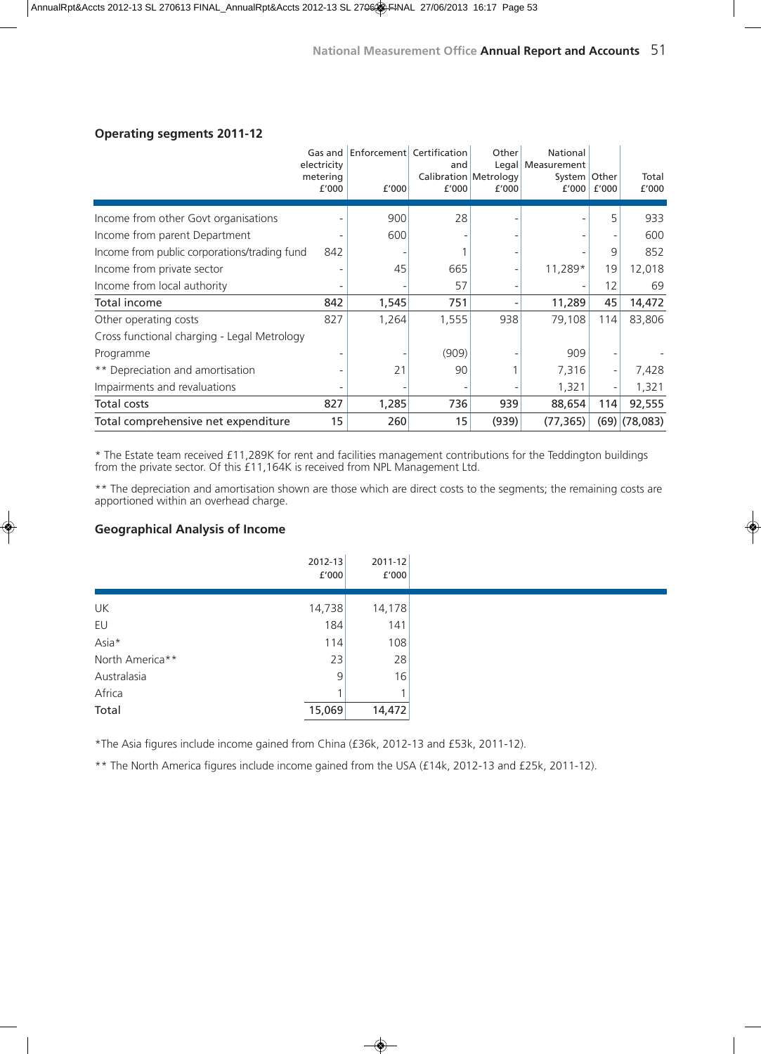## Operating segments 2011-12

| | Gas and electricity metering £'000 | Enforcement £'000 | Certification and Calibration £'000 | Other Legal Metrology £'000 | National Measurement System £'000 | Other £'000 | Total £'000 |
|---|---|---|---|---|---|---|---|
| Income from other Govt organisations | - | 900 | 28 | - | - | 5 | 933 |
| Income from parent Department | - | 600 | - | - | - | - | 600 |
| Income from public corporations/trading fund | 842 | - | 1 | - | - | 9 | 852 |
| Income from private sector | - | 45 | 665 | - | 11,289* | 19 | 12,018 |
| Income from local authority | - | - | 57 | - | - | 12 | 69 |
| **Total income** | **842** | **1,545** | **751** | **-** | **11,289** | **45** | **14,472** |
| Other operating costs | 827 | 1,264 | 1,555 | 938 | 79,108 | 114 | 83,806 |
| Cross functional charging - Legal Metrology Programme | - | - | (909) | - | 909 | - | - |
| ** Depreciation and amortisation | - | 21 | 90 | 1 | 7,316 | - | 7,428 |
| Impairments and revaluations | - | - | - | - | 1,321 | - | 1,321 |
| **Total costs** | **827** | **1,285** | **736** | **939** | **88,654** | **114** | **92,555** |
| **Total comprehensive net expenditure** | **15** | **260** | **15** | **(939)** | **(77,365)** | **(69)** | **(78,083)** |

* The Estate team received £11,289K for rent and facilities management contributions for the Teddington buildings from the private sector. Of this £11,164K is received from NPL Management Ltd.

** The depreciation and amortisation shown are those which are direct costs to the segments; the remaining costs are apportioned within an overhead charge.

## Geographical Analysis of Income

| | 2012-13 £'000 | 2011-12 £'000 |
|---|---|---|
| UK | 14,738 | 14,178 |
| EU | 184 | 141 |
| Asia* | 114 | 108 |
| North America** | 23 | 28 |
| Australasia | 9 | 16 |
| Africa | 1 | 1 |
| **Total** | **15,069** | **14,472** |

*The Asia figures include income gained from China (£36k, 2012-13 and £53k, 2011-12).

** The North America figures include income gained from the USA (£14k, 2012-13 and £25k, 2011-12).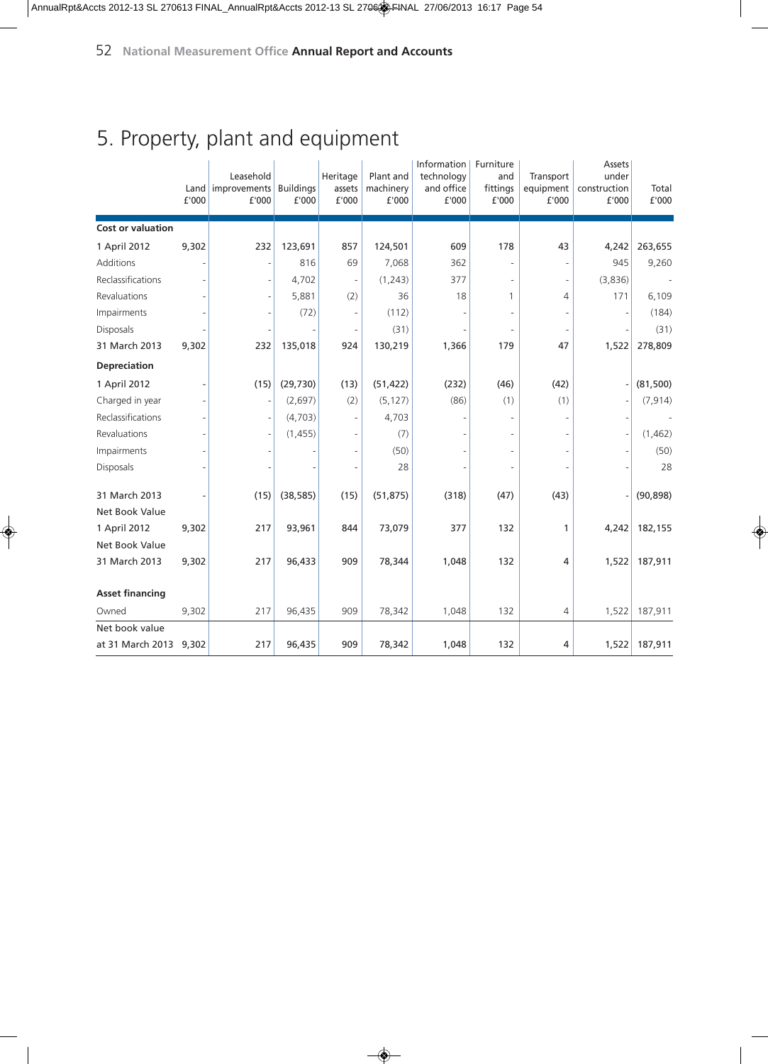# 5. Property, plant and equipment

| | Land £'000 | Leasehold improvements £'000 | Buildings £'000 | Heritage assets £'000 | Plant and machinery £'000 | Information technology and office £'000 | Furniture and fittings £'000 | Transport equipment £'000 | Assets under construction £'000 | Total £'000 |
|---|---|---|---|---|---|---|---|---|---|---|
| **Cost or valuation** | | | | | | | | | | |
| 1 April 2012 | 9,302 | 232 | 123,691 | 857 | 124,501 | 609 | 178 | 43 | 4,242 | 263,655 |
| Additions | - | - | 816 | 69 | 7,068 | 362 | - | - | 945 | 9,260 |
| Reclassifications | - | - | 4,702 | - | (1,243) | 377 | - | - | (3,836) | - |
| Revaluations | - | - | 5,881 | (2) | 36 | 18 | 1 | 4 | 171 | 6,109 |
| Impairments | - | - | (72) | - | (112) | - | - | - | - | (184) |
| Disposals | - | - | - | - | (31) | - | - | - | - | (31) |
| 31 March 2013 | 9,302 | 232 | 135,018 | 924 | 130,219 | 1,366 | 179 | 47 | 1,522 | 278,809 |
| **Depreciation** | | | | | | | | | | |
| 1 April 2012 | - | (15) | (29,730) | (13) | (51,422) | (232) | (46) | (42) | - | (81,500) |
| Charged in year | - | - | (2,697) | (2) | (5,127) | (86) | (1) | (1) | - | (7,914) |
| Reclassifications | - | - | (4,703) | - | 4,703 | - | - | - | - | - |
| Revaluations | - | - | (1,455) | - | (7) | - | - | - | - | (1,462) |
| Impairments | - | - | - | - | (50) | - | - | - | - | (50) |
| Disposals | - | - | - | - | 28 | - | - | - | - | 28 |
| 31 March 2013 | - | (15) | (38,585) | (15) | (51,875) | (318) | (47) | (43) | - | (90,898) |
| Net Book Value 1 April 2012 | 9,302 | 217 | 93,961 | 844 | 73,079 | 377 | 132 | 1 | 4,242 | 182,155 |
| Net Book Value 31 March 2013 | 9,302 | 217 | 96,433 | 909 | 78,344 | 1,048 | 132 | 4 | 1,522 | 187,911 |
| **Asset financing** | | | | | | | | | | |
| Owned | 9,302 | 217 | 96,435 | 909 | 78,342 | 1,048 | 132 | 4 | 1,522 | 187,911 |
| Net book value at 31 March 2013 | 9,302 | 217 | 96,435 | 909 | 78,342 | 1,048 | 132 | 4 | 1,522 | 187,911 |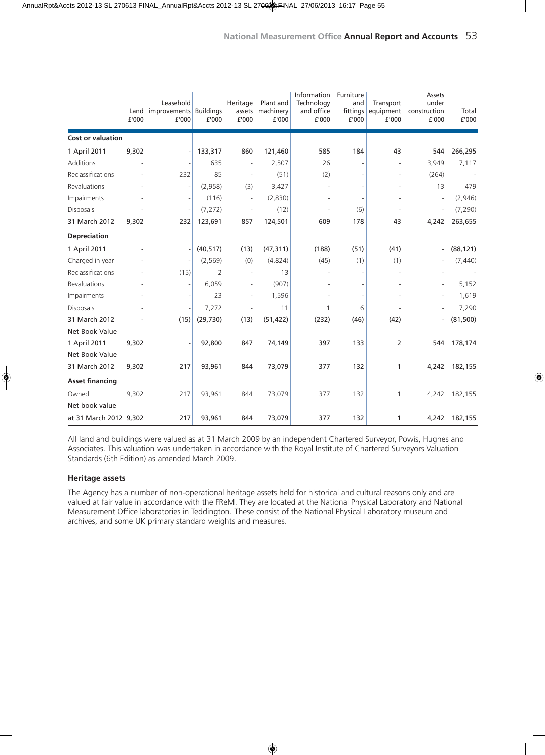| | Land £'000 | Leasehold improvements £'000 | Buildings £'000 | Heritage assets £'000 | Plant and machinery £'000 | Information Technology and office £'000 | Furniture and fittings £'000 | Transport equipment £'000 | Assets under construction £'000 | Total £'000 |
|---|---|---|---|---|---|---|---|---|---|---|
| **Cost or valuation** | | | | | | | | | | |
| 1 April 2011 | 9,302 | - | 133,317 | 860 | 121,460 | 585 | 184 | 43 | 544 | 266,295 |
| Additions | - | - | 635 | - | 2,507 | 26 | - | - | 3,949 | 7,117 |
| Reclassifications | - | 232 | 85 | - | (51) | (2) | - | - | (264) | - |
| Revaluations | - | - | (2,958) | (3) | 3,427 | - | - | - | 13 | 479 |
| Impairments | - | - | (116) | - | (2,830) | - | - | - | - | (2,946) |
| Disposals | - | - | (7,272) | - | (12) | - | (6) | - | - | (7,290) |
| 31 March 2012 | 9,302 | 232 | 123,691 | 857 | 124,501 | 609 | 178 | 43 | 4,242 | 263,655 |
| **Depreciation** | | | | | | | | | | |
| 1 April 2011 | - | - | (40,517) | (13) | (47,311) | (188) | (51) | (41) | - | (88,121) |
| Charged in year | - | - | (2,569) | (0) | (4,824) | (45) | (1) | (1) | - | (7,440) |
| Reclassifications | - | (15) | 2 | - | 13 | - | - | - | - | - |
| Revaluations | - | - | 6,059 | - | (907) | - | - | - | - | 5,152 |
| Impairments | - | - | 23 | - | 1,596 | - | - | - | - | 1,619 |
| Disposals | - | - | 7,272 | - | 11 | 1 | 6 | - | - | 7,290 |
| 31 March 2012 | - | (15) | (29,730) | (13) | (51,422) | (232) | (46) | (42) | - | (81,500) |
| Net Book Value | | | | | | | | | | |
| 1 April 2011 | 9,302 | - | 92,800 | 847 | 74,149 | 397 | 133 | 2 | 544 | 178,174 |
| Net Book Value | | | | | | | | | | |
| 31 March 2012 | 9,302 | 217 | 93,961 | 844 | 73,079 | 377 | 132 | 1 | 4,242 | 182,155 |
| **Asset financing** | | | | | | | | | | |
| Owned | 9,302 | 217 | 93,961 | 844 | 73,079 | 377 | 132 | 1 | 4,242 | 182,155 |
| Net book value | | | | | | | | | | |
| at 31 March 2012 | 9,302 | 217 | 93,961 | 844 | 73,079 | 377 | 132 | 1 | 4,242 | 182,155 |

All land and buildings were valued as at 31 March 2009 by an independent Chartered Surveyor, Powis, Hughes and Associates. This valuation was undertaken in accordance with the Royal Institute of Chartered Surveyors Valuation Standards (6th Edition) as amended March 2009.

### Heritage assets

The Agency has a number of non-operational heritage assets held for historical and cultural reasons only and are valued at fair value in accordance with the FReM. They are located at the National Physical Laboratory and National Measurement Office laboratories in Teddington. These consist of the National Physical Laboratory museum and archives, and some UK primary standard weights and measures.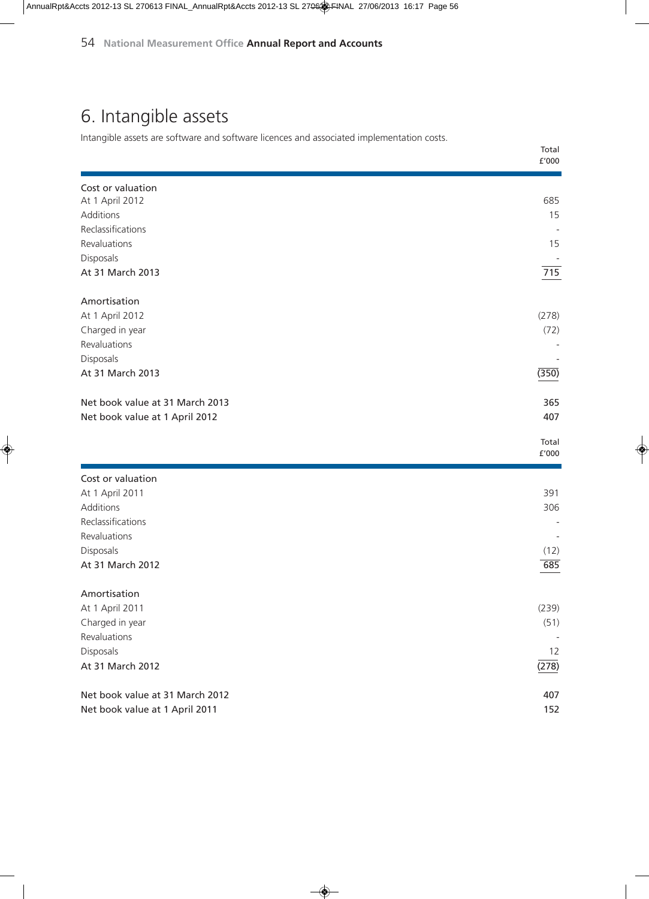# 6. Intangible assets

Intangible assets are software and software licences and associated implementation costs.

| | Total £'000 |
|---|---|
| **Cost or valuation** | |
| At 1 April 2012 | 685 |
| Additions | 15 |
| Reclassifications | - |
| Revaluations | 15 |
| Disposals | - |
| **At 31 March 2013** | 715 |
| **Amortisation** | |
| At 1 April 2012 | (278) |
| Charged in year | (72) |
| Revaluations | - |
| Disposals | - |
| **At 31 March 2013** | (350) |
| **Net book value at 31 March 2013** | 365 |
| **Net book value at 1 April 2012** | 407 |

| | Total £'000 |
|---|---|
| **Cost or valuation** | |
| At 1 April 2011 | 391 |
| Additions | 306 |
| Reclassifications | - |
| Revaluations | - |
| Disposals | (12) |
| **At 31 March 2012** | 685 |
| **Amortisation** | |
| At 1 April 2011 | (239) |
| Charged in year | (51) |
| Revaluations | - |
| Disposals | 12 |
| **At 31 March 2012** | (278) |
| **Net book value at 31 March 2012** | 407 |
| **Net book value at 1 April 2011** | 152 |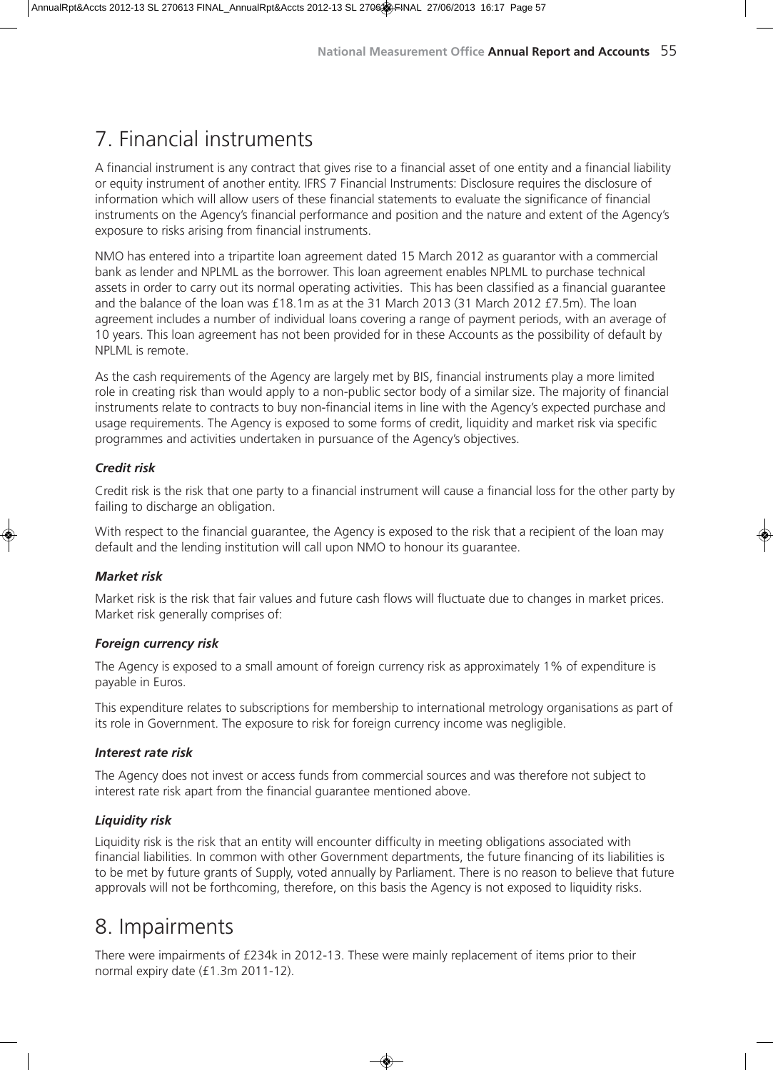# 7. Financial instruments

A financial instrument is any contract that gives rise to a financial asset of one entity and a financial liability or equity instrument of another entity. IFRS 7 Financial Instruments: Disclosure requires the disclosure of information which will allow users of these financial statements to evaluate the significance of financial instruments on the Agency's financial performance and position and the nature and extent of the Agency's exposure to risks arising from financial instruments.

NMO has entered into a tripartite loan agreement dated 15 March 2012 as guarantor with a commercial bank as lender and NPLML as the borrower. This loan agreement enables NPLML to purchase technical assets in order to carry out its normal operating activities. This has been classified as a financial guarantee and the balance of the loan was £18.1m as at the 31 March 2013 (31 March 2012 £7.5m). The loan agreement includes a number of individual loans covering a range of payment periods, with an average of 10 years. This loan agreement has not been provided for in these Accounts as the possibility of default by NPLML is remote.

As the cash requirements of the Agency are largely met by BIS, financial instruments play a more limited role in creating risk than would apply to a non-public sector body of a similar size. The majority of financial instruments relate to contracts to buy non-financial items in line with the Agency's expected purchase and usage requirements. The Agency is exposed to some forms of credit, liquidity and market risk via specific programmes and activities undertaken in pursuance of the Agency's objectives.

***Credit risk***

Credit risk is the risk that one party to a financial instrument will cause a financial loss for the other party by failing to discharge an obligation.

With respect to the financial guarantee, the Agency is exposed to the risk that a recipient of the loan may default and the lending institution will call upon NMO to honour its guarantee.

***Market risk***

Market risk is the risk that fair values and future cash flows will fluctuate due to changes in market prices. Market risk generally comprises of:

***Foreign currency risk***

The Agency is exposed to a small amount of foreign currency risk as approximately 1% of expenditure is payable in Euros.

This expenditure relates to subscriptions for membership to international metrology organisations as part of its role in Government. The exposure to risk for foreign currency income was negligible.

***Interest rate risk***

The Agency does not invest or access funds from commercial sources and was therefore not subject to interest rate risk apart from the financial guarantee mentioned above.

***Liquidity risk***

Liquidity risk is the risk that an entity will encounter difficulty in meeting obligations associated with financial liabilities. In common with other Government departments, the future financing of its liabilities is to be met by future grants of Supply, voted annually by Parliament. There is no reason to believe that future approvals will not be forthcoming, therefore, on this basis the Agency is not exposed to liquidity risks.

# 8. Impairments

There were impairments of £234k in 2012-13. These were mainly replacement of items prior to their normal expiry date (£1.3m 2011-12).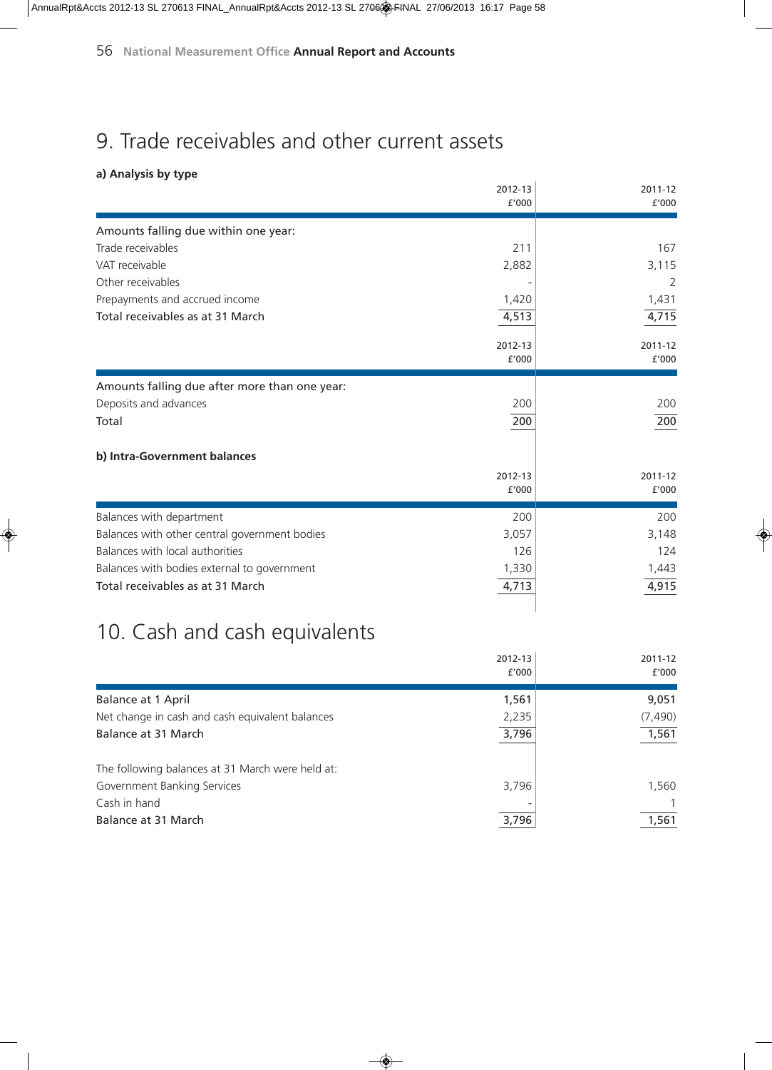# 9. Trade receivables and other current assets

**a) Analysis by type**

| | 2012-13 £'000 | 2011-12 £'000 |
|---|---|---|
| Amounts falling due within one year: | | |
| Trade receivables | 211 | 167 |
| VAT receivable | 2,882 | 3,115 |
| Other receivables | - | 2 |
| Prepayments and accrued income | 1,420 | 1,431 |
| Total receivables as at 31 March | 4,513 | 4,715 |

| | 2012-13 £'000 | 2011-12 £'000 |
|---|---|---|
| Amounts falling due after more than one year: | | |
| Deposits and advances | 200 | 200 |
| Total | 200 | 200 |

**b) Intra-Government balances**

| | 2012-13 £'000 | 2011-12 £'000 |
|---|---|---|
| Balances with department | 200 | 200 |
| Balances with other central government bodies | 3,057 | 3,148 |
| Balances with local authorities | 126 | 124 |
| Balances with bodies external to government | 1,330 | 1,443 |
| Total receivables as at 31 March | 4,713 | 4,915 |

# 10. Cash and cash equivalents

| | 2012-13 £'000 | 2011-12 £'000 |
|---|---|---|
| Balance at 1 April | 1,561 | 9,051 |
| Net change in cash and cash equivalent balances | 2,235 | (7,490) |
| Balance at 31 March | 3,796 | 1,561 |
| | | |
| The following balances at 31 March were held at: | | |
| Government Banking Services | 3,796 | 1,560 |
| Cash in hand | - | 1 |
| Balance at 31 March | 3,796 | 1,561 |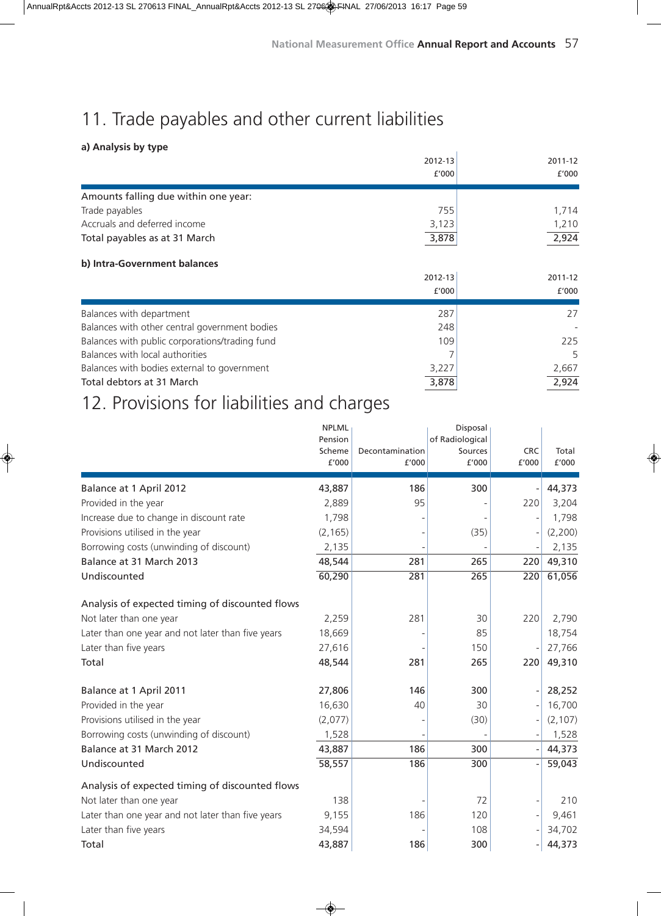# 11. Trade payables and other current liabilities

**a) Analysis by type**

| | 2012-13 £'000 | 2011-12 £'000 |
|---|---|---|
| Amounts falling due within one year: | | |
| Trade payables | 755 | 1,714 |
| Accruals and deferred income | 3,123 | 1,210 |
| Total payables as at 31 March | 3,878 | 2,924 |

**b) Intra-Government balances**

| | 2012-13 £'000 | 2011-12 £'000 |
|---|---|---|
| Balances with department | 287 | 27 |
| Balances with other central government bodies | 248 | - |
| Balances with public corporations/trading fund | 109 | 225 |
| Balances with local authorities | 7 | 5 |
| Balances with bodies external to government | 3,227 | 2,667 |
| Total debtors at 31 March | 3,878 | 2,924 |

# 12. Provisions for liabilities and charges

| | NPLML Pension Scheme £'000 | Decontamination £'000 | Disposal of Radiological Sources £'000 | CRC £'000 | Total £'000 |
|---|---|---|---|---|---|
| Balance at 1 April 2012 | 43,887 | 186 | 300 | - | 44,373 |
| Provided in the year | 2,889 | 95 | - | 220 | 3,204 |
| Increase due to change in discount rate | 1,798 | - | - | - | 1,798 |
| Provisions utilised in the year | (2,165) | - | (35) | - | (2,200) |
| Borrowing costs (unwinding of discount) | 2,135 | - | - | - | 2,135 |
| Balance at 31 March 2013 | 48,544 | 281 | 265 | 220 | 49,310 |
| Undiscounted | 60,290 | 281 | 265 | 220 | 61,056 |
| | | | | | |
| Analysis of expected timing of discounted flows | | | | | |
| Not later than one year | 2,259 | 281 | 30 | 220 | 2,790 |
| Later than one year and not later than five years | 18,669 | - | 85 | - | 18,754 |
| Later than five years | 27,616 | - | 150 | - | 27,766 |
| Total | 48,544 | 281 | 265 | 220 | 49,310 |
| | | | | | |
| Balance at 1 April 2011 | 27,806 | 146 | 300 | - | 28,252 |
| Provided in the year | 16,630 | 40 | 30 | - | 16,700 |
| Provisions utilised in the year | (2,077) | - | (30) | - | (2,107) |
| Borrowing costs (unwinding of discount) | 1,528 | - | - | - | 1,528 |
| Balance at 31 March 2012 | 43,887 | 186 | 300 | - | 44,373 |
| Undiscounted | 58,557 | 186 | 300 | - | 59,043 |
| | | | | | |
| Analysis of expected timing of discounted flows | | | | | |
| Not later than one year | 138 | - | 72 | - | 210 |
| Later than one year and not later than five years | 9,155 | 186 | 120 | - | 9,461 |
| Later than five years | 34,594 | - | 108 | - | 34,702 |
| Total | 43,887 | 186 | 300 | - | 44,373 |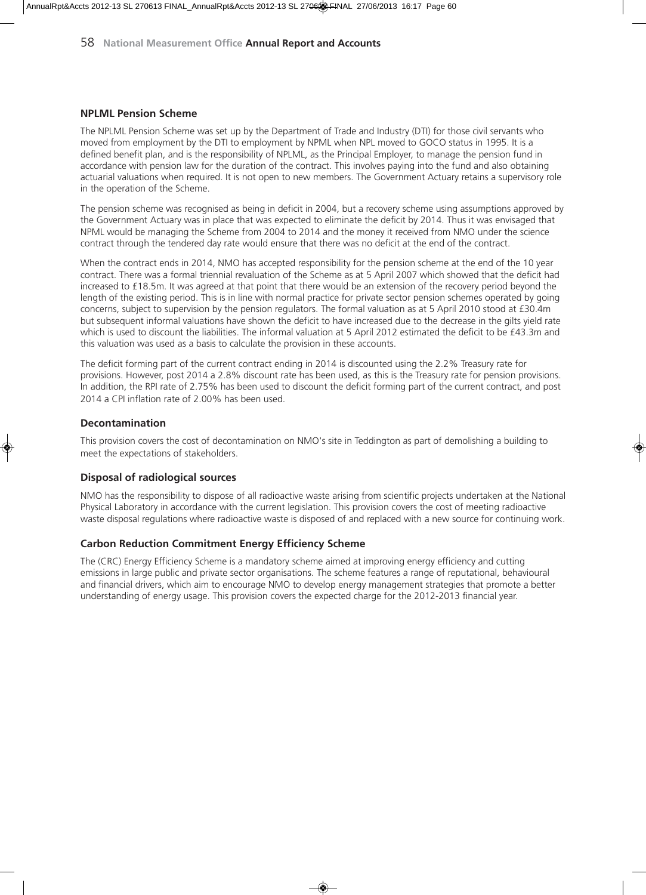## NPLML Pension Scheme

The NPLML Pension Scheme was set up by the Department of Trade and Industry (DTI) for those civil servants who moved from employment by the DTI to employment by NPML when NPL moved to GOCO status in 1995. It is a defined benefit plan, and is the responsibility of NPLML, as the Principal Employer, to manage the pension fund in accordance with pension law for the duration of the contract. This involves paying into the fund and also obtaining actuarial valuations when required. It is not open to new members. The Government Actuary retains a supervisory role in the operation of the Scheme.

The pension scheme was recognised as being in deficit in 2004, but a recovery scheme using assumptions approved by the Government Actuary was in place that was expected to eliminate the deficit by 2014. Thus it was envisaged that NPML would be managing the Scheme from 2004 to 2014 and the money it received from NMO under the science contract through the tendered day rate would ensure that there was no deficit at the end of the contract.

When the contract ends in 2014, NMO has accepted responsibility for the pension scheme at the end of the 10 year contract. There was a formal triennial revaluation of the Scheme as at 5 April 2007 which showed that the deficit had increased to £18.5m. It was agreed at that point that there would be an extension of the recovery period beyond the length of the existing period. This is in line with normal practice for private sector pension schemes operated by going concerns, subject to supervision by the pension regulators. The formal valuation as at 5 April 2010 stood at £30.4m but subsequent informal valuations have shown the deficit to have increased due to the decrease in the gilts yield rate which is used to discount the liabilities. The informal valuation at 5 April 2012 estimated the deficit to be £43.3m and this valuation was used as a basis to calculate the provision in these accounts.

The deficit forming part of the current contract ending in 2014 is discounted using the 2.2% Treasury rate for provisions. However, post 2014 a 2.8% discount rate has been used, as this is the Treasury rate for pension provisions. In addition, the RPI rate of 2.75% has been used to discount the deficit forming part of the current contract, and post 2014 a CPI inflation rate of 2.00% has been used.

## Decontamination

This provision covers the cost of decontamination on NMO's site in Teddington as part of demolishing a building to meet the expectations of stakeholders.

## Disposal of radiological sources

NMO has the responsibility to dispose of all radioactive waste arising from scientific projects undertaken at the National Physical Laboratory in accordance with the current legislation. This provision covers the cost of meeting radioactive waste disposal regulations where radioactive waste is disposed of and replaced with a new source for continuing work.

## Carbon Reduction Commitment Energy Efficiency Scheme

The (CRC) Energy Efficiency Scheme is a mandatory scheme aimed at improving energy efficiency and cutting emissions in large public and private sector organisations. The scheme features a range of reputational, behavioural and financial drivers, which aim to encourage NMO to develop energy management strategies that promote a better understanding of energy usage. This provision covers the expected charge for the 2012-2013 financial year.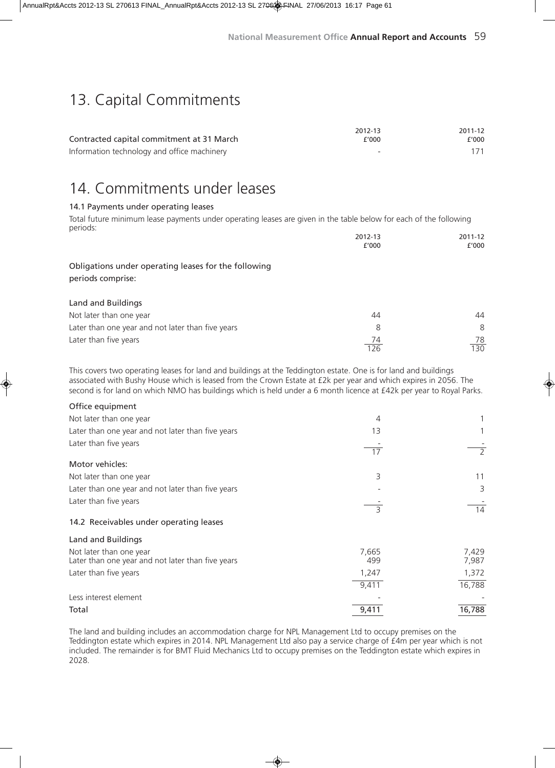# 13. Capital Commitments

| Contracted capital commitment at 31 March | 2012-13<br>£'000 | 2011-12<br>£'000 |
|---|---|---|
| Information technology and office machinery | - | 171 |

# 14. Commitments under leases

### 14.1 Payments under operating leases

Total future minimum lease payments under operating leases are given in the table below for each of the following periods:

| | 2012-13<br>£'000 | 2011-12<br>£'000 |
|---|---|---|
| **Obligations under operating leases for the following periods comprise:** | | |
| **Land and Buildings** | | |
| Not later than one year | 44 | 44 |
| Later than one year and not later than five years | 8 | 8 |
| Later than five years | 74 | 78 |
| | 126 | 130 |

This covers two operating leases for land and buildings at the Teddington estate. One is for land and buildings associated with Bushy House which is leased from the Crown Estate at £2k per year and which expires in 2056. The second is for land on which NMO has buildings which is held under a 6 month licence at £42k per year to Royal Parks.

| | 2012-13<br>£'000 | 2011-12<br>£'000 |
|---|---|---|
| **Office equipment** | | |
| Not later than one year | 4 | 1 |
| Later than one year and not later than five years | 13 | 1 |
| Later than five years | - | - |
| | 17 | 2 |
| **Motor vehicles:** | | |
| Not later than one year | 3 | 11 |
| Later than one year and not later than five years | - | 3 |
| Later than five years | - | - |
| | 3 | 14 |

### 14.2 Receivables under operating leases

| | 2012-13<br>£'000 | 2011-12<br>£'000 |
|---|---|---|
| **Land and Buildings** | | |
| Not later than one year | 7,665 | 7,429 |
| Later than one year and not later than five years | 499 | 7,987 |
| Later than five years | 1,247 | 1,372 |
| | 9,411 | 16,788 |
| Less interest element | - | - |
| **Total** | 9,411 | 16,788 |

The land and building includes an accommodation charge for NPL Management Ltd to occupy premises on the Teddington estate which expires in 2014. NPL Management Ltd also pay a service charge of £4m per year which is not included. The remainder is for BMT Fluid Mechanics Ltd to occupy premises on the Teddington estate which expires in 2028.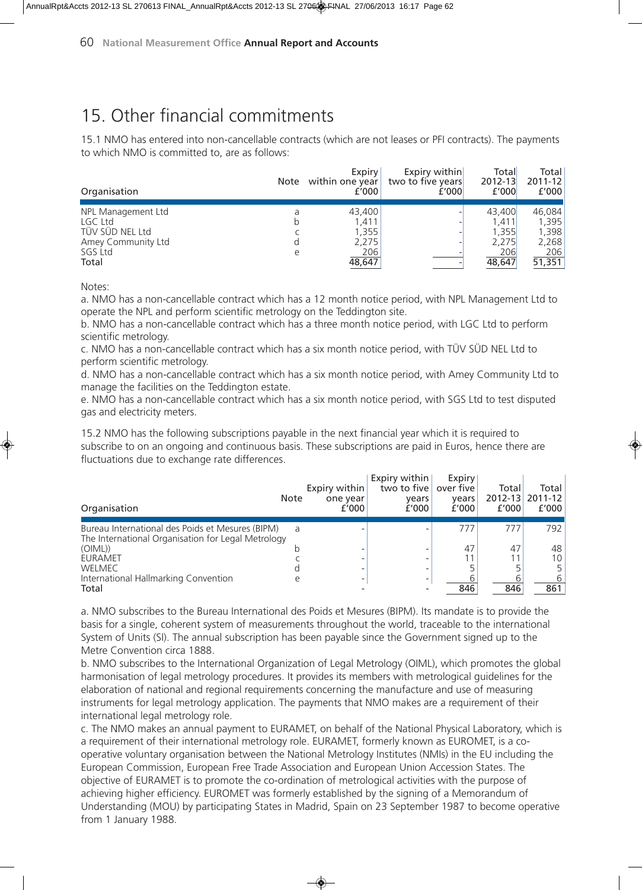# 15. Other financial commitments

15.1 NMO has entered into non-cancellable contracts (which are not leases or PFI contracts). The payments to which NMO is committed to, are as follows:

| Organisation | Note | Expiry within one year £'000 | Expiry within two to five years £'000 | Total 2012-13 £'000 | Total 2011-12 £'000 |
|---|---|---|---|---|---|
| NPL Management Ltd | a | 43,400 | - | 43,400 | 46,084 |
| LGC Ltd | b | 1,411 | - | 1,411 | 1,395 |
| TÜV SÜD NEL Ltd | c | 1,355 | - | 1,355 | 1,398 |
| Amey Community Ltd | d | 2,275 | - | 2,275 | 2,268 |
| SGS Ltd | e | 206 | - | 206 | 206 |
| Total | | 48,647 | - | 48,647 | 51,351 |

Notes:

a. NMO has a non-cancellable contract which has a 12 month notice period, with NPL Management Ltd to operate the NPL and perform scientific metrology on the Teddington site.

b. NMO has a non-cancellable contract which has a three month notice period, with LGC Ltd to perform scientific metrology.

c. NMO has a non-cancellable contract which has a six month notice period, with TÜV SÜD NEL Ltd to perform scientific metrology.

d. NMO has a non-cancellable contract which has a six month notice period, with Amey Community Ltd to manage the facilities on the Teddington estate.

e. NMO has a non-cancellable contract which has a six month notice period, with SGS Ltd to test disputed gas and electricity meters.

15.2 NMO has the following subscriptions payable in the next financial year which it is required to subscribe to on an ongoing and continuous basis. These subscriptions are paid in Euros, hence there are fluctuations due to exchange rate differences.

| Organisation | Note | Expiry within one year £'000 | Expiry within two to five years £'000 | Expiry over five years £'000 | Total 2012-13 £'000 | Total 2011-12 £'000 |
|---|---|---|---|---|---|---|
| Bureau International des Poids et Mesures (BIPM) | a | - | - | 777 | 777 | 792 |
| The International Organisation for Legal Metrology (OIML)) | b | - | - | 47 | 47 | 48 |
| EURAMET | c | - | - | 11 | 11 | 10 |
| WELMEC | d | - | - | 5 | 5 | 5 |
| International Hallmarking Convention | e | - | - | 6 | 6 | 6 |
| Total | | - | - | 846 | 846 | 861 |

a. NMO subscribes to the Bureau International des Poids et Mesures (BIPM). Its mandate is to provide the basis for a single, coherent system of measurements throughout the world, traceable to the international System of Units (SI). The annual subscription has been payable since the Government signed up to the Metre Convention circa 1888.

b. NMO subscribes to the International Organization of Legal Metrology (OIML), which promotes the global harmonisation of legal metrology procedures. It provides its members with metrological guidelines for the elaboration of national and regional requirements concerning the manufacture and use of measuring instruments for legal metrology application. The payments that NMO makes are a requirement of their international legal metrology role.

c. The NMO makes an annual payment to EURAMET, on behalf of the National Physical Laboratory, which is a requirement of their international metrology role. EURAMET, formerly known as EUROMET, is a co-operative voluntary organisation between the National Metrology Institutes (NMIs) in the EU including the European Commission, European Free Trade Association and European Union Accession States. The objective of EURAMET is to promote the co-ordination of metrological activities with the purpose of achieving higher efficiency. EUROMET was formerly established by the signing of a Memorandum of Understanding (MOU) by participating States in Madrid, Spain on 23 September 1987 to become operative from 1 January 1988.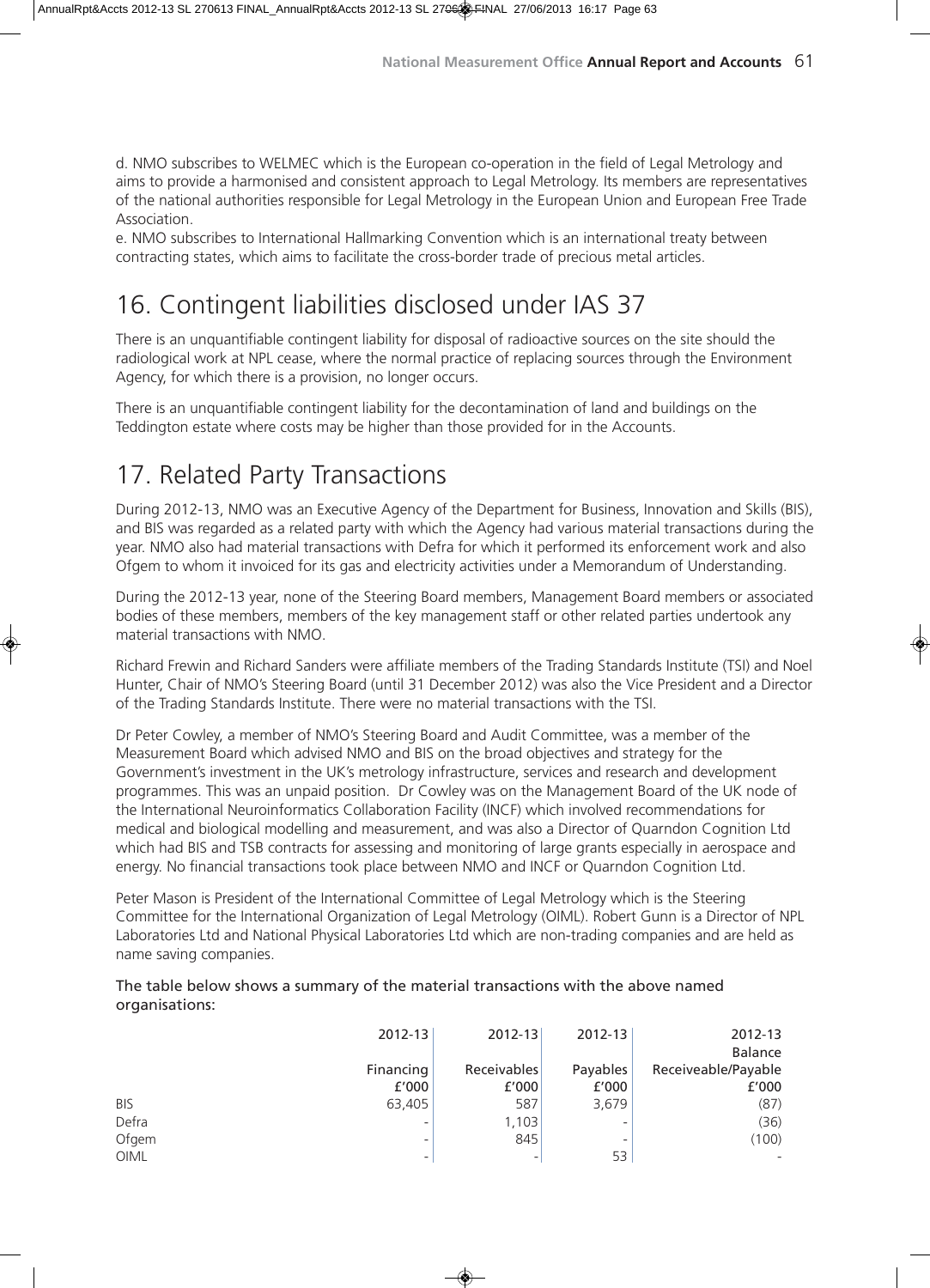d. NMO subscribes to WELMEC which is the European co-operation in the field of Legal Metrology and aims to provide a harmonised and consistent approach to Legal Metrology. Its members are representatives of the national authorities responsible for Legal Metrology in the European Union and European Free Trade Association.

e. NMO subscribes to International Hallmarking Convention which is an international treaty between contracting states, which aims to facilitate the cross-border trade of precious metal articles.

# 16. Contingent liabilities disclosed under IAS 37

There is an unquantifiable contingent liability for disposal of radioactive sources on the site should the radiological work at NPL cease, where the normal practice of replacing sources through the Environment Agency, for which there is a provision, no longer occurs.

There is an unquantifiable contingent liability for the decontamination of land and buildings on the Teddington estate where costs may be higher than those provided for in the Accounts.

# 17. Related Party Transactions

During 2012-13, NMO was an Executive Agency of the Department for Business, Innovation and Skills (BIS), and BIS was regarded as a related party with which the Agency had various material transactions during the year. NMO also had material transactions with Defra for which it performed its enforcement work and also Ofgem to whom it invoiced for its gas and electricity activities under a Memorandum of Understanding.

During the 2012-13 year, none of the Steering Board members, Management Board members or associated bodies of these members, members of the key management staff or other related parties undertook any material transactions with NMO.

Richard Frewin and Richard Sanders were affiliate members of the Trading Standards Institute (TSI) and Noel Hunter, Chair of NMO's Steering Board (until 31 December 2012) was also the Vice President and a Director of the Trading Standards Institute. There were no material transactions with the TSI.

Dr Peter Cowley, a member of NMO's Steering Board and Audit Committee, was a member of the Measurement Board which advised NMO and BIS on the broad objectives and strategy for the Government's investment in the UK's metrology infrastructure, services and research and development programmes. This was an unpaid position. Dr Cowley was on the Management Board of the UK node of the International Neuroinformatics Collaboration Facility (INCF) which involved recommendations for medical and biological modelling and measurement, and was also a Director of Quarndon Cognition Ltd which had BIS and TSB contracts for assessing and monitoring of large grants especially in aerospace and energy. No financial transactions took place between NMO and INCF or Quarndon Cognition Ltd.

Peter Mason is President of the International Committee of Legal Metrology which is the Steering Committee for the International Organization of Legal Metrology (OIML). Robert Gunn is a Director of NPL Laboratories Ltd and National Physical Laboratories Ltd which are non-trading companies and are held as name saving companies.

The table below shows a summary of the material transactions with the above named organisations:

| | 2012-13 Financing £'000 | 2012-13 Receivables £'000 | 2012-13 Payables £'000 | 2012-13 Balance Receiveable/Payable £'000 |
|---|---|---|---|---|
| BIS | 63,405 | 587 | 3,679 | (87) |
| Defra | - | 1,103 | - | (36) |
| Ofgem | - | 845 | - | (100) |
| OIML | - | - | 53 | - |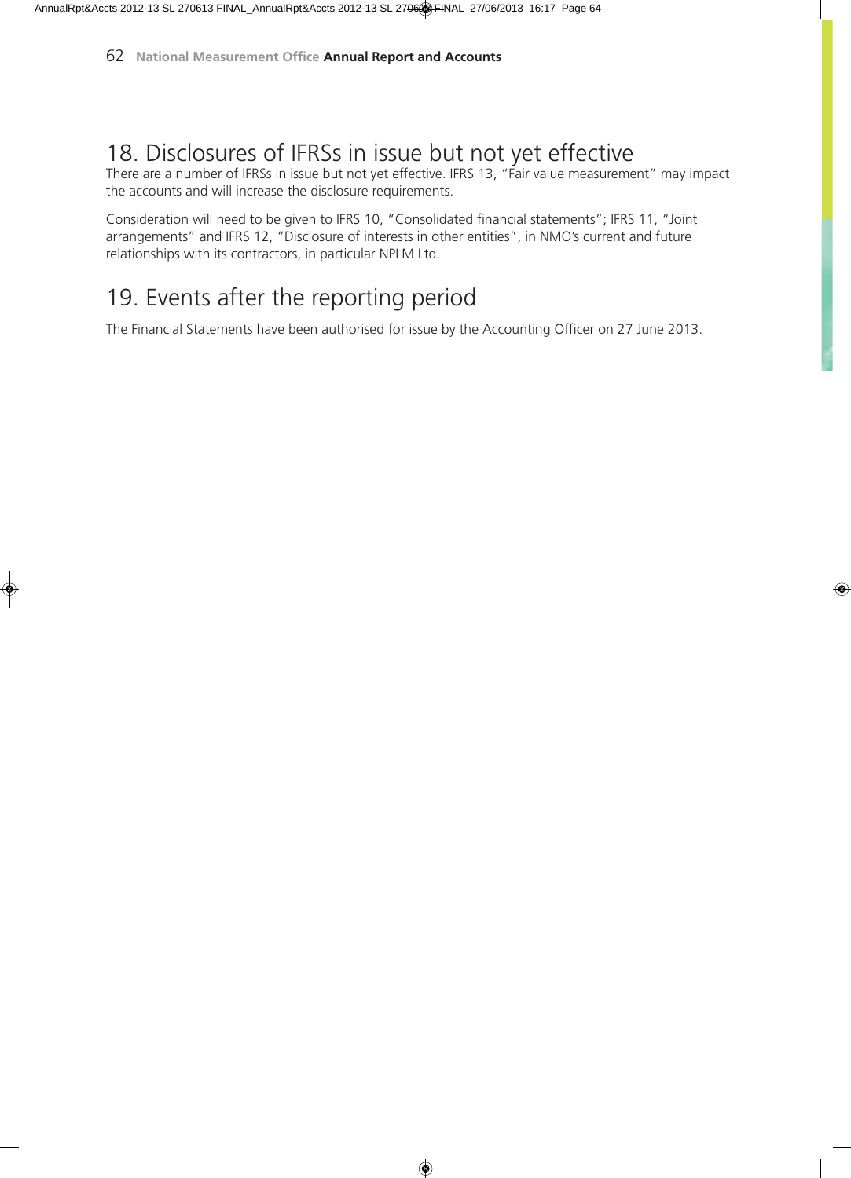## 18. Disclosures of IFRSs in issue but not yet effective

There are a number of IFRSs in issue but not yet effective. IFRS 13, "Fair value measurement" may impact the accounts and will increase the disclosure requirements.

Consideration will need to be given to IFRS 10, "Consolidated financial statements"; IFRS 11, "Joint arrangements" and IFRS 12, "Disclosure of interests in other entities", in NMO's current and future relationships with its contractors, in particular NPLM Ltd.

## 19. Events after the reporting period

The Financial Statements have been authorised for issue by the Accounting Officer on 27 June 2013.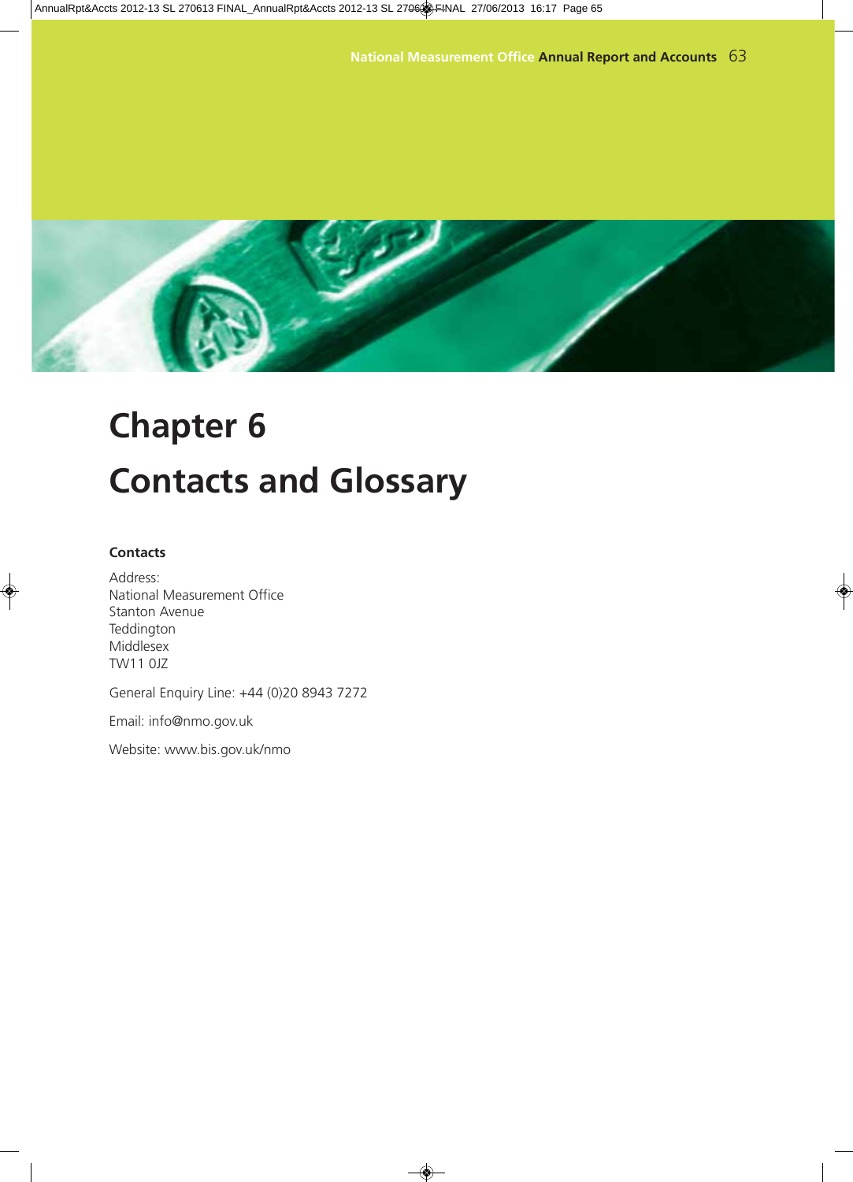# Chapter 6

# Contacts and Glossary

### Contacts

Address:
National Measurement Office
Stanton Avenue
Teddington
Middlesex
TW11 0JZ

General Enquiry Line: +44 (0)20 8943 7272

Email: info@nmo.gov.uk

Website: www.bis.gov.uk/nmo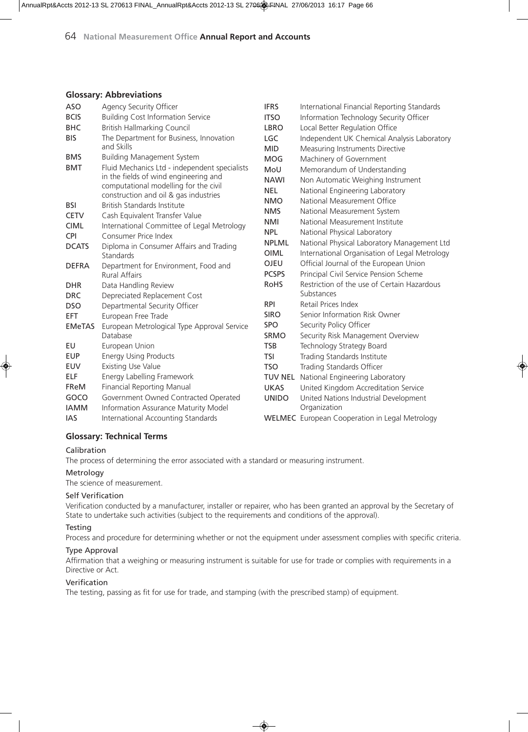## Glossary: Abbreviations

| | |
|---|---|
| ASO | Agency Security Officer |
| BCIS | Building Cost Information Service |
| BHC | British Hallmarking Council |
| BIS | The Department for Business, Innovation and Skills |
| BMS | Building Management System |
| BMT | Fluid Mechanics Ltd - independent specialists in the fields of wind engineering and computational modelling for the civil construction and oil & gas industries |
| BSI | British Standards Institute |
| CETV | Cash Equivalent Transfer Value |
| CIML | International Committee of Legal Metrology |
| CPI | Consumer Price Index |
| DCATS | Diploma in Consumer Affairs and Trading Standards |
| DEFRA | Department for Environment, Food and Rural Affairs |
| DHR | Data Handling Review |
| DRC | Depreciated Replacement Cost |
| DSO | Departmental Security Officer |
| EFT | European Free Trade |
| EMeTAS | European Metrological Type Approval Service Database |
| EU | European Union |
| EUP | Energy Using Products |
| EUV | Existing Use Value |
| ELF | Energy Labelling Framework |
| FReM | Financial Reporting Manual |
| GOCO | Government Owned Contracted Operated |
| IAMM | Information Assurance Maturity Model |
| IAS | International Accounting Standards |
| IFRS | International Financial Reporting Standards |
| ITSO | Information Technology Security Officer |
| LBRO | Local Better Regulation Office |
| LGC | Independent UK Chemical Analysis Laboratory |
| MID | Measuring Instruments Directive |
| MOG | Machinery of Government |
| MoU | Memorandum of Understanding |
| NAWI | Non Automatic Weighing Instrument |
| NEL | National Engineering Laboratory |
| NMO | National Measurement Office |
| NMS | National Measurement System |
| NMI | National Measurement Institute |
| NPL | National Physical Laboratory |
| NPLML | National Physical Laboratory Management Ltd |
| OIML | International Organisation of Legal Metrology |
| OJEU | Official Journal of the European Union |
| PCSPS | Principal Civil Service Pension Scheme |
| RoHS | Restriction of the use of Certain Hazardous Substances |
| RPI | Retail Prices Index |
| SIRO | Senior Information Risk Owner |
| SPO | Security Policy Officer |
| SRMO | Security Risk Management Overview |
| TSB | Technology Strategy Board |
| TSI | Trading Standards Institute |
| TSO | Trading Standards Officer |
| TUV NEL | National Engineering Laboratory |
| UKAS | United Kingdom Accreditation Service |
| UNIDO | United Nations Industrial Development Organization |
| WELMEC | European Cooperation in Legal Metrology |

## Glossary: Technical Terms

**Calibration**
The process of determining the error associated with a standard or measuring instrument.

**Metrology**
The science of measurement.

**Self Verification**
Verification conducted by a manufacturer, installer or repairer, who has been granted an approval by the Secretary of State to undertake such activities (subject to the requirements and conditions of the approval).

**Testing**
Process and procedure for determining whether or not the equipment under assessment complies with specific criteria.

**Type Approval**
Affirmation that a weighing or measuring instrument is suitable for use for trade or complies with requirements in a Directive or Act.

**Verification**
The testing, passing as fit for use for trade, and stamping (with the prescribed stamp) of equipment.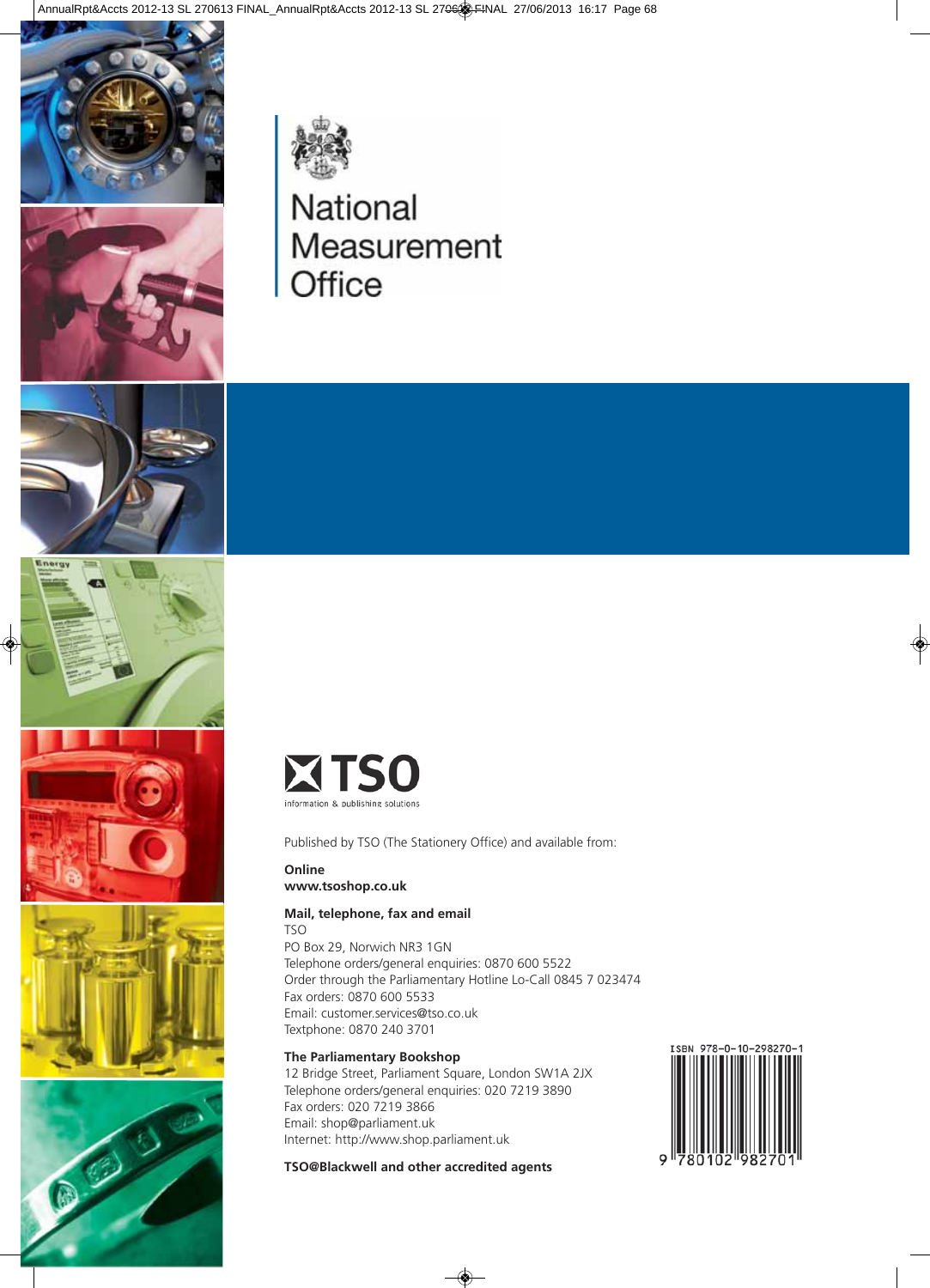National Measurement Office

TSO

information & publishing solutions

Published by TSO (The Stationery Office) and available from:

**Online**
**www.tsoshop.co.uk**

**Mail, telephone, fax and email**
TSO
PO Box 29, Norwich NR3 1GN
Telephone orders/general enquiries: 0870 600 5522
Order through the Parliamentary Hotline Lo-Call 0845 7 023474
Fax orders: 0870 600 5533
Email: customer.services@tso.co.uk
Textphone: 0870 240 3701

**The Parliamentary Bookshop**
12 Bridge Street, Parliament Square, London SW1A 2JX
Telephone orders/general enquiries: 020 7219 3890
Fax orders: 020 7219 3866
Email: shop@parliament.uk
Internet: http://www.shop.parliament.uk

**TSO@Blackwell and other accredited agents**

ISBN 978-0-10-298270-1

9 780102 982701